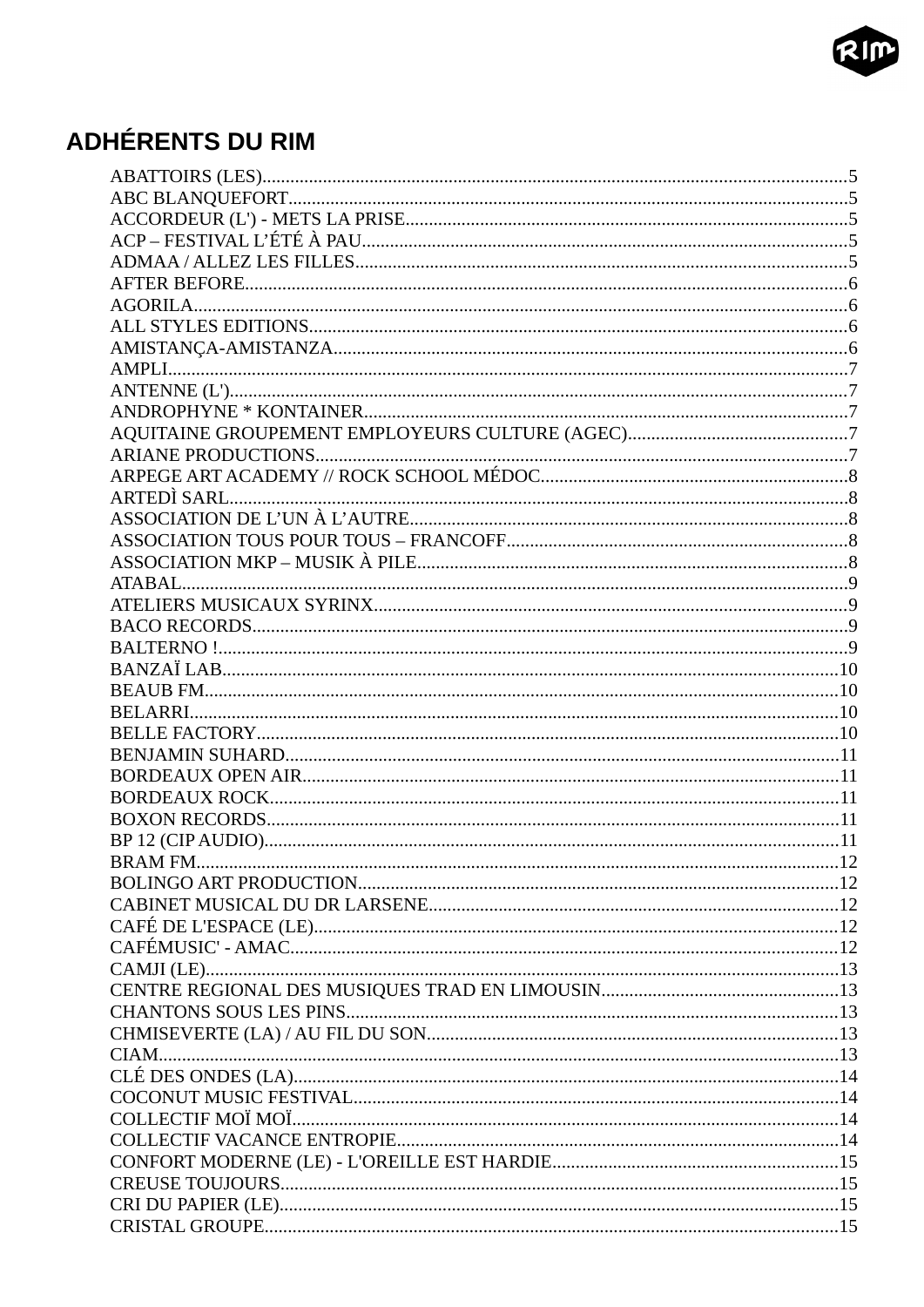# ADHÉRENTS DU RIM

ABATTOIRS (LES)....................................................................................................................5
ABC BLANQUEFORT.............................................................................................................5
ACCORDEUR (L') - METS LA PRISE.....................................................................................5
ACP – FESTIVAL L'ÉTÉ À PAU...............................................................................................5
ADMAA / ALLEZ LES FILLES.................................................................................................5
AFTER BEFORE.......................................................................................................................6
AGORILA..................................................................................................................................6
ALL STYLES EDITIONS.........................................................................................................6
AMISTANÇA-AMISTANZA....................................................................................................6
AMPLI.......................................................................................................................................7
ANTENNE (L')..........................................................................................................................7
ANDROPHYNE * KONTAINER..............................................................................................7
AQUITAINE GROUPEMENT EMPLOYEURS CULTURE (AGEC).......................................7
ARIANE PRODUCTIONS........................................................................................................7
ARPEGE ART ACADEMY // ROCK SCHOOL MÉDOC.........................................................8
ARTEDÌ SARL..........................................................................................................................8
ASSOCIATION DE L'UN À L'AUTRE....................................................................................8
ASSOCIATION TOUS POUR TOUS – FRANCOFF.................................................................8
ASSOCIATION MKP – MUSIK À PILE...................................................................................8
ATABAL....................................................................................................................................9
ATELIERS MUSICAUX SYRINX............................................................................................9
BACO RECORDS......................................................................................................................9
BALTERNO !............................................................................................................................9
BANZAÏ LAB..........................................................................................................................10
BEAUB FM..............................................................................................................................10
BELARRI.................................................................................................................................10
BELLE FACTORY...................................................................................................................10
BENJAMIN SUHARD.............................................................................................................11
BORDEAUX OPEN AIR..........................................................................................................11
BORDEAUX ROCK.................................................................................................................11
BOXON RECORDS.................................................................................................................11
BP 12 (CIP AUDIO).................................................................................................................11
BRAM FM................................................................................................................................12
BOLINGO ART PRODUCTION..............................................................................................12
CABINET MUSICAL DU DR LARSENE...............................................................................12
CAFÉ DE L'ESPACE (LE).......................................................................................................12
CAFÉMUSIC' - AMAC............................................................................................................12
CAMJI (LE)..............................................................................................................................13
CENTRE REGIONAL DES MUSIQUES TRAD EN LIMOUSIN..........................................13
CHANTONS SOUS LES PINS.................................................................................................13
CHMISEVERTE (LA) / AU FIL DU SON...............................................................................13
CIAM........................................................................................................................................13
CLÉ DES ONDES (LA)............................................................................................................14
COCONUT MUSIC FESTIVAL...............................................................................................14
COLLECTIF MOÏ MOÏ............................................................................................................14
COLLECTIF VACANCE ENTROPIE......................................................................................14
CONFORT MODERNE (LE) - L'OREILLE EST HARDIE.....................................................15
CREUSE TOUJOURS...............................................................................................................15
CRI DU PAPIER (LE)...............................................................................................................15
CRISTAL GROUPE..................................................................................................................15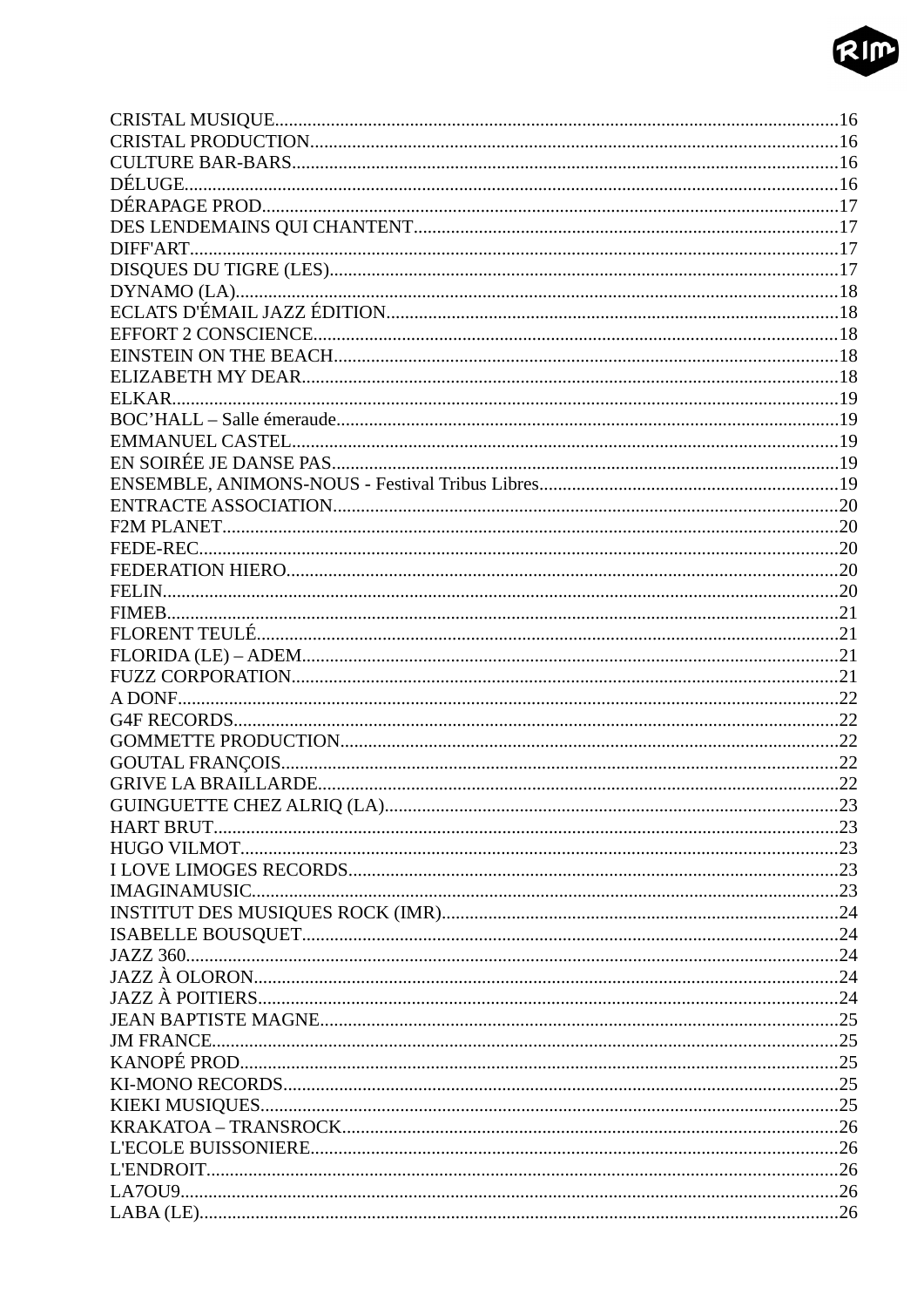CRISTAL MUSIQUE........................................................................................................................16
CRISTAL PRODUCTION................................................................................................................16
CULTURE BAR-BARS....................................................................................................................16
DÉLUGE...........................................................................................................................................16
DÉRAPAGE PROD..........................................................................................................................17
DES LENDEMAINS QUI CHANTENT..........................................................................................17
DIFF'ART..........................................................................................................................................17
DISQUES DU TIGRE (LES)............................................................................................................17
DYNAMO (LA)................................................................................................................................18
ECLATS D'ÉMAIL JAZZ ÉDITION................................................................................................18
EFFORT 2 CONSCIENCE...............................................................................................................18
EINSTEIN ON THE BEACH...........................................................................................................18
ELIZABETH MY DEAR..................................................................................................................18
ELKAR..............................................................................................................................................19
BOC'HALL – Salle émeraude...........................................................................................................19
EMMANUEL CASTEL....................................................................................................................19
EN SOIRÉE JE DANSE PAS............................................................................................................19
ENSEMBLE, ANIMONS-NOUS - Festival Tribus Libres................................................................19
ENTRACTE ASSOCIATION...........................................................................................................20
F2M PLANET..................................................................................................................................20
FEDE-REC........................................................................................................................................20
FEDERATION HIERO.....................................................................................................................20
FELIN...............................................................................................................................................20
FIMEB..............................................................................................................................................21
FLORENT TEULÉ...........................................................................................................................21
FLORIDA (LE) – ADEM..................................................................................................................21
FUZZ CORPORATION....................................................................................................................21
A DONF............................................................................................................................................22
G4F RECORDS................................................................................................................................22
GOMMETTE PRODUCTION..........................................................................................................22
GOUTAL FRANÇOIS......................................................................................................................22
GRIVE LA BRAILLARDE...............................................................................................................22
GUINGUETTE CHEZ ALRIQ (LA)................................................................................................23
HART BRUT.....................................................................................................................................23
HUGO VILMOT...............................................................................................................................23
I LOVE LIMOGES RECORDS........................................................................................................23
IMAGINAMUSIC.............................................................................................................................23
INSTITUT DES MUSIQUES ROCK (IMR)....................................................................................24
ISABELLE BOUSQUET..................................................................................................................24
JAZZ 360...........................................................................................................................................24
JAZZ À OLORON............................................................................................................................24
JAZZ À POITIERS...........................................................................................................................24
JEAN BAPTISTE MAGNE..............................................................................................................25
JM FRANCE.....................................................................................................................................25
KANOPÉ PROD...............................................................................................................................25
KI-MONO RECORDS......................................................................................................................25
KIEKI MUSIQUES...........................................................................................................................25
KRAKATOA – TRANSROCK.........................................................................................................26
L'ECOLE BUISSONIERE................................................................................................................26
L'ENDROIT......................................................................................................................................26
LA7OU9............................................................................................................................................26
LABA (LE)........................................................................................................................................26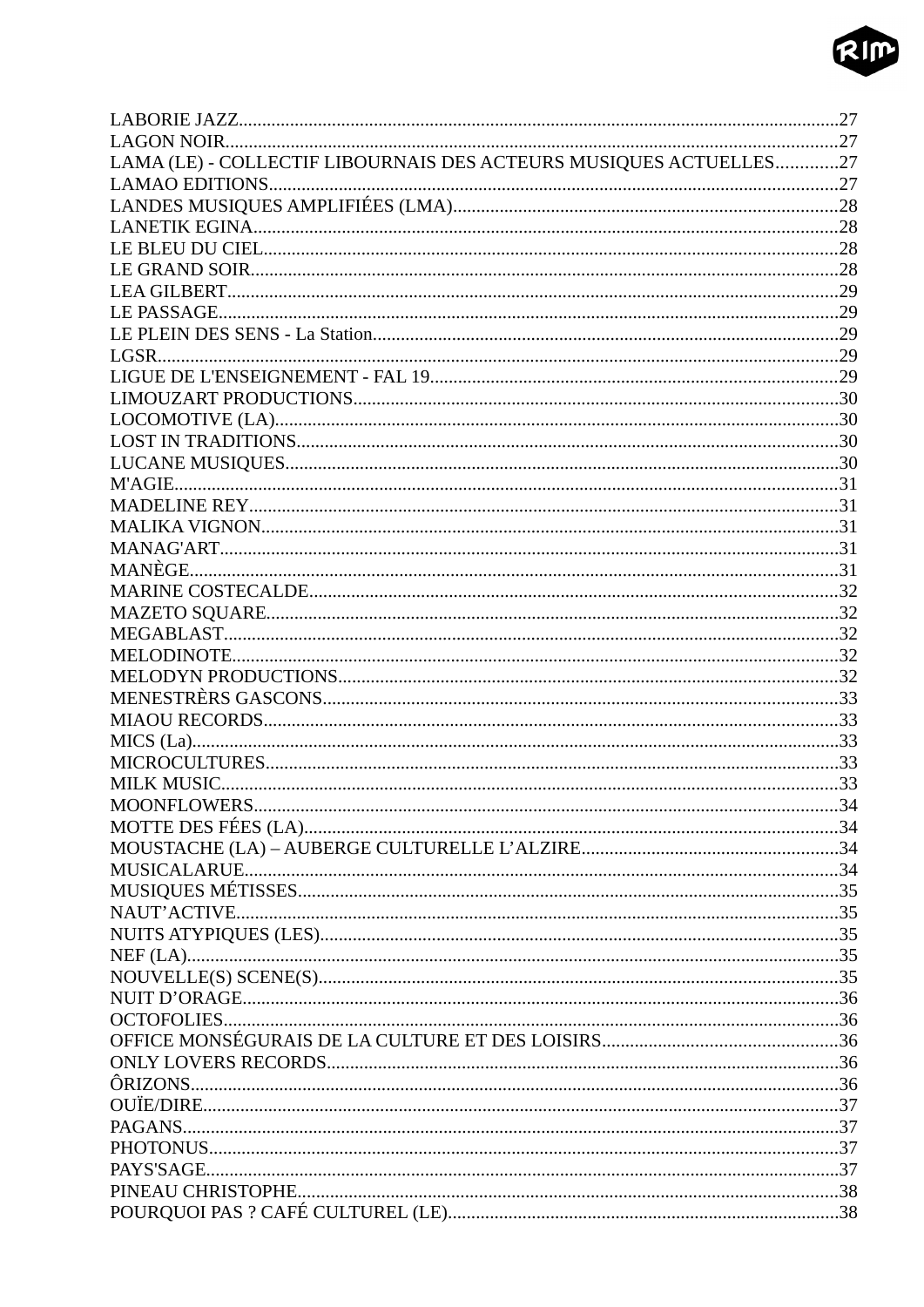LABORIE JAZZ......................................................................................................................27
LAGON NOIR........................................................................................................................27
LAMA (LE) - COLLECTIF LIBOURNAIS DES ACTEURS MUSIQUES ACTUELLES.............27
LAMAO EDITIONS..............................................................................................................27
LANDES MUSIQUES AMPLIFIÉES (LMA).........................................................................28
LANETIK EGINA...................................................................................................................28
LE BLEU DU CIEL.................................................................................................................28
LE GRAND SOIR...................................................................................................................28
LEA GILBERT.......................................................................................................................29
LE PASSAGE.........................................................................................................................29
LE PLEIN DES SENS - La Station..........................................................................................29
LGSR......................................................................................................................................29
LIGUE DE L'ENSEIGNEMENT - FAL 19..............................................................................29
LIMOUZART PRODUCTIONS..............................................................................................30
LOCOMOTIVE (LA)..............................................................................................................30
LOST IN TRADITIONS..........................................................................................................30
LUCANE MUSIQUES............................................................................................................30
M'AGIE..................................................................................................................................31
MADELINE REY....................................................................................................................31
MALIKA VIGNON.................................................................................................................31
MANAG'ART.........................................................................................................................31
MANÈGE...............................................................................................................................31
MARINE COSTECALDE.......................................................................................................32
MAZETO SQUARE................................................................................................................32
MEGABLAST........................................................................................................................32
MELODINOTE.......................................................................................................................32
MELODYN PRODUCTIONS.................................................................................................32
MENESTRÈRS GASCONS....................................................................................................33
MIAOU RECORDS................................................................................................................33
MICS (La)..............................................................................................................................33
MICROCULTURES................................................................................................................33
MILK MUSIC.........................................................................................................................33
MOONFLOWERS..................................................................................................................34
MOTTE DES FÉES (LA)........................................................................................................34
MOUSTACHE (LA) – AUBERGE CULTURELLE L'ALZIRE..............................................34
MUSICALARUE....................................................................................................................34
MUSIQUES MÉTISSES.........................................................................................................35
NAUT'ACTIVE......................................................................................................................35
NUITS ATYPIQUES (LES)....................................................................................................35
NEF (LA)................................................................................................................................35
NOUVELLE(S) SCENE(S).....................................................................................................35
NUIT D'ORAGE.....................................................................................................................36
OCTOFOLIES........................................................................................................................36
OFFICE MONSÉGURAIS DE LA CULTURE ET DES LOISIRS.........................................36
ONLY LOVERS RECORDS...................................................................................................36
ÔRIZONS...............................................................................................................................36
OUÏE/DIRE.............................................................................................................................37
PAGANS.................................................................................................................................37
PHOTONUS...........................................................................................................................37
PAYS'SAGE............................................................................................................................37
PINEAU CHRISTOPHE.........................................................................................................38
POURQUOI PAS ? CAFÉ CULTUREL (LE)..........................................................................38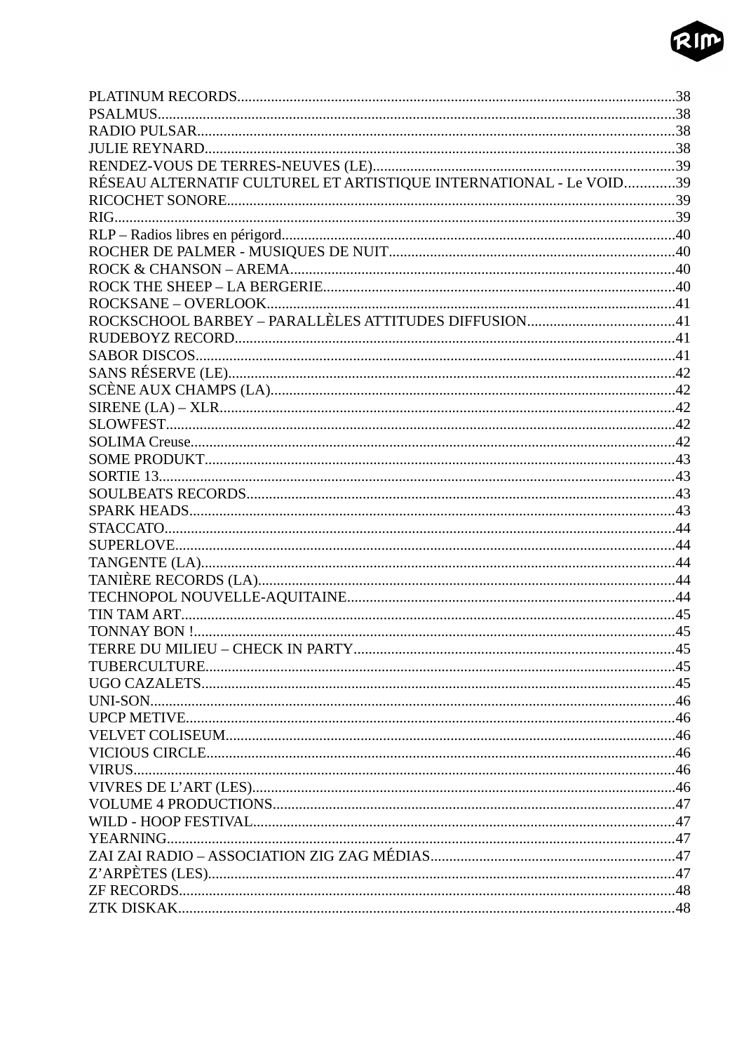PLATINUM RECORDS....................................................................................................................38
PSALMUS.........................................................................................................................................38
RADIO PULSAR..............................................................................................................................38
JULIE REYNARD............................................................................................................................38
RENDEZ-VOUS DE TERRES-NEUVES (LE)................................................................................39
RÉSEAU ALTERNATIF CULTUREL ET ARTISTIQUE INTERNATIONAL - Le VOID.............39
RICOCHET SONORE......................................................................................................................39
RIG....................................................................................................................................................39
RLP – Radios libres en périgord........................................................................................................40
ROCHER DE PALMER - MUSIQUES DE NUIT............................................................................40
ROCK & CHANSON – AREMA......................................................................................................40
ROCK THE SHEEP – LA BERGERIE.............................................................................................40
ROCKSANE – OVERLOOK............................................................................................................41
ROCKSCHOOL BARBEY – PARALLÈLES ATTITUDES DIFFUSION.......................................41
RUDEBOYZ RECORD.....................................................................................................................41
SABOR DISCOS...............................................................................................................................41
SANS RÉSERVE (LE).......................................................................................................................42
SCÈNE AUX CHAMPS (LA)...........................................................................................................42
SIRENE (LA) – XLR.........................................................................................................................42
SLOWFEST.......................................................................................................................................42
SOLIMA Creuse................................................................................................................................42
SOME PRODUKT.............................................................................................................................43
SORTIE 13.........................................................................................................................................43
SOULBEATS RECORDS..................................................................................................................43
SPARK HEADS.................................................................................................................................43
STACCATO.......................................................................................................................................44
SUPERLOVE.....................................................................................................................................44
TANGENTE (LA)..............................................................................................................................44
TANIÈRE RECORDS (LA)...............................................................................................................44
TECHNOPOL NOUVELLE-AQUITAINE.......................................................................................44
TIN TAM ART...................................................................................................................................45
TONNAY BON !................................................................................................................................45
TERRE DU MILIEU – CHECK IN PARTY.....................................................................................45
TUBERCULTURE.............................................................................................................................45
UGO CAZALETS..............................................................................................................................45
UNI-SON...........................................................................................................................................46
UPCP METIVE..................................................................................................................................46
VELVET COLISEUM.......................................................................................................................46
VICIOUS CIRCLE.............................................................................................................................46
VIRUS................................................................................................................................................46
VIVRES DE L'ART (LES)................................................................................................................46
VOLUME 4 PRODUCTIONS...........................................................................................................47
WILD - HOOP FESTIVAL................................................................................................................47
YEARNING.......................................................................................................................................47
ZAI ZAI RADIO – ASSOCIATION ZIG ZAG MÉDIAS.................................................................47
Z'ARPÈTES (LES).............................................................................................................................47
ZF RECORDS....................................................................................................................................48
ZTK DISKAK....................................................................................................................................48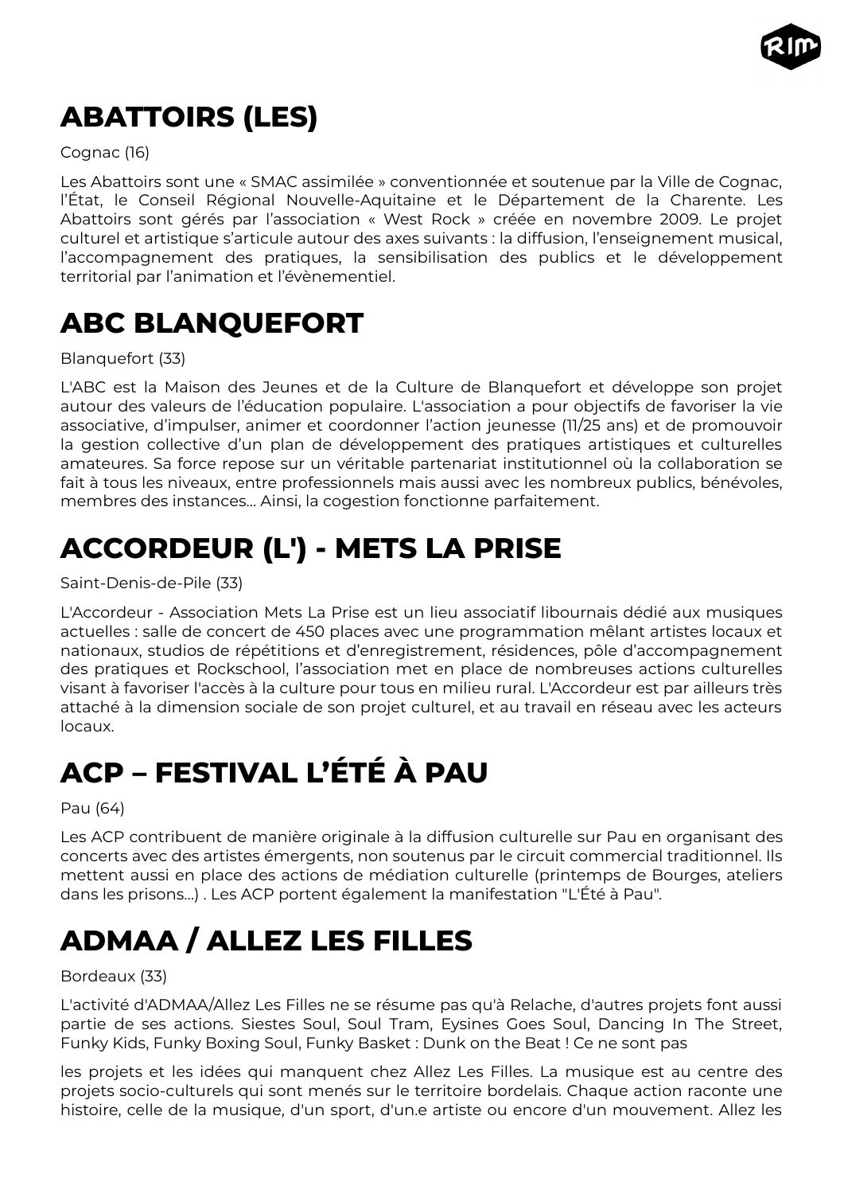# ABATTOIRS (LES)

Cognac (16)

Les Abattoirs sont une « SMAC assimilée » conventionnée et soutenue par la Ville de Cognac, l'État, le Conseil Régional Nouvelle-Aquitaine et le Département de la Charente. Les Abattoirs sont gérés par l'association « West Rock » créée en novembre 2009. Le projet culturel et artistique s'articule autour des axes suivants : la diffusion, l'enseignement musical, l'accompagnement des pratiques, la sensibilisation des publics et le développement territorial par l'animation et l'évènementiel.

# ABC BLANQUEFORT

Blanquefort (33)

L'ABC est la Maison des Jeunes et de la Culture de Blanquefort et développe son projet autour des valeurs de l'éducation populaire. L'association a pour objectifs de favoriser la vie associative, d'impulser, animer et coordonner l'action jeunesse (11/25 ans) et de promouvoir la gestion collective d'un plan de développement des pratiques artistiques et culturelles amateures. Sa force repose sur un véritable partenariat institutionnel où la collaboration se fait à tous les niveaux, entre professionnels mais aussi avec les nombreux publics, bénévoles, membres des instances... Ainsi, la cogestion fonctionne parfaitement.

# ACCORDEUR (L') - METS LA PRISE

Saint-Denis-de-Pile (33)

L'Accordeur - Association Mets La Prise est un lieu associatif libournais dédié aux musiques actuelles : salle de concert de 450 places avec une programmation mêlant artistes locaux et nationaux, studios de répétitions et d'enregistrement, résidences, pôle d'accompagnement des pratiques et Rockschool, l'association met en place de nombreuses actions culturelles visant à favoriser l'accès à la culture pour tous en milieu rural. L'Accordeur est par ailleurs très attaché à la dimension sociale de son projet culturel, et au travail en réseau avec les acteurs locaux.

# ACP – FESTIVAL L'ÉTÉ À PAU

Pau (64)

Les ACP contribuent de manière originale à la diffusion culturelle sur Pau en organisant des concerts avec des artistes émergents, non soutenus par le circuit commercial traditionnel. Ils mettent aussi en place des actions de médiation culturelle (printemps de Bourges, ateliers dans les prisons...) . Les ACP portent également la manifestation "L'Été à Pau".

# ADMAA / ALLEZ LES FILLES

Bordeaux (33)

L'activité d'ADMAA/Allez Les Filles ne se résume pas qu'à Relache, d'autres projets font aussi partie de ses actions. Siestes Soul, Soul Tram, Eysines Goes Soul, Dancing In The Street, Funky Kids, Funky Boxing Soul, Funky Basket : Dunk on the Beat ! Ce ne sont pas

les projets et les idées qui manquent chez Allez Les Filles. La musique est au centre des projets socio-culturels qui sont menés sur le territoire bordelais. Chaque action raconte une histoire, celle de la musique, d'un sport, d'un.e artiste ou encore d'un mouvement. Allez les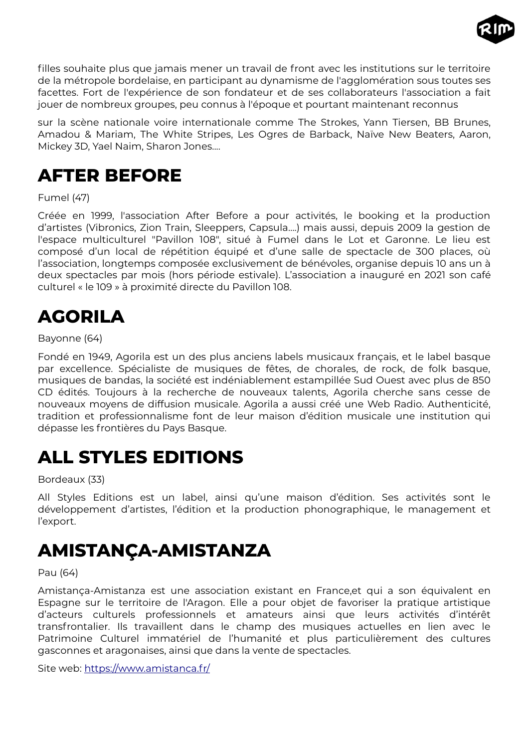filles souhaite plus que jamais mener un travail de front avec les institutions sur le territoire de la métropole bordelaise, en participant au dynamisme de l'agglomération sous toutes ses facettes. Fort de l'expérience de son fondateur et de ses collaborateurs l'association a fait jouer de nombreux groupes, peu connus à l'époque et pourtant maintenant reconnus

sur la scène nationale voire internationale comme The Strokes, Yann Tiersen, BB Brunes, Amadou & Mariam, The White Stripes, Les Ogres de Barback, Naïve New Beaters, Aaron, Mickey 3D, Yael Naim, Sharon Jones....

# AFTER BEFORE

Fumel (47)

Créée en 1999, l'association After Before a pour activités, le booking et la production d'artistes (Vibronics, Zion Train, Sleeppers, Capsula....) mais aussi, depuis 2009 la gestion de l'espace multiculturel "Pavillon 108", situé à Fumel dans le Lot et Garonne. Le lieu est composé d'un local de répétition équipé et d'une salle de spectacle de 300 places, où l'association, longtemps composée exclusivement de bénévoles, organise depuis 10 ans un à deux spectacles par mois (hors période estivale). L'association a inauguré en 2021 son café culturel « le 109 » à proximité directe du Pavillon 108.

# AGORILA

Bayonne (64)

Fondé en 1949, Agorila est un des plus anciens labels musicaux français, et le label basque par excellence. Spécialiste de musiques de fêtes, de chorales, de rock, de folk basque, musiques de bandas, la société est indéniablement estampillée Sud Ouest avec plus de 850 CD édités. Toujours à la recherche de nouveaux talents, Agorila cherche sans cesse de nouveaux moyens de diffusion musicale. Agorila a aussi créé une Web Radio. Authenticité, tradition et professionnalisme font de leur maison d'édition musicale une institution qui dépasse les frontières du Pays Basque.

# ALL STYLES EDITIONS

Bordeaux (33)

All Styles Editions est un label, ainsi qu'une maison d'édition. Ses activités sont le développement d'artistes, l'édition et la production phonographique, le management et l'export.

# AMISTANÇA-AMISTANZA

Pau (64)

Amistança-Amistanza est une association existant en France,et qui a son équivalent en Espagne sur le territoire de l'Aragon. Elle a pour objet de favoriser la pratique artistique d'acteurs culturels professionnels et amateurs ainsi que leurs activités d'intérêt transfrontalier. Ils travaillent dans le champ des musiques actuelles en lien avec le Patrimoine Culturel immatériel de l'humanité et plus particulièrement des cultures gasconnes et aragonaises, ainsi que dans la vente de spectacles.

Site web: https://www.amistanca.fr/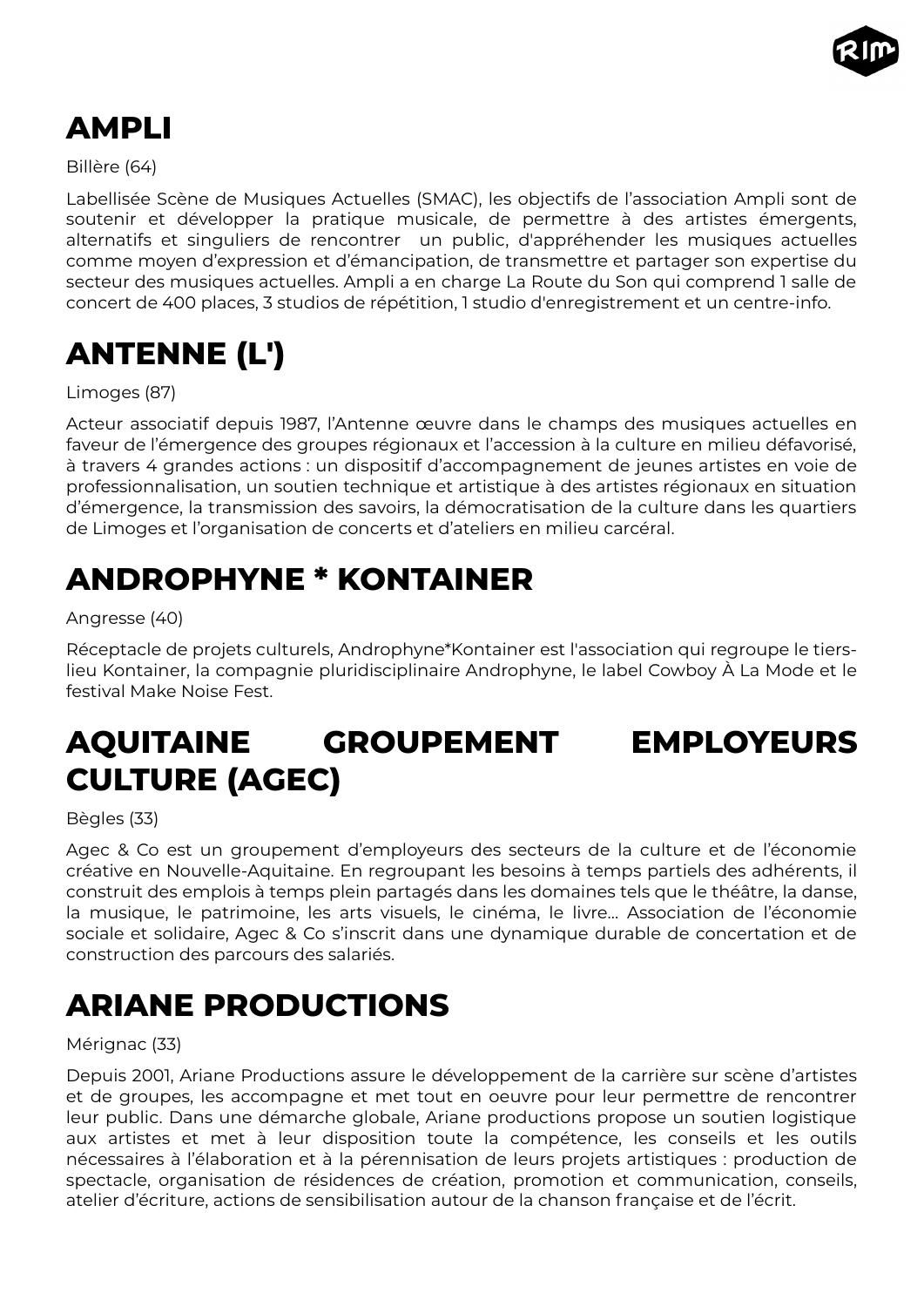# AMPLI

Billère (64)

Labellisée Scène de Musiques Actuelles (SMAC), les objectifs de l'association Ampli sont de soutenir et développer la pratique musicale, de permettre à des artistes émergents, alternatifs et singuliers de rencontrer un public, d'appréhender les musiques actuelles comme moyen d'expression et d'émancipation, de transmettre et partager son expertise du secteur des musiques actuelles. Ampli a en charge La Route du Son qui comprend 1 salle de concert de 400 places, 3 studios de répétition, 1 studio d'enregistrement et un centre-info.

# ANTENNE (L')

Limoges (87)

Acteur associatif depuis 1987, l'Antenne œuvre dans le champs des musiques actuelles en faveur de l'émergence des groupes régionaux et l'accession à la culture en milieu défavorisé, à travers 4 grandes actions : un dispositif d'accompagnement de jeunes artistes en voie de professionnalisation, un soutien technique et artistique à des artistes régionaux en situation d'émergence, la transmission des savoirs, la démocratisation de la culture dans les quartiers de Limoges et l'organisation de concerts et d'ateliers en milieu carcéral.

# ANDROPHYNE * KONTAINER

Angresse (40)

Réceptacle de projets culturels, Androphyne*Kontainer est l'association qui regroupe le tiers-lieu Kontainer, la compagnie pluridisciplinaire Androphyne, le label Cowboy À La Mode et le festival Make Noise Fest.

# AQUITAINE GROUPEMENT EMPLOYEURS CULTURE (AGEC)

Bègles (33)

Agec & Co est un groupement d'employeurs des secteurs de la culture et de l'économie créative en Nouvelle-Aquitaine. En regroupant les besoins à temps partiels des adhérents, il construit des emplois à temps plein partagés dans les domaines tels que le théâtre, la danse, la musique, le patrimoine, les arts visuels, le cinéma, le livre... Association de l'économie sociale et solidaire, Agec & Co s'inscrit dans une dynamique durable de concertation et de construction des parcours des salariés.

# ARIANE PRODUCTIONS

Mérignac (33)

Depuis 2001, Ariane Productions assure le développement de la carrière sur scène d'artistes et de groupes, les accompagne et met tout en oeuvre pour leur permettre de rencontrer leur public. Dans une démarche globale, Ariane productions propose un soutien logistique aux artistes et met à leur disposition toute la compétence, les conseils et les outils nécessaires à l'élaboration et à la pérennisation de leurs projets artistiques : production de spectacle, organisation de résidences de création, promotion et communication, conseils, atelier d'écriture, actions de sensibilisation autour de la chanson française et de l'écrit.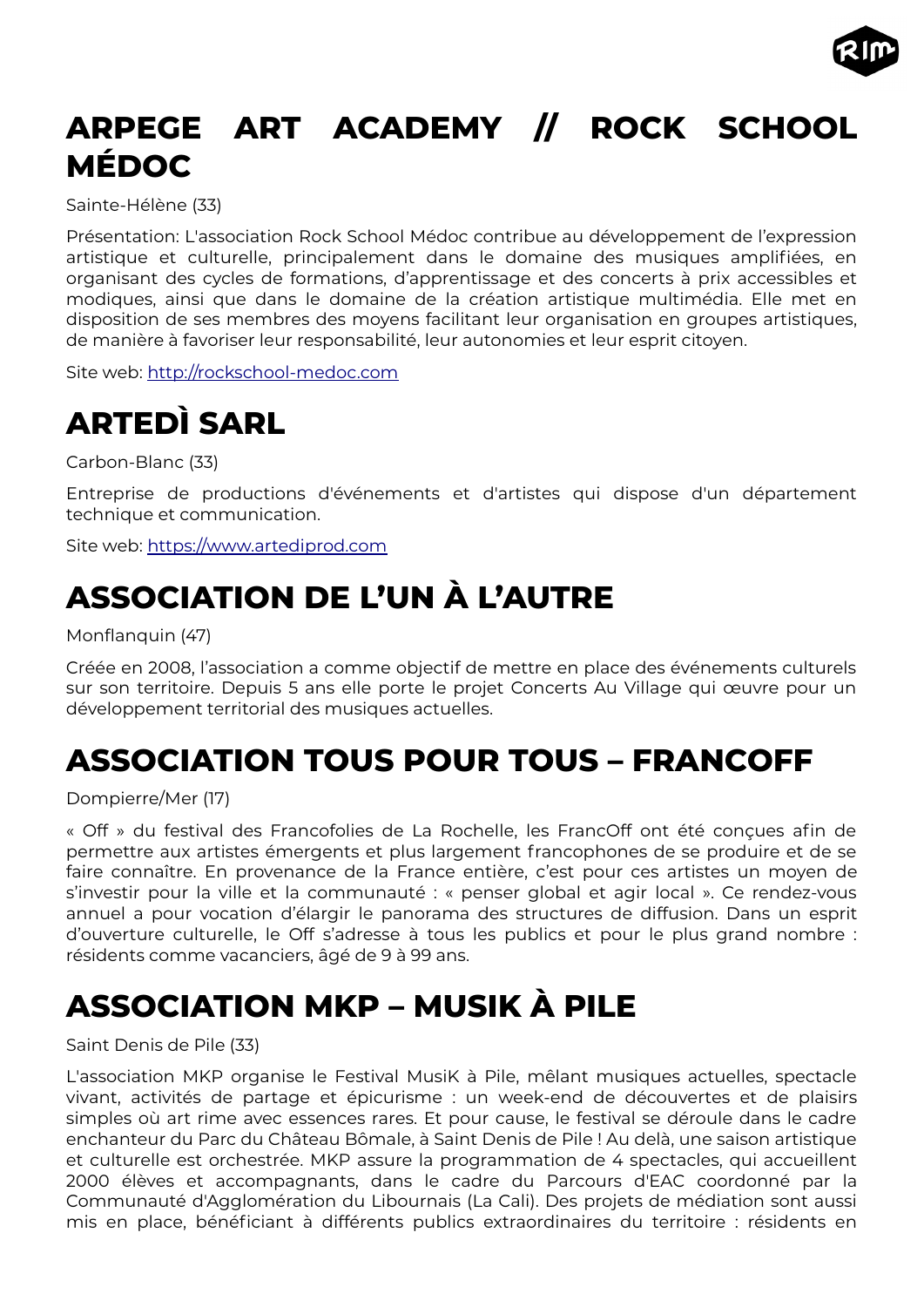# ARPEGE ART ACADEMY // ROCK SCHOOL MÉDOC

Sainte-Hélène (33)

Présentation: L'association Rock School Médoc contribue au développement de l'expression artistique et culturelle, principalement dans le domaine des musiques amplifiées, en organisant des cycles de formations, d'apprentissage et des concerts à prix accessibles et modiques, ainsi que dans le domaine de la création artistique multimédia. Elle met en disposition de ses membres des moyens facilitant leur organisation en groupes artistiques, de manière à favoriser leur responsabilité, leur autonomies et leur esprit citoyen.

Site web: [http://rockschool-medoc.com](http://rockschool-medoc.com)

# ARTEDÌ SARL

Carbon-Blanc (33)

Entreprise de productions d'événements et d'artistes qui dispose d'un département technique et communication.

Site web: [https://www.artediprod.com](https://www.artediprod.com)

# ASSOCIATION DE L'UN À L'AUTRE

Monflanquin (47)

Créée en 2008, l'association a comme objectif de mettre en place des événements culturels sur son territoire. Depuis 5 ans elle porte le projet Concerts Au Village qui œuvre pour un développement territorial des musiques actuelles.

# ASSOCIATION TOUS POUR TOUS – FRANCOFF

Dompierre/Mer (17)

« Off » du festival des Francofolies de La Rochelle, les FrancOff ont été conçues afin de permettre aux artistes émergents et plus largement francophones de se produire et de se faire connaître. En provenance de la France entière, c'est pour ces artistes un moyen de s'investir pour la ville et la communauté : « penser global et agir local ». Ce rendez-vous annuel a pour vocation d'élargir le panorama des structures de diffusion. Dans un esprit d'ouverture culturelle, le Off s'adresse à tous les publics et pour le plus grand nombre : résidents comme vacanciers, âgé de 9 à 99 ans.

# ASSOCIATION MKP – MUSIK À PILE

Saint Denis de Pile (33)

L'association MKP organise le Festival MusiK à Pile, mêlant musiques actuelles, spectacle vivant, activités de partage et épicurisme : un week-end de découvertes et de plaisirs simples où art rime avec essences rares. Et pour cause, le festival se déroule dans le cadre enchanteur du Parc du Château Bômale, à Saint Denis de Pile ! Au delà, une saison artistique et culturelle est orchestrée. MKP assure la programmation de 4 spectacles, qui accueillent 2000 élèves et accompagnants, dans le cadre du Parcours d'EAC coordonné par la Communauté d'Agglomération du Libournais (La Cali). Des projets de médiation sont aussi mis en place, bénéficiant à différents publics extraordinaires du territoire : résidents en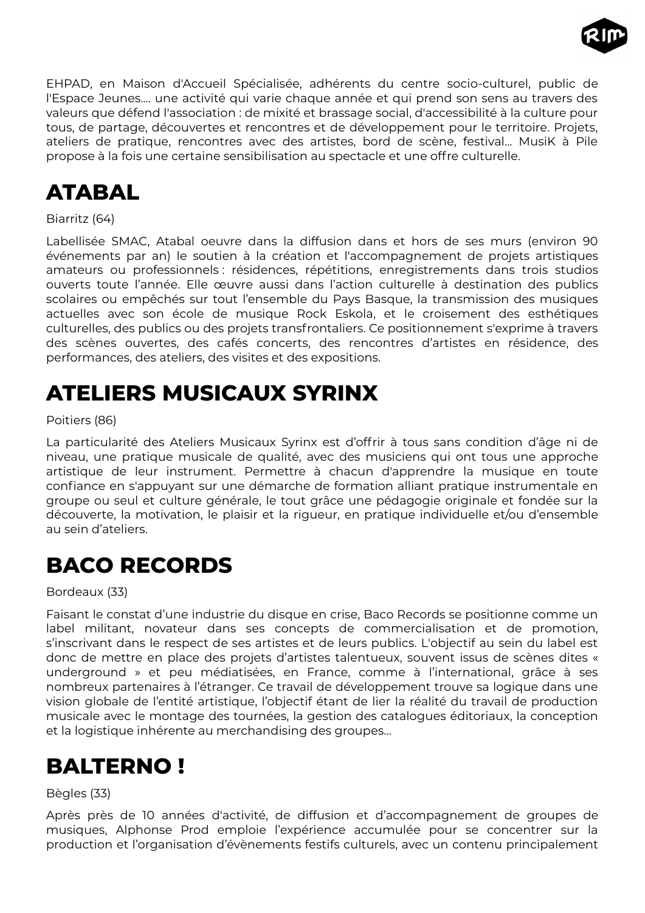EHPAD, en Maison d'Accueil Spécialisée, adhérents du centre socio-culturel, public de l'Espace Jeunes.... une activité qui varie chaque année et qui prend son sens au travers des valeurs que défend l'association : de mixité et brassage social, d'accessibilité à la culture pour tous, de partage, découvertes et rencontres et de développement pour le territoire. Projets, ateliers de pratique, rencontres avec des artistes, bord de scène, festival... MusiK à Pile propose à la fois une certaine sensibilisation au spectacle et une offre culturelle.

# ATABAL

Biarritz (64)

Labellisée SMAC, Atabal oeuvre dans la diffusion dans et hors de ses murs (environ 90 événements par an) le soutien à la création et l'accompagnement de projets artistiques amateurs ou professionnels : résidences, répétitions, enregistrements dans trois studios ouverts toute l'année. Elle œuvre aussi dans l'action culturelle à destination des publics scolaires ou empêchés sur tout l'ensemble du Pays Basque, la transmission des musiques actuelles avec son école de musique Rock Eskola, et le croisement des esthétiques culturelles, des publics ou des projets transfrontaliers. Ce positionnement s'exprime à travers des scènes ouvertes, des cafés concerts, des rencontres d'artistes en résidence, des performances, des ateliers, des visites et des expositions.

# ATELIERS MUSICAUX SYRINX

Poitiers (86)

La particularité des Ateliers Musicaux Syrinx est d'offrir à tous sans condition d'âge ni de niveau, une pratique musicale de qualité, avec des musiciens qui ont tous une approche artistique de leur instrument. Permettre à chacun d'apprendre la musique en toute confiance en s'appuyant sur une démarche de formation alliant pratique instrumentale en groupe ou seul et culture générale, le tout grâce une pédagogie originale et fondée sur la découverte, la motivation, le plaisir et la rigueur, en pratique individuelle et/ou d'ensemble au sein d'ateliers.

# BACO RECORDS

Bordeaux (33)

Faisant le constat d'une industrie du disque en crise, Baco Records se positionne comme un label militant, novateur dans ses concepts de commercialisation et de promotion, s'inscrivant dans le respect de ses artistes et de leurs publics. L'objectif au sein du label est donc de mettre en place des projets d'artistes talentueux, souvent issus de scènes dites « underground » et peu médiatisées, en France, comme à l'international, grâce à ses nombreux partenaires à l'étranger. Ce travail de développement trouve sa logique dans une vision globale de l'entité artistique, l'objectif étant de lier la réalité du travail de production musicale avec le montage des tournées, la gestion des catalogues éditoriaux, la conception et la logistique inhérente au merchandising des groupes...

# BALTERNO !

Bègles (33)

Après près de 10 années d'activité, de diffusion et d'accompagnement de groupes de musiques, Alphonse Prod emploie l'expérience accumulée pour se concentrer sur la production et l'organisation d'évènements festifs culturels, avec un contenu principalement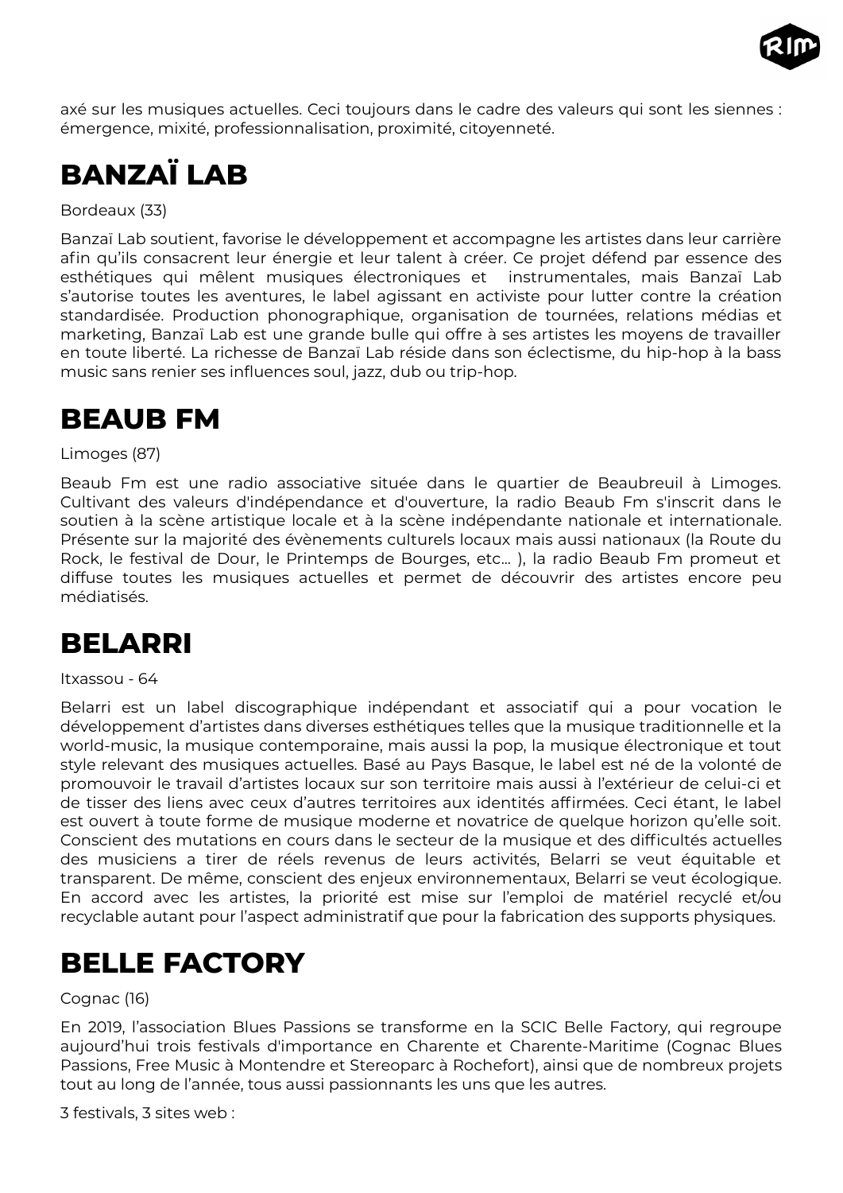axé sur les musiques actuelles. Ceci toujours dans le cadre des valeurs qui sont les siennes : émergence, mixité, professionnalisation, proximité, citoyenneté.

# BANZAÏ LAB

Bordeaux (33)

Banzaï Lab soutient, favorise le développement et accompagne les artistes dans leur carrière afin qu'ils consacrent leur énergie et leur talent à créer. Ce projet défend par essence des esthétiques qui mêlent musiques électroniques et instrumentales, mais Banzaï Lab s'autorise toutes les aventures, le label agissant en activiste pour lutter contre la création standardisée. Production phonographique, organisation de tournées, relations médias et marketing, Banzaï Lab est une grande bulle qui offre à ses artistes les moyens de travailler en toute liberté. La richesse de Banzaï Lab réside dans son éclectisme, du hip-hop à la bass music sans renier ses influences soul, jazz, dub ou trip-hop.

# BEAUB FM

Limoges (87)

Beaub Fm est une radio associative située dans le quartier de Beaubreuil à Limoges. Cultivant des valeurs d'indépendance et d'ouverture, la radio Beaub Fm s'inscrit dans le soutien à la scène artistique locale et à la scène indépendante nationale et internationale. Présente sur la majorité des évènements culturels locaux mais aussi nationaux (la Route du Rock, le festival de Dour, le Printemps de Bourges, etc… ), la radio Beaub Fm promeut et diffuse toutes les musiques actuelles et permet de découvrir des artistes encore peu médiatisés.

# BELARRI

Itxassou - 64

Belarri est un label discographique indépendant et associatif qui a pour vocation le développement d'artistes dans diverses esthétiques telles que la musique traditionnelle et la world-music, la musique contemporaine, mais aussi la pop, la musique électronique et tout style relevant des musiques actuelles. Basé au Pays Basque, le label est né de la volonté de promouvoir le travail d'artistes locaux sur son territoire mais aussi à l'extérieur de celui-ci et de tisser des liens avec ceux d'autres territoires aux identités affirmées. Ceci étant, le label est ouvert à toute forme de musique moderne et novatrice de quelque horizon qu'elle soit. Conscient des mutations en cours dans le secteur de la musique et des difficultés actuelles des musiciens a tirer de réels revenus de leurs activités, Belarri se veut équitable et transparent. De même, conscient des enjeux environnementaux, Belarri se veut écologique. En accord avec les artistes, la priorité est mise sur l'emploi de matériel recyclé et/ou recyclable autant pour l'aspect administratif que pour la fabrication des supports physiques.

# BELLE FACTORY

Cognac (16)

En 2019, l'association Blues Passions se transforme en la SCIC Belle Factory, qui regroupe aujourd'hui trois festivals d'importance en Charente et Charente-Maritime (Cognac Blues Passions, Free Music à Montendre et Stereoparc à Rochefort), ainsi que de nombreux projets tout au long de l'année, tous aussi passionnants les uns que les autres.

3 festivals, 3 sites web :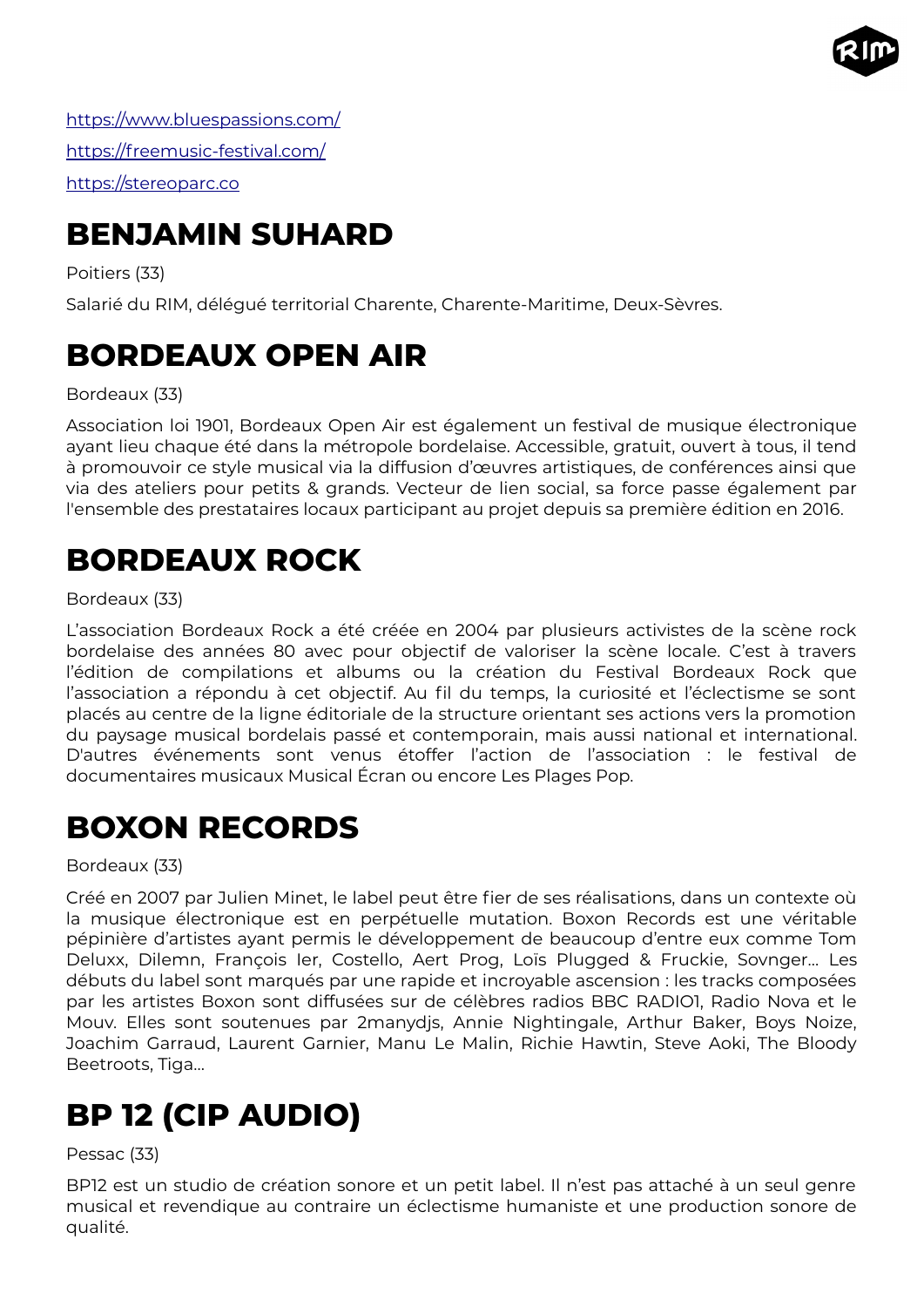https://www.bluespassions.com/

https://freemusic-festival.com/

https://stereoparc.co

# BENJAMIN SUHARD

Poitiers (33)

Salarié du RIM, délégué territorial Charente, Charente-Maritime, Deux-Sèvres.

# BORDEAUX OPEN AIR

Bordeaux (33)

Association loi 1901, Bordeaux Open Air est également un festival de musique électronique ayant lieu chaque été dans la métropole bordelaise. Accessible, gratuit, ouvert à tous, il tend à promouvoir ce style musical via la diffusion d'œuvres artistiques, de conférences ainsi que via des ateliers pour petits & grands. Vecteur de lien social, sa force passe également par l'ensemble des prestataires locaux participant au projet depuis sa première édition en 2016.

# BORDEAUX ROCK

Bordeaux (33)

L'association Bordeaux Rock a été créée en 2004 par plusieurs activistes de la scène rock bordelaise des années 80 avec pour objectif de valoriser la scène locale. C'est à travers l'édition de compilations et albums ou la création du Festival Bordeaux Rock que l'association a répondu à cet objectif. Au fil du temps, la curiosité et l'éclectisme se sont placés au centre de la ligne éditoriale de la structure orientant ses actions vers la promotion du paysage musical bordelais passé et contemporain, mais aussi national et international. D'autres événements sont venus étoffer l'action de l'association : le festival de documentaires musicaux Musical Écran ou encore Les Plages Pop.

# BOXON RECORDS

Bordeaux (33)

Créé en 2007 par Julien Minet, le label peut être fier de ses réalisations, dans un contexte où la musique électronique est en perpétuelle mutation. Boxon Records est une véritable pépinière d'artistes ayant permis le développement de beaucoup d'entre eux comme Tom Deluxx, Dilemn, François Ier, Costello, Aert Prog, Loïs Plugged & Fruckie, Sovnger... Les débuts du label sont marqués par une rapide et incroyable ascension : les tracks composées par les artistes Boxon sont diffusées sur de célèbres radios BBC RADIO1, Radio Nova et le Mouv. Elles sont soutenues par 2manydjs, Annie Nightingale, Arthur Baker, Boys Noize, Joachim Garraud, Laurent Garnier, Manu Le Malin, Richie Hawtin, Steve Aoki, The Bloody Beetroots, Tiga...

# BP 12 (CIP AUDIO)

Pessac (33)

BP12 est un studio de création sonore et un petit label. Il n'est pas attaché à un seul genre musical et revendique au contraire un éclectisme humaniste et une production sonore de qualité.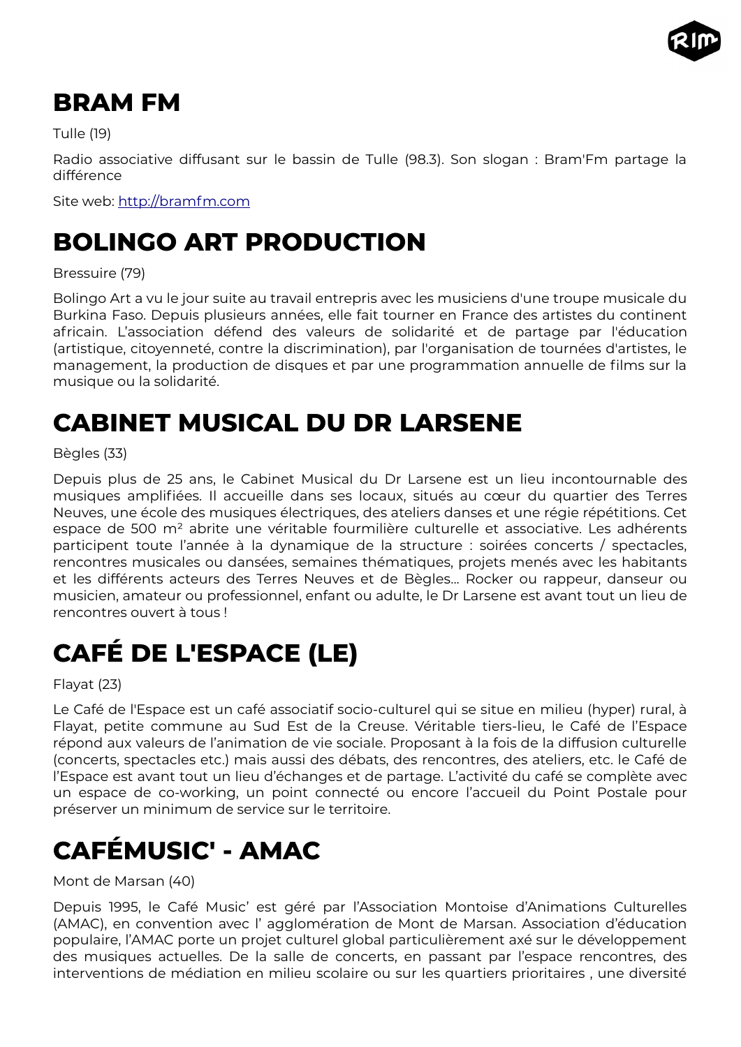# BRAM FM

Tulle (19)

Radio associative diffusant sur le bassin de Tulle (98.3). Son slogan : Bram'Fm partage la différence

Site web: [http://bramfm.com](http://bramfm.com)

# BOLINGO ART PRODUCTION

Bressuire (79)

Bolingo Art a vu le jour suite au travail entrepris avec les musiciens d'une troupe musicale du Burkina Faso. Depuis plusieurs années, elle fait tourner en France des artistes du continent africain. L'association défend des valeurs de solidarité et de partage par l'éducation (artistique, citoyenneté, contre la discrimination), par l'organisation de tournées d'artistes, le management, la production de disques et par une programmation annuelle de films sur la musique ou la solidarité.

# CABINET MUSICAL DU DR LARSENE

Bègles (33)

Depuis plus de 25 ans, le Cabinet Musical du Dr Larsene est un lieu incontournable des musiques amplifiées. Il accueille dans ses locaux, situés au cœur du quartier des Terres Neuves, une école des musiques électriques, des ateliers danses et une régie répétitions. Cet espace de 500 m² abrite une véritable fourmilière culturelle et associative. Les adhérents participent toute l'année à la dynamique de la structure : soirées concerts / spectacles, rencontres musicales ou dansées, semaines thématiques, projets menés avec les habitants et les différents acteurs des Terres Neuves et de Bègles… Rocker ou rappeur, danseur ou musicien, amateur ou professionnel, enfant ou adulte, le Dr Larsene est avant tout un lieu de rencontres ouvert à tous !

# CAFÉ DE L'ESPACE (LE)

Flayat (23)

Le Café de l'Espace est un café associatif socio-culturel qui se situe en milieu (hyper) rural, à Flayat, petite commune au Sud Est de la Creuse. Véritable tiers-lieu, le Café de l'Espace répond aux valeurs de l'animation de vie sociale. Proposant à la fois de la diffusion culturelle (concerts, spectacles etc.) mais aussi des débats, des rencontres, des ateliers, etc. le Café de l'Espace est avant tout un lieu d'échanges et de partage. L'activité du café se complète avec un espace de co-working, un point connecté ou encore l'accueil du Point Postale pour préserver un minimum de service sur le territoire.

# CAFÉMUSIC' - AMAC

Mont de Marsan (40)

Depuis 1995, le Café Music' est géré par l'Association Montoise d'Animations Culturelles (AMAC), en convention avec l' agglomération de Mont de Marsan. Association d'éducation populaire, l'AMAC porte un projet culturel global particulièrement axé sur le développement des musiques actuelles. De la salle de concerts, en passant par l'espace rencontres, des interventions de médiation en milieu scolaire ou sur les quartiers prioritaires , une diversité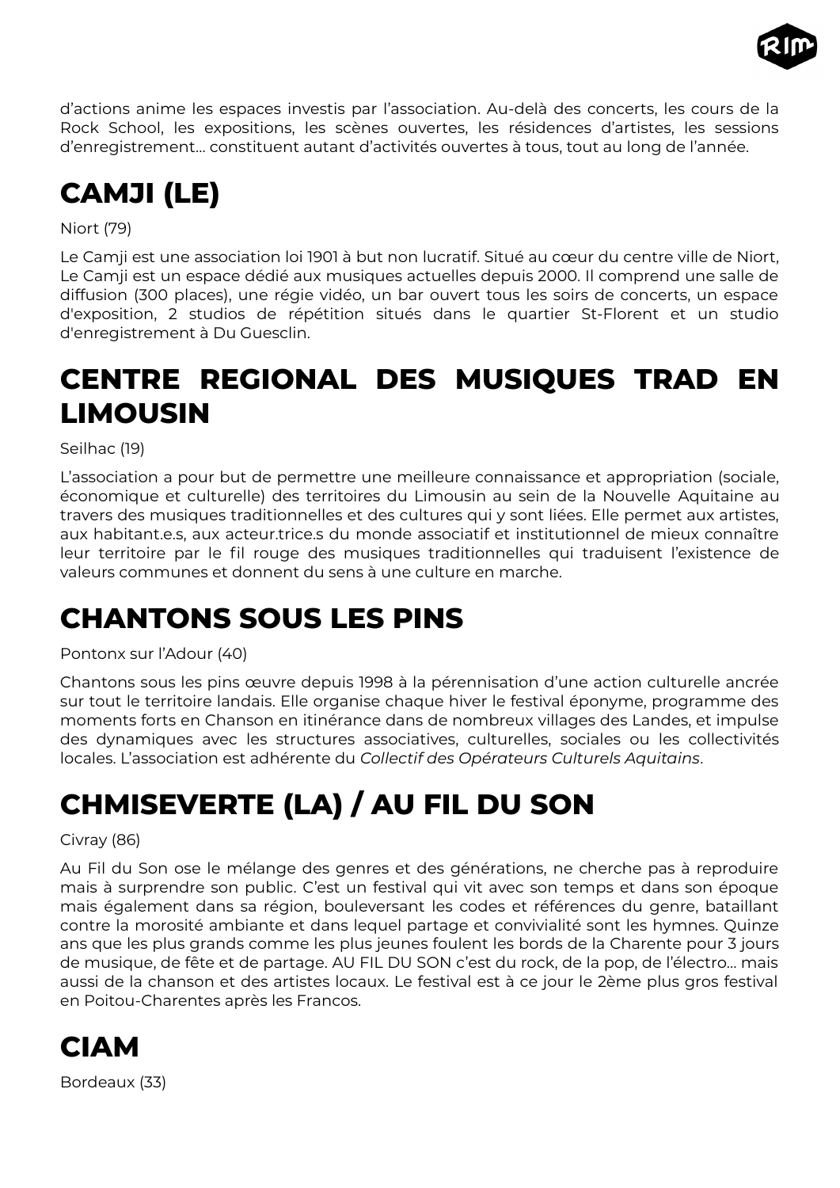d'actions anime les espaces investis par l'association. Au-delà des concerts, les cours de la Rock School, les expositions, les scènes ouvertes, les résidences d'artistes, les sessions d'enregistrement… constituent autant d'activités ouvertes à tous, tout au long de l'année.

# CAMJI (LE)

Niort (79)

Le Camji est une association loi 1901 à but non lucratif. Situé au cœur du centre ville de Niort, Le Camji est un espace dédié aux musiques actuelles depuis 2000. Il comprend une salle de diffusion (300 places), une régie vidéo, un bar ouvert tous les soirs de concerts, un espace d'exposition, 2 studios de répétition situés dans le quartier St-Florent et un studio d'enregistrement à Du Guesclin.

# CENTRE REGIONAL DES MUSIQUES TRAD EN LIMOUSIN

Seilhac (19)

L'association a pour but de permettre une meilleure connaissance et appropriation (sociale, économique et culturelle) des territoires du Limousin au sein de la Nouvelle Aquitaine au travers des musiques traditionnelles et des cultures qui y sont liées. Elle permet aux artistes, aux habitant.e.s, aux acteur.trice.s du monde associatif et institutionnel de mieux connaître leur territoire par le fil rouge des musiques traditionnelles qui traduisent l'existence de valeurs communes et donnent du sens à une culture en marche.

# CHANTONS SOUS LES PINS

Pontonx sur l'Adour (40)

Chantons sous les pins œuvre depuis 1998 à la pérennisation d'une action culturelle ancrée sur tout le territoire landais. Elle organise chaque hiver le festival éponyme, programme des moments forts en Chanson en itinérance dans de nombreux villages des Landes, et impulse des dynamiques avec les structures associatives, culturelles, sociales ou les collectivités locales. L'association est adhérente du *Collectif des Opérateurs Culturels Aquitains*.

# CHMISEVERTE (LA) / AU FIL DU SON

Civray (86)

Au Fil du Son ose le mélange des genres et des générations, ne cherche pas à reproduire mais à surprendre son public. C'est un festival qui vit avec son temps et dans son époque mais également dans sa région, bouleversant les codes et références du genre, bataillant contre la morosité ambiante et dans lequel partage et convivialité sont les hymnes. Quinze ans que les plus grands comme les plus jeunes foulent les bords de la Charente pour 3 jours de musique, de fête et de partage. AU FIL DU SON c'est du rock, de la pop, de l'électro… mais aussi de la chanson et des artistes locaux. Le festival est à ce jour le 2ème plus gros festival en Poitou-Charentes après les Francos.

# CIAM

Bordeaux (33)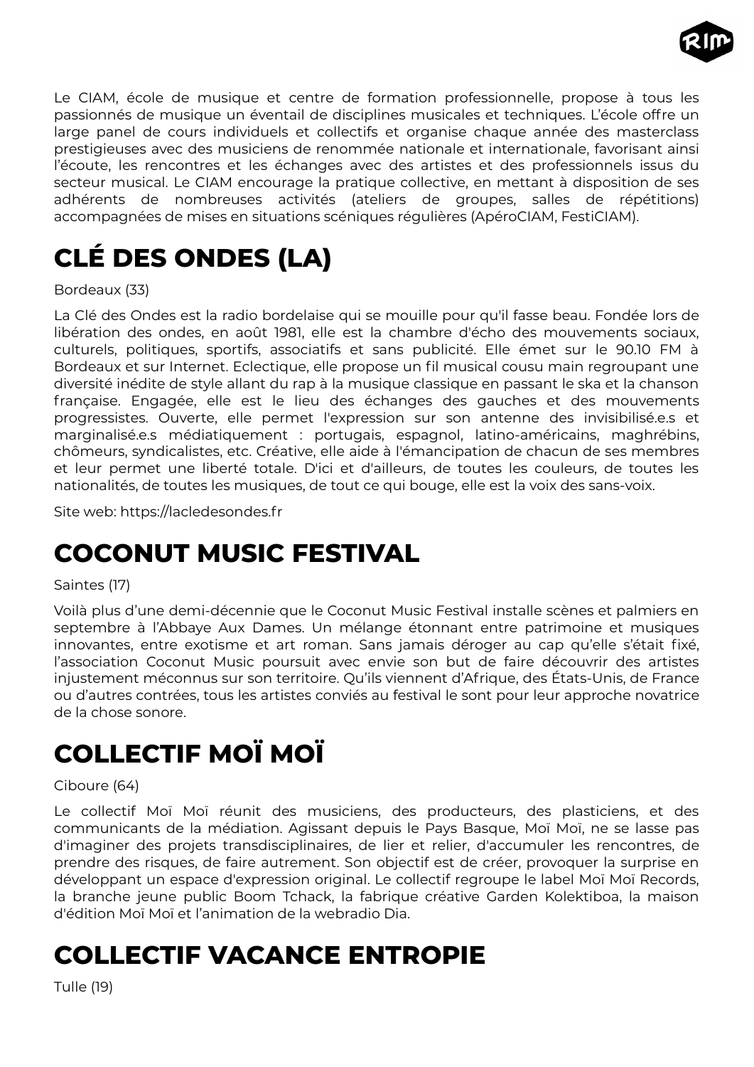Le CIAM, école de musique et centre de formation professionnelle, propose à tous les passionnés de musique un éventail de disciplines musicales et techniques. L'école offre un large panel de cours individuels et collectifs et organise chaque année des masterclass prestigieuses avec des musiciens de renommée nationale et internationale, favorisant ainsi l'écoute, les rencontres et les échanges avec des artistes et des professionnels issus du secteur musical. Le CIAM encourage la pratique collective, en mettant à disposition de ses adhérents de nombreuses activités (ateliers de groupes, salles de répétitions) accompagnées de mises en situations scéniques régulières (ApéroCIAM, FestiCIAM).

# CLÉ DES ONDES (LA)

Bordeaux (33)

La Clé des Ondes est la radio bordelaise qui se mouille pour qu'il fasse beau. Fondée lors de libération des ondes, en août 1981, elle est la chambre d'écho des mouvements sociaux, culturels, politiques, sportifs, associatifs et sans publicité. Elle émet sur le 90.10 FM à Bordeaux et sur Internet. Eclectique, elle propose un fil musical cousu main regroupant une diversité inédite de style allant du rap à la musique classique en passant le ska et la chanson française. Engagée, elle est le lieu des échanges des gauches et des mouvements progressistes. Ouverte, elle permet l'expression sur son antenne des invisibilisé.e.s et marginalisé.e.s médiatiquement : portugais, espagnol, latino-américains, maghrébins, chômeurs, syndicalistes, etc. Créative, elle aide à l'émancipation de chacun de ses membres et leur permet une liberté totale. D'ici et d'ailleurs, de toutes les couleurs, de toutes les nationalités, de toutes les musiques, de tout ce qui bouge, elle est la voix des sans-voix.

Site web: https://lacledesondes.fr

# COCONUT MUSIC FESTIVAL

Saintes (17)

Voilà plus d'une demi-décennie que le Coconut Music Festival installe scènes et palmiers en septembre à l'Abbaye Aux Dames. Un mélange étonnant entre patrimoine et musiques innovantes, entre exotisme et art roman. Sans jamais déroger au cap qu'elle s'était fixé, l'association Coconut Music poursuit avec envie son but de faire découvrir des artistes injustement méconnus sur son territoire. Qu'ils viennent d'Afrique, des États-Unis, de France ou d'autres contrées, tous les artistes conviés au festival le sont pour leur approche novatrice de la chose sonore.

# COLLECTIF MOÏ MOÏ

Ciboure (64)

Le collectif Moï Moï réunit des musiciens, des producteurs, des plasticiens, et des communicants de la médiation. Agissant depuis le Pays Basque, Moï Moï, ne se lasse pas d'imaginer des projets transdisciplinaires, de lier et relier, d'accumuler les rencontres, de prendre des risques, de faire autrement. Son objectif est de créer, provoquer la surprise en développant un espace d'expression original. Le collectif regroupe le label Moï Moï Records, la branche jeune public Boom Tchack, la fabrique créative Garden Kolektiboa, la maison d'édition Moï Moï et l'animation de la webradio Dia.

# COLLECTIF VACANCE ENTROPIE

Tulle (19)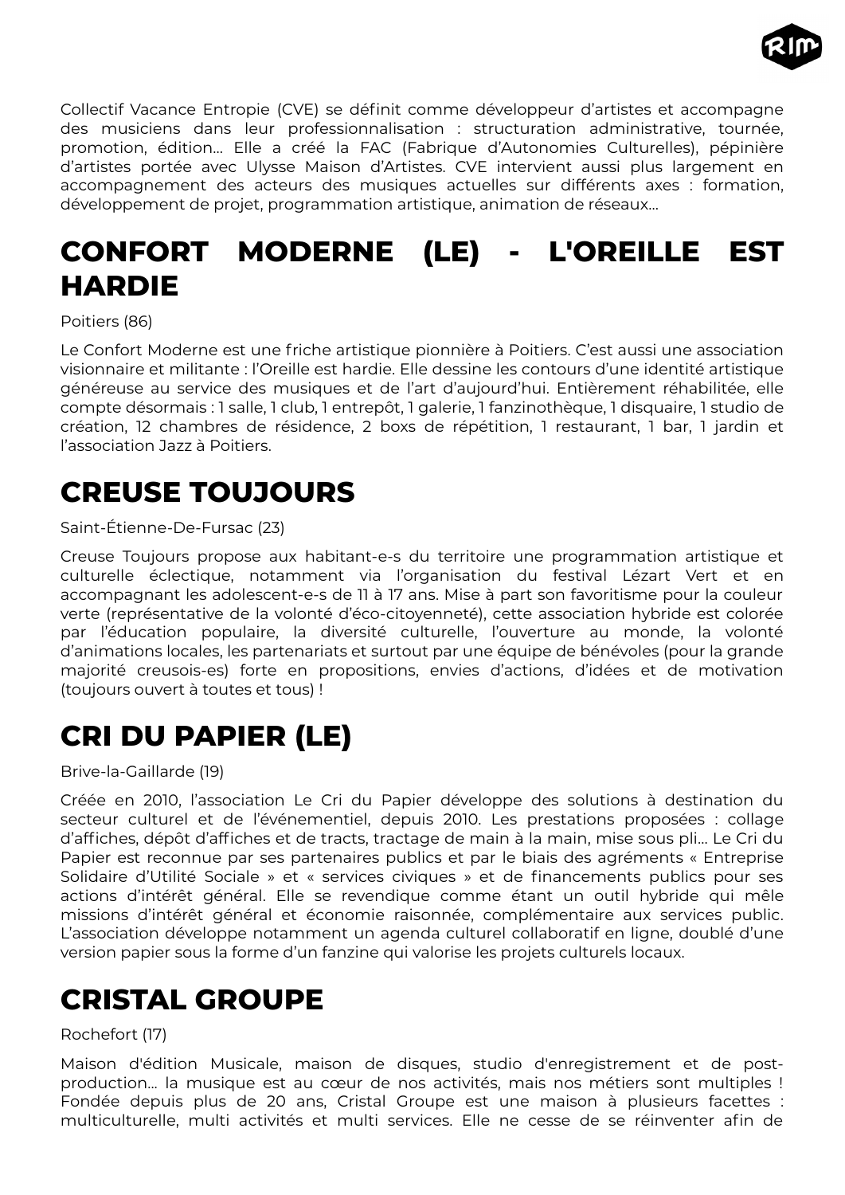Collectif Vacance Entropie (CVE) se définit comme développeur d'artistes et accompagne des musiciens dans leur professionnalisation : structuration administrative, tournée, promotion, édition… Elle a créé la FAC (Fabrique d'Autonomies Culturelles), pépinière d'artistes portée avec Ulysse Maison d'Artistes. CVE intervient aussi plus largement en accompagnement des acteurs des musiques actuelles sur différents axes : formation, développement de projet, programmation artistique, animation de réseaux…

# CONFORT MODERNE (LE) - L'OREILLE EST HARDIE

Poitiers (86)

Le Confort Moderne est une friche artistique pionnière à Poitiers. C'est aussi une association visionnaire et militante : l'Oreille est hardie. Elle dessine les contours d'une identité artistique généreuse au service des musiques et de l'art d'aujourd'hui. Entièrement réhabilitée, elle compte désormais : 1 salle, 1 club, 1 entrepôt, 1 galerie, 1 fanzinothèque, 1 disquaire, 1 studio de création, 12 chambres de résidence, 2 boxs de répétition, 1 restaurant, 1 bar, 1 jardin et l'association Jazz à Poitiers.

# CREUSE TOUJOURS

Saint-Étienne-De-Fursac (23)

Creuse Toujours propose aux habitant-e-s du territoire une programmation artistique et culturelle éclectique, notamment via l'organisation du festival Lézart Vert et en accompagnant les adolescent-e-s de 11 à 17 ans. Mise à part son favoritisme pour la couleur verte (représentative de la volonté d'éco-citoyenneté), cette association hybride est colorée par l'éducation populaire, la diversité culturelle, l'ouverture au monde, la volonté d'animations locales, les partenariats et surtout par une équipe de bénévoles (pour la grande majorité creusois-es) forte en propositions, envies d'actions, d'idées et de motivation (toujours ouvert à toutes et tous) !

# CRI DU PAPIER (LE)

Brive-la-Gaillarde (19)

Créée en 2010, l'association Le Cri du Papier développe des solutions à destination du secteur culturel et de l'événementiel, depuis 2010. Les prestations proposées : collage d'affiches, dépôt d'affiches et de tracts, tractage de main à la main, mise sous pli… Le Cri du Papier est reconnue par ses partenaires publics et par le biais des agréments « Entreprise Solidaire d'Utilité Sociale » et « services civiques » et de financements publics pour ses actions d'intérêt général. Elle se revendique comme étant un outil hybride qui mêle missions d'intérêt général et économie raisonnée, complémentaire aux services public. L'association développe notamment un agenda culturel collaboratif en ligne, doublé d'une version papier sous la forme d'un fanzine qui valorise les projets culturels locaux.

# CRISTAL GROUPE

Rochefort (17)

Maison d'édition Musicale, maison de disques, studio d'enregistrement et de post-production… la musique est au cœur de nos activités, mais nos métiers sont multiples ! Fondée depuis plus de 20 ans, Cristal Groupe est une maison à plusieurs facettes : multiculturelle, multi activités et multi services. Elle ne cesse de se réinventer afin de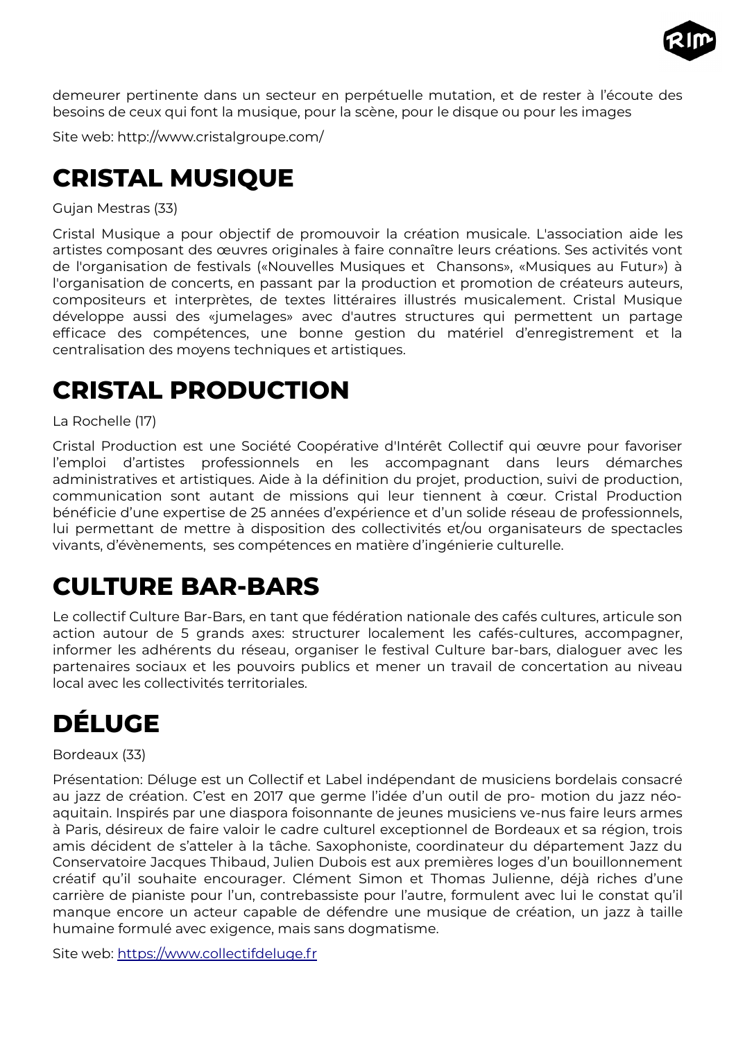demeurer pertinente dans un secteur en perpétuelle mutation, et de rester à l'écoute des besoins de ceux qui font la musique, pour la scène, pour le disque ou pour les images

Site web: http://www.cristalgroupe.com/

# CRISTAL MUSIQUE

Gujan Mestras (33)

Cristal Musique a pour objectif de promouvoir la création musicale. L'association aide les artistes composant des œuvres originales à faire connaître leurs créations. Ses activités vont de l'organisation de festivals («Nouvelles Musiques et Chansons», «Musiques au Futur») à l'organisation de concerts, en passant par la production et promotion de créateurs auteurs, compositeurs et interprètes, de textes littéraires illustrés musicalement. Cristal Musique développe aussi des «jumelages» avec d'autres structures qui permettent un partage efficace des compétences, une bonne gestion du matériel d'enregistrement et la centralisation des moyens techniques et artistiques.

# CRISTAL PRODUCTION

La Rochelle (17)

Cristal Production est une Société Coopérative d'Intérêt Collectif qui œuvre pour favoriser l'emploi d'artistes professionnels en les accompagnant dans leurs démarches administratives et artistiques. Aide à la définition du projet, production, suivi de production, communication sont autant de missions qui leur tiennent à cœur. Cristal Production bénéficie d'une expertise de 25 années d'expérience et d'un solide réseau de professionnels, lui permettant de mettre à disposition des collectivités et/ou organisateurs de spectacles vivants, d'évènements, ses compétences en matière d'ingénierie culturelle.

# CULTURE BAR-BARS

Le collectif Culture Bar-Bars, en tant que fédération nationale des cafés cultures, articule son action autour de 5 grands axes: structurer localement les cafés-cultures, accompagner, informer les adhérents du réseau, organiser le festival Culture bar-bars, dialoguer avec les partenaires sociaux et les pouvoirs publics et mener un travail de concertation au niveau local avec les collectivités territoriales.

# DÉLUGE

Bordeaux (33)

Présentation: Déluge est un Collectif et Label indépendant de musiciens bordelais consacré au jazz de création. C'est en 2017 que germe l'idée d'un outil de pro- motion du jazz néo-aquitain. Inspirés par une diaspora foisonnante de jeunes musiciens ve-nus faire leurs armes à Paris, désireux de faire valoir le cadre culturel exceptionnel de Bordeaux et sa région, trois amis décident de s'atteler à la tâche. Saxophoniste, coordinateur du département Jazz du Conservatoire Jacques Thibaud, Julien Dubois est aux premières loges d'un bouillonnement créatif qu'il souhaite encourager. Clément Simon et Thomas Julienne, déjà riches d'une carrière de pianiste pour l'un, contrebassiste pour l'autre, formulent avec lui le constat qu'il manque encore un acteur capable de défendre une musique de création, un jazz à taille humaine formulé avec exigence, mais sans dogmatisme.

Site web: https://www.collectifdeluge.fr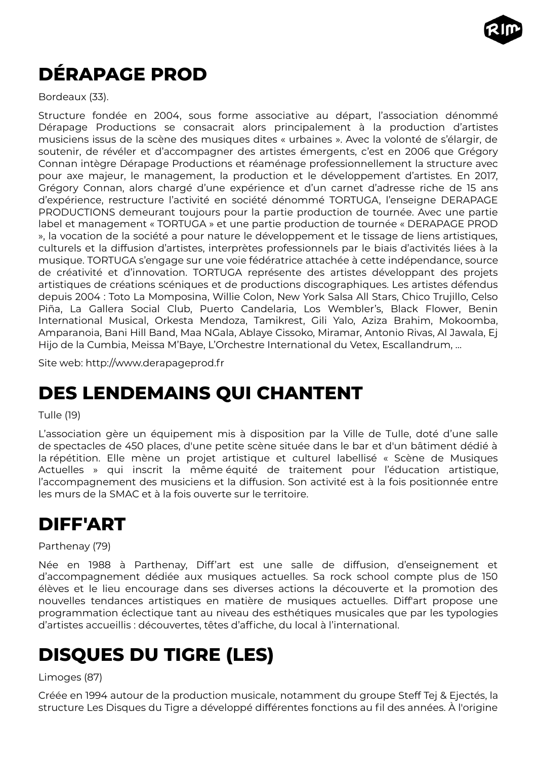## DÉRAPAGE PROD

Bordeaux (33).

Structure fondée en 2004, sous forme associative au départ, l'association dénommé Dérapage Productions se consacrait alors principalement à la production d'artistes musiciens issus de la scène des musiques dites « urbaines ». Avec la volonté de s'élargir, de soutenir, de révéler et d'accompagner des artistes émergents, c'est en 2006 que Grégory Connan intègre Dérapage Productions et réaménage professionnellement la structure avec pour axe majeur, le management, la production et le développement d'artistes. En 2017, Grégory Connan, alors chargé d'une expérience et d'un carnet d'adresse riche de 15 ans d'expérience, restructure l'activité en société dénommé TORTUGA, l'enseigne DERAPAGE PRODUCTIONS demeurant toujours pour la partie production de tournée. Avec une partie label et management « TORTUGA » et une partie production de tournée « DERAPAGE PROD », la vocation de la société a pour nature le développement et le tissage de liens artistiques, culturels et la diffusion d'artistes, interprètes professionnels par le biais d'activités liées à la musique. TORTUGA s'engage sur une voie fédératrice attachée à cette indépendance, source de créativité et d'innovation. TORTUGA représente des artistes développant des projets artistiques de créations scéniques et de productions discographiques. Les artistes défendus depuis 2004 : Toto La Momposina, Willie Colon, New York Salsa All Stars, Chico Trujillo, Celso Piña, La Gallera Social Club, Puerto Candelaria, Los Wembler's, Black Flower, Benin International Musical, Orkesta Mendoza, Tamikrest, Gili Yalo, Aziza Brahim, Mokoomba, Amparanoia, Bani Hill Band, Maa NGala, Ablaye Cissoko, Miramar, Antonio Rivas, Al Jawala, Ej Hijo de la Cumbia, Meissa M'Baye, L'Orchestre International du Vetex, Escallandrum, ...

Site web: http://www.derapageprod.fr

## DES LENDEMAINS QUI CHANTENT

Tulle (19)

L'association gère un équipement mis à disposition par la Ville de Tulle, doté d'une salle de spectacles de 450 places, d'une petite scène située dans le bar et d'un bâtiment dédié à la répétition. Elle mène un projet artistique et culturel labellisé « Scène de Musiques Actuelles » qui inscrit la même équité de traitement pour l'éducation artistique, l'accompagnement des musiciens et la diffusion. Son activité est à la fois positionnée entre les murs de la SMAC et à la fois ouverte sur le territoire.

## DIFF'ART

Parthenay (79)

Née en 1988 à Parthenay, Diff'art est une salle de diffusion, d'enseignement et d'accompagnement dédiée aux musiques actuelles. Sa rock school compte plus de 150 élèves et le lieu encourage dans ses diverses actions la découverte et la promotion des nouvelles tendances artistiques en matière de musiques actuelles. Diff'art propose une programmation éclectique tant au niveau des esthétiques musicales que par les typologies d'artistes accueillis : découvertes, têtes d'affiche, du local à l'international.

## DISQUES DU TIGRE (LES)

Limoges (87)

Créée en 1994 autour de la production musicale, notamment du groupe Steff Tej & Ejectés, la structure Les Disques du Tigre a développé différentes fonctions au fil des années. À l'origine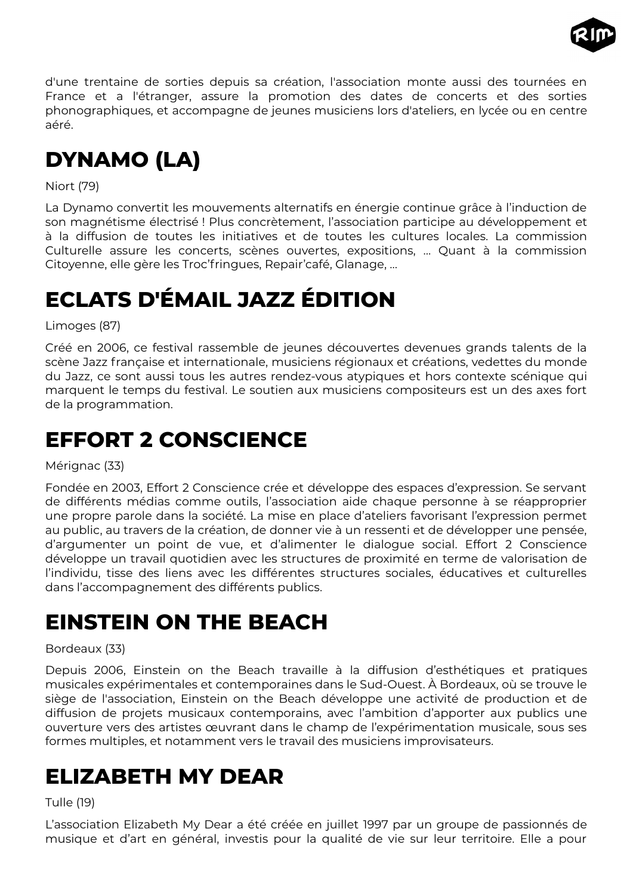d'une trentaine de sorties depuis sa création, l'association monte aussi des tournées en France et a l'étranger, assure la promotion des dates de concerts et des sorties phonographiques, et accompagne de jeunes musiciens lors d'ateliers, en lycée ou en centre aéré.

# DYNAMO (LA)

Niort (79)

La Dynamo convertit les mouvements alternatifs en énergie continue grâce à l'induction de son magnétisme électrisé ! Plus concrètement, l'association participe au développement et à la diffusion de toutes les initiatives et de toutes les cultures locales. La commission Culturelle assure les concerts, scènes ouvertes, expositions, … Quant à la commission Citoyenne, elle gère les Troc'fringues, Repair'café, Glanage, …

# ECLATS D'ÉMAIL JAZZ ÉDITION

Limoges (87)

Créé en 2006, ce festival rassemble de jeunes découvertes devenues grands talents de la scène Jazz française et internationale, musiciens régionaux et créations, vedettes du monde du Jazz, ce sont aussi tous les autres rendez-vous atypiques et hors contexte scénique qui marquent le temps du festival. Le soutien aux musiciens compositeurs est un des axes fort de la programmation.

# EFFORT 2 CONSCIENCE

Mérignac (33)

Fondée en 2003, Effort 2 Conscience crée et développe des espaces d'expression. Se servant de différents médias comme outils, l'association aide chaque personne à se réapproprier une propre parole dans la société. La mise en place d'ateliers favorisant l'expression permet au public, au travers de la création, de donner vie à un ressenti et de développer une pensée, d'argumenter un point de vue, et d'alimenter le dialogue social. Effort 2 Conscience développe un travail quotidien avec les structures de proximité en terme de valorisation de l'individu, tisse des liens avec les différentes structures sociales, éducatives et culturelles dans l'accompagnement des différents publics.

# EINSTEIN ON THE BEACH

Bordeaux (33)

Depuis 2006, Einstein on the Beach travaille à la diffusion d'esthétiques et pratiques musicales expérimentales et contemporaines dans le Sud-Ouest. À Bordeaux, où se trouve le siège de l'association, Einstein on the Beach développe une activité de production et de diffusion de projets musicaux contemporains, avec l'ambition d'apporter aux publics une ouverture vers des artistes œuvrant dans le champ de l'expérimentation musicale, sous ses formes multiples, et notamment vers le travail des musiciens improvisateurs.

# ELIZABETH MY DEAR

Tulle (19)

L'association Elizabeth My Dear a été créée en juillet 1997 par un groupe de passionnés de musique et d'art en général, investis pour la qualité de vie sur leur territoire. Elle a pour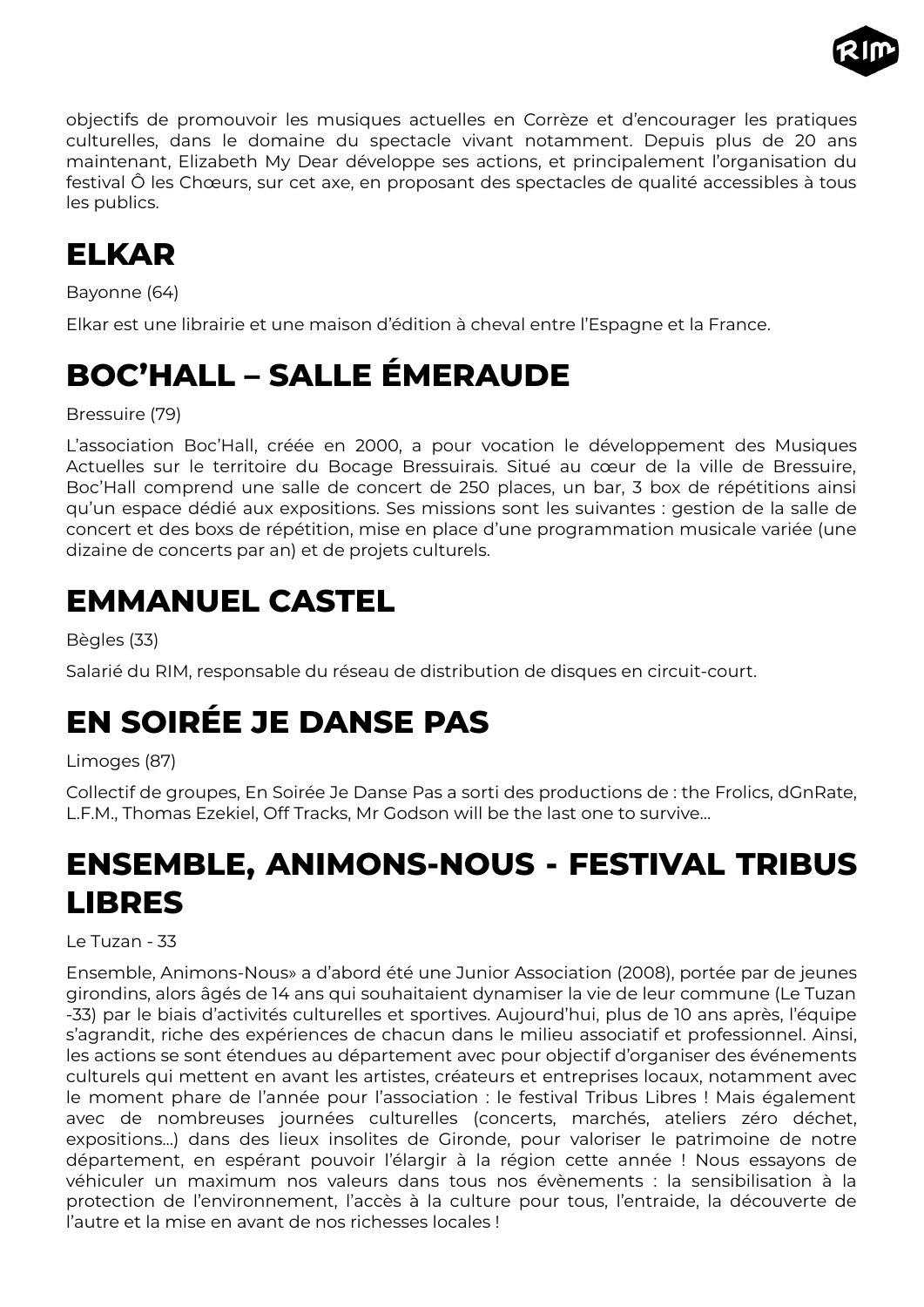objectifs de promouvoir les musiques actuelles en Corrèze et d'encourager les pratiques culturelles, dans le domaine du spectacle vivant notamment. Depuis plus de 20 ans maintenant, Elizabeth My Dear développe ses actions, et principalement l'organisation du festival Ô les Chœurs, sur cet axe, en proposant des spectacles de qualité accessibles à tous les publics.

# ELKAR

Bayonne (64)

Elkar est une librairie et une maison d'édition à cheval entre l'Espagne et la France.

# BOC'HALL – SALLE ÉMERAUDE

Bressuire (79)

L'association Boc'Hall, créée en 2000, a pour vocation le développement des Musiques Actuelles sur le territoire du Bocage Bressuirais. Situé au cœur de la ville de Bressuire, Boc'Hall comprend une salle de concert de 250 places, un bar, 3 box de répétitions ainsi qu'un espace dédié aux expositions. Ses missions sont les suivantes : gestion de la salle de concert et des boxs de répétition, mise en place d'une programmation musicale variée (une dizaine de concerts par an) et de projets culturels.

# EMMANUEL CASTEL

Bègles (33)

Salarié du RIM, responsable du réseau de distribution de disques en circuit-court.

# EN SOIRÉE JE DANSE PAS

Limoges (87)

Collectif de groupes, En Soirée Je Danse Pas a sorti des productions de : the Frolics, dGnRate, L.F.M., Thomas Ezekiel, Off Tracks, Mr Godson will be the last one to survive...

# ENSEMBLE, ANIMONS-NOUS - FESTIVAL TRIBUS LIBRES

Le Tuzan - 33

Ensemble, Animons-Nous» a d'abord été une Junior Association (2008), portée par de jeunes girondins, alors âgés de 14 ans qui souhaitaient dynamiser la vie de leur commune (Le Tuzan -33) par le biais d'activités culturelles et sportives. Aujourd'hui, plus de 10 ans après, l'équipe s'agrandit, riche des expériences de chacun dans le milieu associatif et professionnel. Ainsi, les actions se sont étendues au département avec pour objectif d'organiser des événements culturels qui mettent en avant les artistes, créateurs et entreprises locaux, notamment avec le moment phare de l'année pour l'association : le festival Tribus Libres ! Mais également avec de nombreuses journées culturelles (concerts, marchés, ateliers zéro déchet, expositions...) dans des lieux insolites de Gironde, pour valoriser le patrimoine de notre département, en espérant pouvoir l'élargir à la région cette année ! Nous essayons de véhiculer un maximum nos valeurs dans tous nos évènements : la sensibilisation à la protection de l'environnement, l'accès à la culture pour tous, l'entraide, la découverte de l'autre et la mise en avant de nos richesses locales !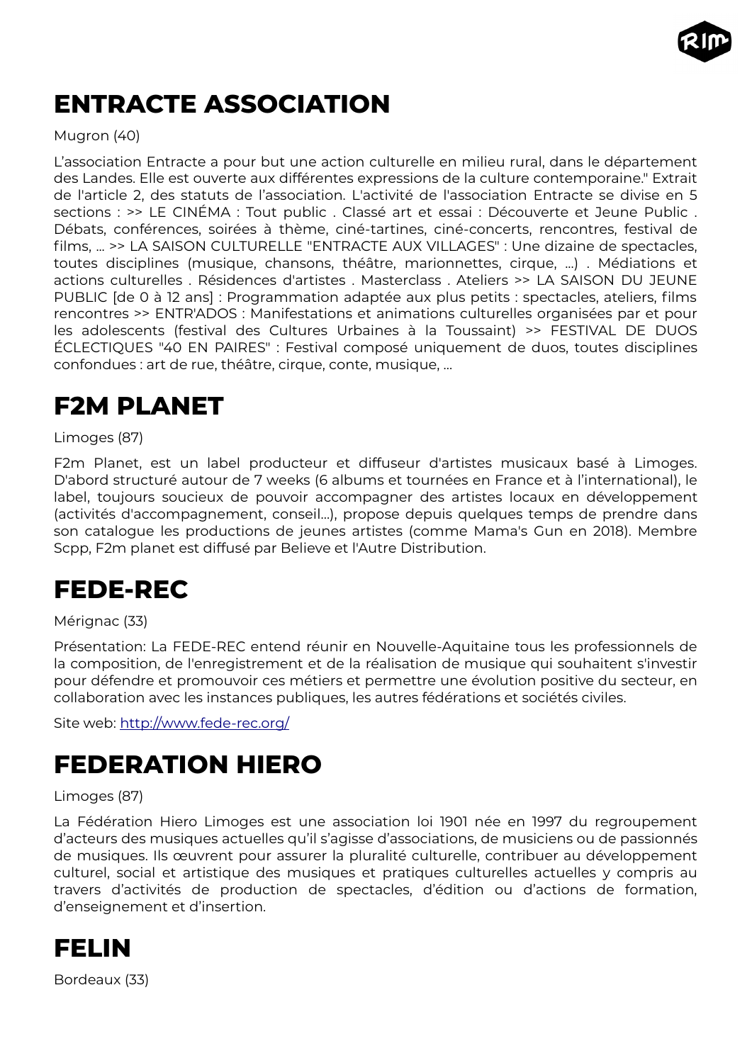# ENTRACTE ASSOCIATION

Mugron (40)

L’association Entracte a pour but une action culturelle en milieu rural, dans le département des Landes. Elle est ouverte aux différentes expressions de la culture contemporaine." Extrait de l'article 2, des statuts de l’association. L'activité de l'association Entracte se divise en 5 sections : >> LE CINÉMA : Tout public . Classé art et essai : Découverte et Jeune Public . Débats, conférences, soirées à thème, ciné-tartines, ciné-concerts, rencontres, festival de films, ... >> LA SAISON CULTURELLE "ENTRACTE AUX VILLAGES" : Une dizaine de spectacles, toutes disciplines (musique, chansons, théâtre, marionnettes, cirque, ...) . Médiations et actions culturelles . Résidences d'artistes . Masterclass . Ateliers >> LA SAISON DU JEUNE PUBLIC [de 0 à 12 ans] : Programmation adaptée aux plus petits : spectacles, ateliers, films rencontres >> ENTR'ADOS : Manifestations et animations culturelles organisées par et pour les adolescents (festival des Cultures Urbaines à la Toussaint) >> FESTIVAL DE DUOS ÉCLECTIQUES "40 EN PAIRES" : Festival composé uniquement de duos, toutes disciplines confondues : art de rue, théâtre, cirque, conte, musique, ...

# F2M PLANET

Limoges (87)

F2m Planet, est un label producteur et diffuseur d'artistes musicaux basé à Limoges. D'abord structuré autour de 7 weeks (6 albums et tournées en France et à l’international), le label, toujours soucieux de pouvoir accompagner des artistes locaux en développement (activités d'accompagnement, conseil...), propose depuis quelques temps de prendre dans son catalogue les productions de jeunes artistes (comme Mama's Gun en 2018). Membre Scpp, F2m planet est diffusé par Believe et l'Autre Distribution.

# FEDE-REC

Mérignac (33)

Présentation: La FEDE-REC entend réunir en Nouvelle-Aquitaine tous les professionnels de la composition, de l'enregistrement et de la réalisation de musique qui souhaitent s'investir pour défendre et promouvoir ces métiers et permettre une évolution positive du secteur, en collaboration avec les instances publiques, les autres fédérations et sociétés civiles.

Site web: [http://www.fede-rec.org/](http://www.fede-rec.org/)

# FEDERATION HIERO

Limoges (87)

La Fédération Hiero Limoges est une association loi 1901 née en 1997 du regroupement d’acteurs des musiques actuelles qu’il s’agisse d’associations, de musiciens ou de passionnés de musiques. Ils œuvrent pour assurer la pluralité culturelle, contribuer au développement culturel, social et artistique des musiques et pratiques culturelles actuelles y compris au travers d’activités de production de spectacles, d’édition ou d’actions de formation, d’enseignement et d’insertion.

# FELIN

Bordeaux (33)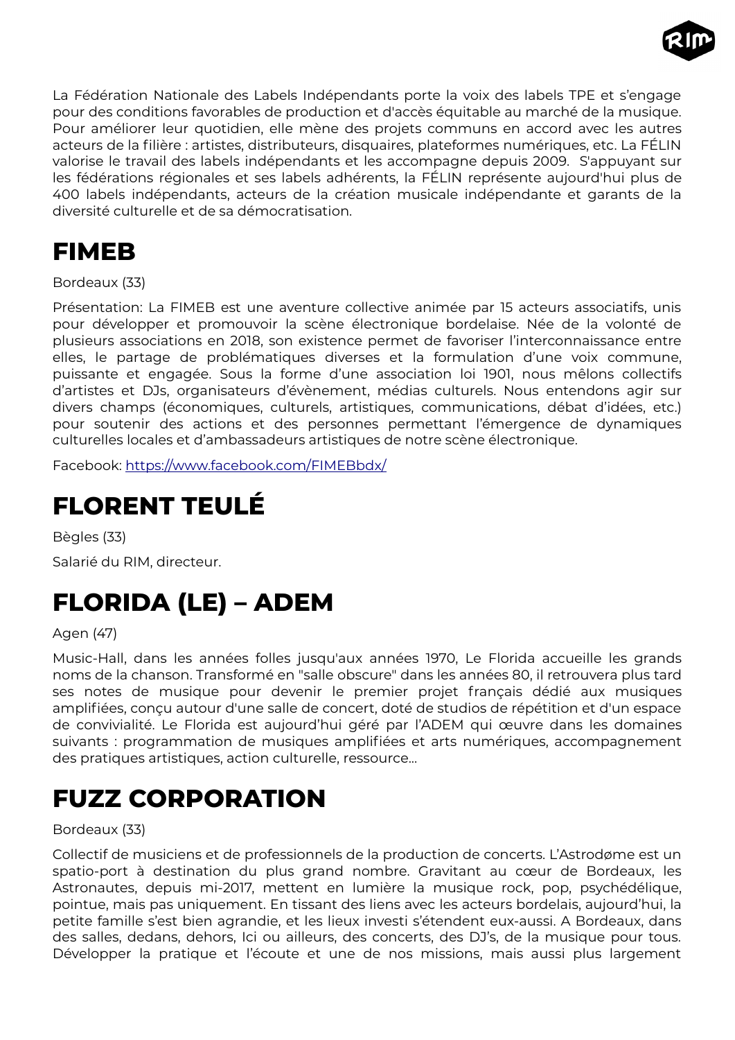La Fédération Nationale des Labels Indépendants porte la voix des labels TPE et s'engage pour des conditions favorables de production et d'accès équitable au marché de la musique. Pour améliorer leur quotidien, elle mène des projets communs en accord avec les autres acteurs de la filière : artistes, distributeurs, disquaires, plateformes numériques, etc. La FÉLIN valorise le travail des labels indépendants et les accompagne depuis 2009. S'appuyant sur les fédérations régionales et ses labels adhérents, la FÉLIN représente aujourd'hui plus de 400 labels indépendants, acteurs de la création musicale indépendante et garants de la diversité culturelle et de sa démocratisation.

# FIMEB

Bordeaux (33)

Présentation: La FIMEB est une aventure collective animée par 15 acteurs associatifs, unis pour développer et promouvoir la scène électronique bordelaise. Née de la volonté de plusieurs associations en 2018, son existence permet de favoriser l'interconnaissance entre elles, le partage de problématiques diverses et la formulation d'une voix commune, puissante et engagée. Sous la forme d'une association loi 1901, nous mêlons collectifs d'artistes et DJs, organisateurs d'évènement, médias culturels. Nous entendons agir sur divers champs (économiques, culturels, artistiques, communications, débat d'idées, etc.) pour soutenir des actions et des personnes permettant l'émergence de dynamiques culturelles locales et d'ambassadeurs artistiques de notre scène électronique.

Facebook: https://www.facebook.com/FIMEBbdx/

# FLORENT TEULÉ

Bègles (33)

Salarié du RIM, directeur.

# FLORIDA (LE) – ADEM

Agen (47)

Music-Hall, dans les années folles jusqu'aux années 1970, Le Florida accueille les grands noms de la chanson. Transformé en "salle obscure" dans les années 80, il retrouvera plus tard ses notes de musique pour devenir le premier projet français dédié aux musiques amplifiées, conçu autour d'une salle de concert, doté de studios de répétition et d'un espace de convivialité. Le Florida est aujourd'hui géré par l'ADEM qui œuvre dans les domaines suivants : programmation de musiques amplifiées et arts numériques, accompagnement des pratiques artistiques, action culturelle, ressource…

# FUZZ CORPORATION

Bordeaux (33)

Collectif de musiciens et de professionnels de la production de concerts. L'Astrodøme est un spatio-port à destination du plus grand nombre. Gravitant au cœur de Bordeaux, les Astronautes, depuis mi-2017, mettent en lumière la musique rock, pop, psychédélique, pointue, mais pas uniquement. En tissant des liens avec les acteurs bordelais, aujourd'hui, la petite famille s'est bien agrandie, et les lieux investi s'étendent eux-aussi. A Bordeaux, dans des salles, dedans, dehors, Ici ou ailleurs, des concerts, des DJ's, de la musique pour tous. Développer la pratique et l'écoute et une de nos missions, mais aussi plus largement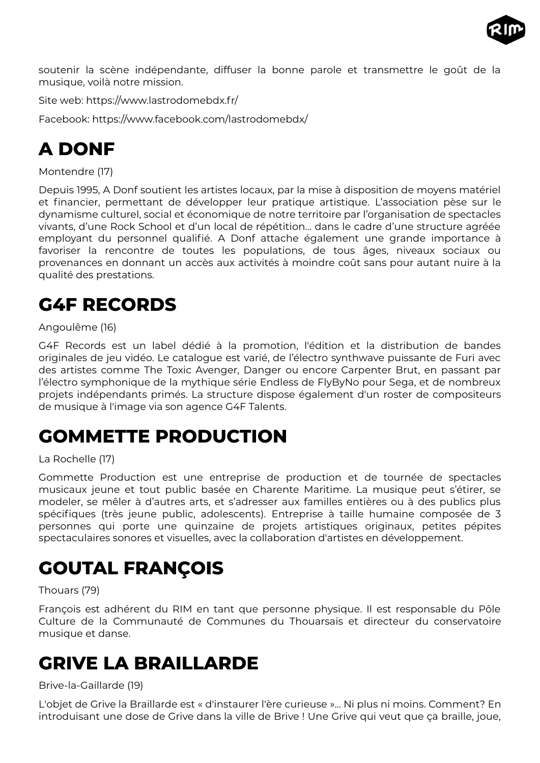soutenir la scène indépendante, diffuser la bonne parole et transmettre le goût de la musique, voilà notre mission.

Site web: https://www.lastrodomebdx.fr/

Facebook: https://www.facebook.com/lastrodomebdx/

# A DONF

Montendre (17)

Depuis 1995, A Donf soutient les artistes locaux, par la mise à disposition de moyens matériel et financier, permettant de développer leur pratique artistique. L'association pèse sur le dynamisme culturel, social et économique de notre territoire par l'organisation de spectacles vivants, d'une Rock School et d'un local de répétition… dans le cadre d'une structure agréée employant du personnel qualifié. A Donf attache également une grande importance à favoriser la rencontre de toutes les populations, de tous âges, niveaux sociaux ou provenances en donnant un accès aux activités à moindre coût sans pour autant nuire à la qualité des prestations.

# G4F RECORDS

Angoulême (16)

G4F Records est un label dédié à la promotion, l'édition et la distribution de bandes originales de jeu vidéo. Le catalogue est varié, de l'électro synthwave puissante de Furi avec des artistes comme The Toxic Avenger, Danger ou encore Carpenter Brut, en passant par l'électro symphonique de la mythique série Endless de FlyByNo pour Sega, et de nombreux projets indépendants primés. La structure dispose également d'un roster de compositeurs de musique à l'image via son agence G4F Talents.

# GOMMETTE PRODUCTION

La Rochelle (17)

Gommette Production est une entreprise de production et de tournée de spectacles musicaux jeune et tout public basée en Charente Maritime. La musique peut s'étirer, se modeler, se mêler à d'autres arts, et s'adresser aux familles entières ou à des publics plus spécifiques (très jeune public, adolescents). Entreprise à taille humaine composée de 3 personnes qui porte une quinzaine de projets artistiques originaux, petites pépites spectaculaires sonores et visuelles, avec la collaboration d'artistes en développement.

# GOUTAL FRANÇOIS

Thouars (79)

François est adhérent du RIM en tant que personne physique. Il est responsable du Pôle Culture de la Communauté de Communes du Thouarsais et directeur du conservatoire musique et danse.

# GRIVE LA BRAILLARDE

Brive-la-Gaillarde (19)

L'objet de Grive la Braillarde est « d'instaurer l'ère curieuse »… Ni plus ni moins. Comment? En introduisant une dose de Grive dans la ville de Brive ! Une Grive qui veut que ça braille, joue,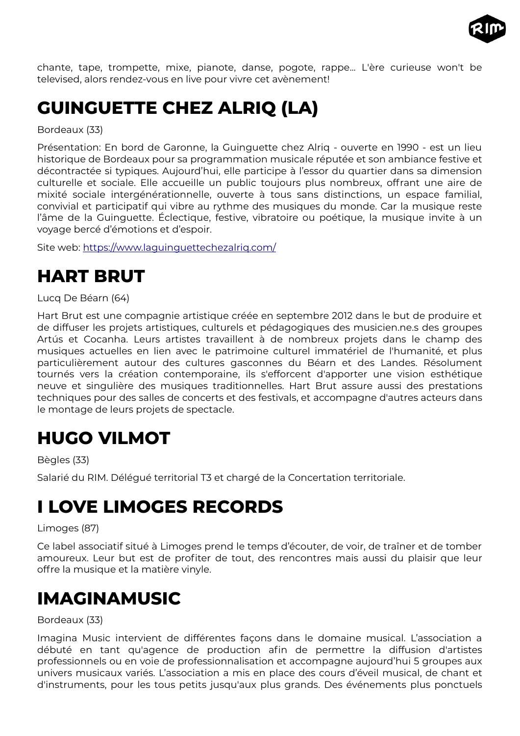chante, tape, trompette, mixe, pianote, danse, pogote, rappe... L'ère curieuse won't be televised, alors rendez-vous en live pour vivre cet avènement!

# GUINGUETTE CHEZ ALRIQ (LA)

Bordeaux (33)

Présentation: En bord de Garonne, la Guinguette chez Alriq - ouverte en 1990 - est un lieu historique de Bordeaux pour sa programmation musicale réputée et son ambiance festive et décontractée si typiques. Aujourd'hui, elle participe à l'essor du quartier dans sa dimension culturelle et sociale. Elle accueille un public toujours plus nombreux, offrant une aire de mixité sociale intergénérationnelle, ouverte à tous sans distinctions, un espace familial, convivial et participatif qui vibre au rythme des musiques du monde. Car la musique reste l'âme de la Guinguette. Éclectique, festive, vibratoire ou poétique, la musique invite à un voyage bercé d'émotions et d'espoir.

Site web: [https://www.laguinguettechezalriq.com/](https://www.laguinguettechezalriq.com/)

# HART BRUT

Lucq De Béarn (64)

Hart Brut est une compagnie artistique créée en septembre 2012 dans le but de produire et de diffuser les projets artistiques, culturels et pédagogiques des musicien.ne.s des groupes Artús et Cocanha. Leurs artistes travaillent à de nombreux projets dans le champ des musiques actuelles en lien avec le patrimoine culturel immatériel de l'humanité, et plus particulièrement autour des cultures gasconnes du Béarn et des Landes. Résolument tournés vers la création contemporaine, ils s'efforcent d'apporter une vision esthétique neuve et singulière des musiques traditionnelles. Hart Brut assure aussi des prestations techniques pour des salles de concerts et des festivals, et accompagne d'autres acteurs dans le montage de leurs projets de spectacle.

# HUGO VILMOT

Bègles (33)

Salarié du RIM. Délégué territorial T3 et chargé de la Concertation territoriale.

# I LOVE LIMOGES RECORDS

Limoges (87)

Ce label associatif situé à Limoges prend le temps d'écouter, de voir, de traîner et de tomber amoureux. Leur but est de profiter de tout, des rencontres mais aussi du plaisir que leur offre la musique et la matière vinyle.

# IMAGINAMUSIC

Bordeaux (33)

Imagina Music intervient de différentes façons dans le domaine musical. L'association a débuté en tant qu'agence de production afin de permettre la diffusion d'artistes professionnels ou en voie de professionnalisation et accompagne aujourd'hui 5 groupes aux univers musicaux variés. L'association a mis en place des cours d'éveil musical, de chant et d'instruments, pour les tous petits jusqu'aux plus grands. Des événements plus ponctuels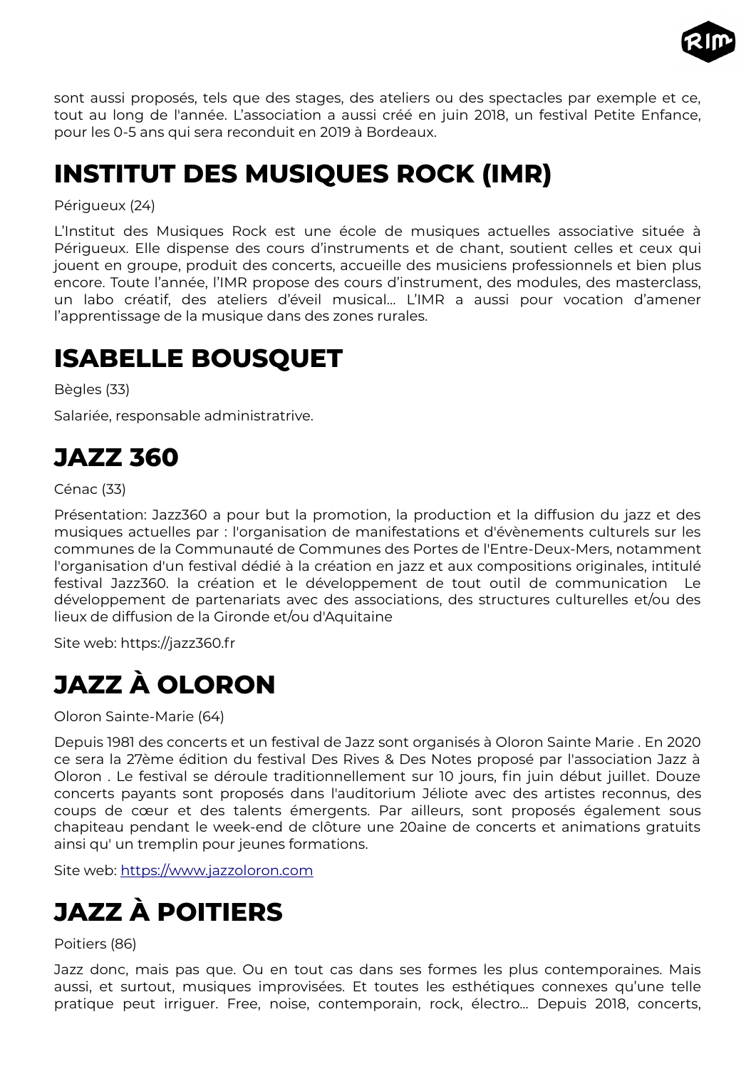sont aussi proposés, tels que des stages, des ateliers ou des spectacles par exemple et ce, tout au long de l'année. L'association a aussi créé en juin 2018, un festival Petite Enfance, pour les 0-5 ans qui sera reconduit en 2019 à Bordeaux.

# INSTITUT DES MUSIQUES ROCK (IMR)

Périgueux (24)

L'Institut des Musiques Rock est une école de musiques actuelles associative située à Périgueux. Elle dispense des cours d'instruments et de chant, soutient celles et ceux qui jouent en groupe, produit des concerts, accueille des musiciens professionnels et bien plus encore. Toute l'année, l'IMR propose des cours d'instrument, des modules, des masterclass, un labo créatif, des ateliers d'éveil musical… L'IMR a aussi pour vocation d'amener l'apprentissage de la musique dans des zones rurales.

# ISABELLE BOUSQUET

Bègles (33)

Salariée, responsable administrative.

# JAZZ 360

Cénac (33)

Présentation: Jazz360 a pour but la promotion, la production et la diffusion du jazz et des musiques actuelles par : l'organisation de manifestations et d'évènements culturels sur les communes de la Communauté de Communes des Portes de l'Entre-Deux-Mers, notamment l'organisation d'un festival dédié à la création en jazz et aux compositions originales, intitulé festival Jazz360. la création et le développement de tout outil de communication Le développement de partenariats avec des associations, des structures culturelles et/ou des lieux de diffusion de la Gironde et/ou d'Aquitaine

Site web: https://jazz360.fr

# JAZZ À OLORON

Oloron Sainte-Marie (64)

Depuis 1981 des concerts et un festival de Jazz sont organisés à Oloron Sainte Marie . En 2020 ce sera la 27ème édition du festival Des Rives & Des Notes proposé par l'association Jazz à Oloron . Le festival se déroule traditionnellement sur 10 jours, fin juin début juillet. Douze concerts payants sont proposés dans l'auditorium Jéliote avec des artistes reconnus, des coups de cœur et des talents émergents. Par ailleurs, sont proposés également sous chapiteau pendant le week-end de clôture une 20aine de concerts et animations gratuits ainsi qu' un tremplin pour jeunes formations.

Site web: https://www.jazzoloron.com

# JAZZ À POITIERS

Poitiers (86)

Jazz donc, mais pas que. Ou en tout cas dans ses formes les plus contemporaines. Mais aussi, et surtout, musiques improvisées. Et toutes les esthétiques connexes qu'une telle pratique peut irriguer. Free, noise, contemporain, rock, électro… Depuis 2018, concerts,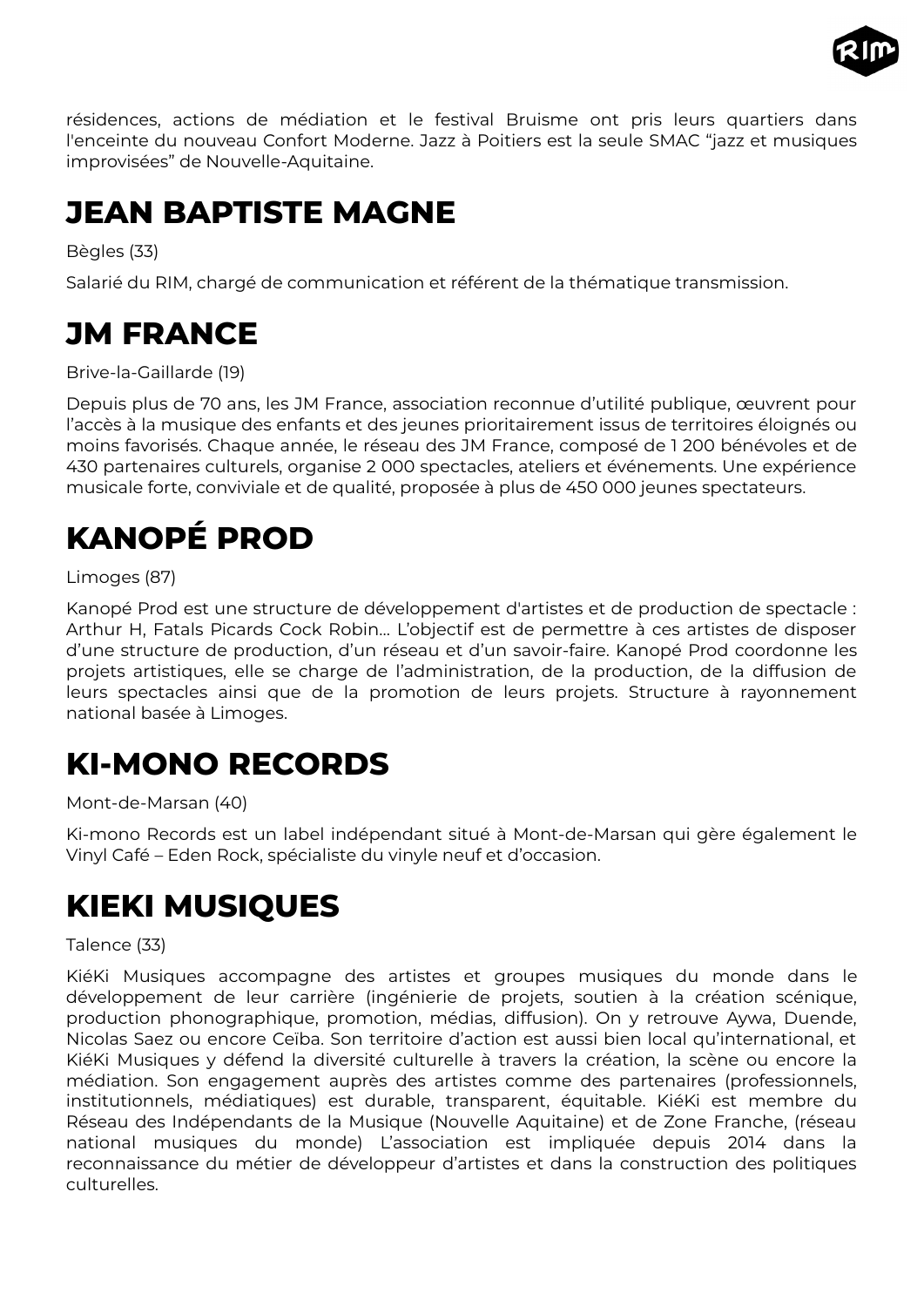résidences, actions de médiation et le festival Bruisme ont pris leurs quartiers dans l'enceinte du nouveau Confort Moderne. Jazz à Poitiers est la seule SMAC “jazz et musiques improvisées” de Nouvelle-Aquitaine.

# JEAN BAPTISTE MAGNE

Bègles (33)

Salarié du RIM, chargé de communication et référent de la thématique transmission.

# JM FRANCE

Brive-la-Gaillarde (19)

Depuis plus de 70 ans, les JM France, association reconnue d’utilité publique, œuvrent pour l’accès à la musique des enfants et des jeunes prioritairement issus de territoires éloignés ou moins favorisés. Chaque année, le réseau des JM France, composé de 1 200 bénévoles et de 430 partenaires culturels, organise 2 000 spectacles, ateliers et événements. Une expérience musicale forte, conviviale et de qualité, proposée à plus de 450 000 jeunes spectateurs.

# KANOPÉ PROD

Limoges (87)

Kanopé Prod est une structure de développement d'artistes et de production de spectacle : Arthur H, Fatals Picards Cock Robin… L’objectif est de permettre à ces artistes de disposer d’une structure de production, d’un réseau et d’un savoir-faire. Kanopé Prod coordonne les projets artistiques, elle se charge de l’administration, de la production, de la diffusion de leurs spectacles ainsi que de la promotion de leurs projets. Structure à rayonnement national basée à Limoges.

# KI-MONO RECORDS

Mont-de-Marsan (40)

Ki-mono Records est un label indépendant situé à Mont-de-Marsan qui gère également le Vinyl Café – Eden Rock, spécialiste du vinyle neuf et d’occasion.

# KIEKI MUSIQUES

Talence (33)

KiéKi Musiques accompagne des artistes et groupes musiques du monde dans le développement de leur carrière (ingénierie de projets, soutien à la création scénique, production phonographique, promotion, médias, diffusion). On y retrouve Aywa, Duende, Nicolas Saez ou encore Ceïba. Son territoire d’action est aussi bien local qu’international, et KiéKi Musiques y défend la diversité culturelle à travers la création, la scène ou encore la médiation. Son engagement auprès des artistes comme des partenaires (professionnels, institutionnels, médiatiques) est durable, transparent, équitable. KiéKi est membre du Réseau des Indépendants de la Musique (Nouvelle Aquitaine) et de Zone Franche, (réseau national musiques du monde) L’association est impliquée depuis 2014 dans la reconnaissance du métier de développeur d’artistes et dans la construction des politiques culturelles.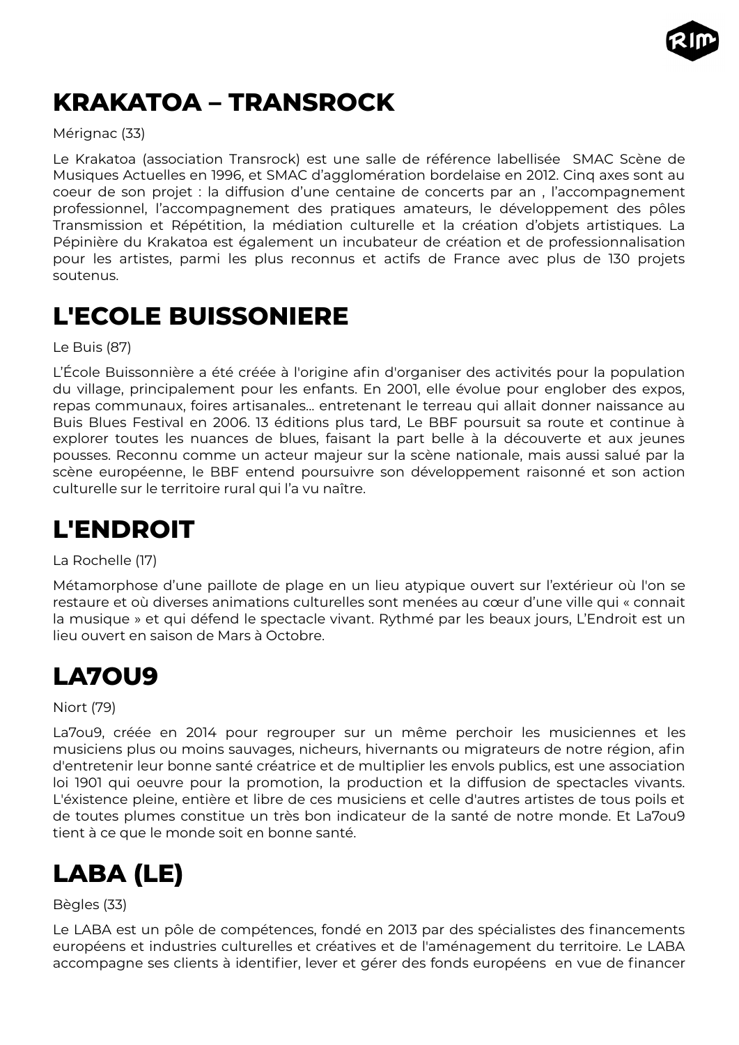# KRAKATOA – TRANSROCK

Mérignac (33)

Le Krakatoa (association Transrock) est une salle de référence labellisée SMAC Scène de Musiques Actuelles en 1996, et SMAC d'agglomération bordelaise en 2012. Cinq axes sont au coeur de son projet : la diffusion d'une centaine de concerts par an , l'accompagnement professionnel, l'accompagnement des pratiques amateurs, le développement des pôles Transmission et Répétition, la médiation culturelle et la création d'objets artistiques. La Pépinière du Krakatoa est également un incubateur de création et de professionnalisation pour les artistes, parmi les plus reconnus et actifs de France avec plus de 130 projets soutenus.

# L'ECOLE BUISSONIERE

Le Buis (87)

L'École Buissonnière a été créée à l'origine afin d'organiser des activités pour la population du village, principalement pour les enfants. En 2001, elle évolue pour englober des expos, repas communaux, foires artisanales... entretenant le terreau qui allait donner naissance au Buis Blues Festival en 2006. 13 éditions plus tard, Le BBF poursuit sa route et continue à explorer toutes les nuances de blues, faisant la part belle à la découverte et aux jeunes pousses. Reconnu comme un acteur majeur sur la scène nationale, mais aussi salué par la scène européenne, le BBF entend poursuivre son développement raisonné et son action culturelle sur le territoire rural qui l'a vu naître.

# L'ENDROIT

La Rochelle (17)

Métamorphose d'une paillote de plage en un lieu atypique ouvert sur l'extérieur où l'on se restaure et où diverses animations culturelles sont menées au cœur d'une ville qui « connait la musique » et qui défend le spectacle vivant. Rythmé par les beaux jours, L'Endroit est un lieu ouvert en saison de Mars à Octobre.

# LA7OU9

Niort (79)

La7ou9, créée en 2014 pour regrouper sur un même perchoir les musiciennes et les musiciens plus ou moins sauvages, nicheurs, hivernants ou migrateurs de notre région, afin d'entretenir leur bonne santé créatrice et de multiplier les envols publics, est une association loi 1901 qui oeuvre pour la promotion, la production et la diffusion de spectacles vivants. L'éxistence pleine, entière et libre de ces musiciens et celle d'autres artistes de tous poils et de toutes plumes constitue un très bon indicateur de la santé de notre monde. Et La7ou9 tient à ce que le monde soit en bonne santé.

# LABA (LE)

Bègles (33)

Le LABA est un pôle de compétences, fondé en 2013 par des spécialistes des financements européens et industries culturelles et créatives et de l'aménagement du territoire. Le LABA accompagne ses clients à identifier, lever et gérer des fonds européens en vue de financer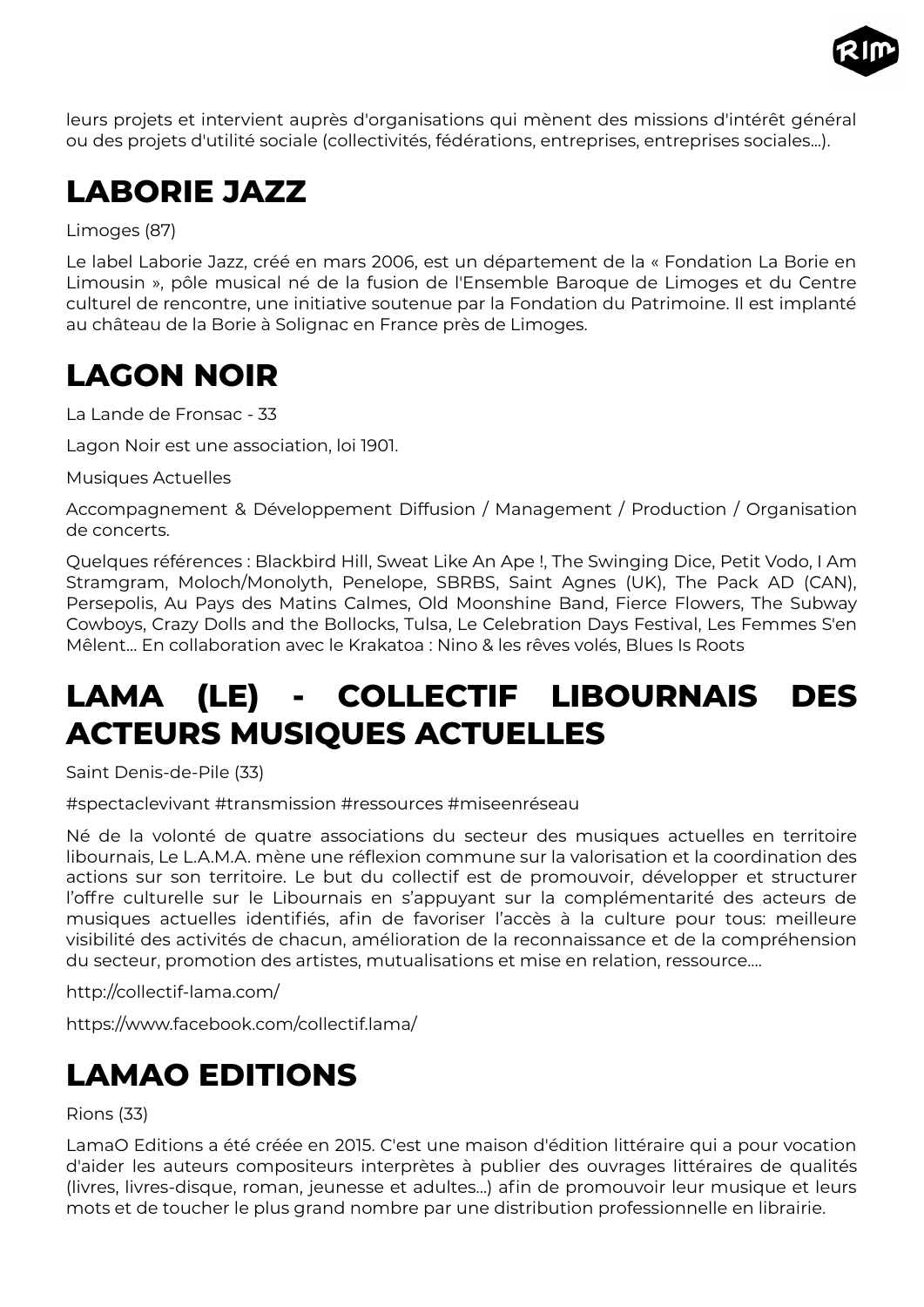leurs projets et intervient auprès d'organisations qui mènent des missions d'intérêt général ou des projets d'utilité sociale (collectivités, fédérations, entreprises, entreprises sociales...).

# LABORIE JAZZ

Limoges (87)

Le label Laborie Jazz, créé en mars 2006, est un département de la « Fondation La Borie en Limousin », pôle musical né de la fusion de l'Ensemble Baroque de Limoges et du Centre culturel de rencontre, une initiative soutenue par la Fondation du Patrimoine. Il est implanté au château de la Borie à Solignac en France près de Limoges.

# LAGON NOIR

La Lande de Fronsac - 33

Lagon Noir est une association, loi 1901.

Musiques Actuelles

Accompagnement & Développement Diffusion / Management / Production / Organisation de concerts.

Quelques références : Blackbird Hill, Sweat Like An Ape !, The Swinging Dice, Petit Vodo, I Am Stramgram, Moloch/Monolyth, Penelope, SBRBS, Saint Agnes (UK), The Pack AD (CAN), Persepolis, Au Pays des Matins Calmes, Old Moonshine Band, Fierce Flowers, The Subway Cowboys, Crazy Dolls and the Bollocks, Tulsa, Le Celebration Days Festival, Les Femmes S'en Mêlent... En collaboration avec le Krakatoa : Nino & les rêves volés, Blues Is Roots

# LAMA (LE) - COLLECTIF LIBOURNAIS DES ACTEURS MUSIQUES ACTUELLES

Saint Denis-de-Pile (33)

#spectaclevivant #transmission #ressources #miseenréseau

Né de la volonté de quatre associations du secteur des musiques actuelles en territoire libournais, Le L.A.M.A. mène une réflexion commune sur la valorisation et la coordination des actions sur son territoire. Le but du collectif est de promouvoir, développer et structurer l'offre culturelle sur le Libournais en s'appuyant sur la complémentarité des acteurs de musiques actuelles identifiés, afin de favoriser l'accès à la culture pour tous: meilleure visibilité des activités de chacun, amélioration de la reconnaissance et de la compréhension du secteur, promotion des artistes, mutualisations et mise en relation, ressource....

http://collectif-lama.com/

https://www.facebook.com/collectif.lama/

# LAMAO EDITIONS

Rions (33)

LamaO Editions a été créée en 2015. C'est une maison d'édition littéraire qui a pour vocation d'aider les auteurs compositeurs interprètes à publier des ouvrages littéraires de qualités (livres, livres-disque, roman, jeunesse et adultes...) afin de promouvoir leur musique et leurs mots et de toucher le plus grand nombre par une distribution professionnelle en librairie.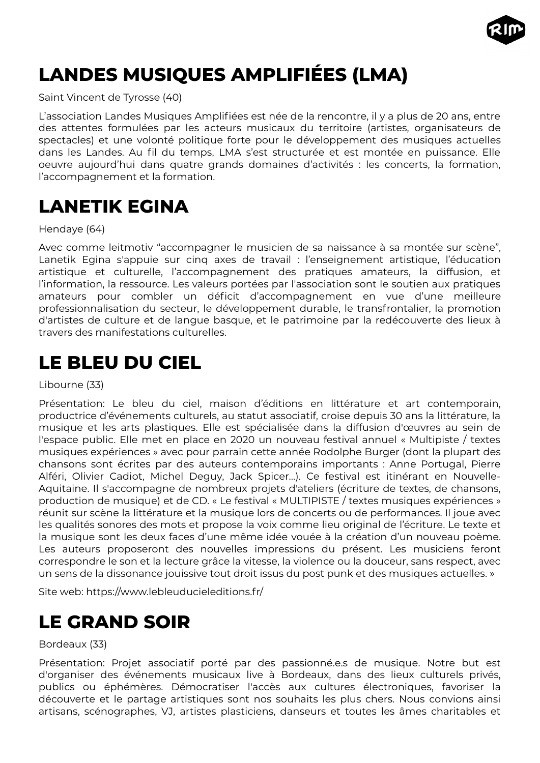# LANDES MUSIQUES AMPLIFIÉES (LMA)

Saint Vincent de Tyrosse (40)

L'association Landes Musiques Amplifiées est née de la rencontre, il y a plus de 20 ans, entre des attentes formulées par les acteurs musicaux du territoire (artistes, organisateurs de spectacles) et une volonté politique forte pour le développement des musiques actuelles dans les Landes. Au fil du temps, LMA s'est structurée et est montée en puissance. Elle oeuvre aujourd'hui dans quatre grands domaines d'activités : les concerts, la formation, l'accompagnement et la formation.

# LANETIK EGINA

Hendaye (64)

Avec comme leitmotiv "accompagner le musicien de sa naissance à sa montée sur scène", Lanetik Egina s'appuie sur cinq axes de travail : l'enseignement artistique, l'éducation artistique et culturelle, l'accompagnement des pratiques amateurs, la diffusion, et l'information, la ressource. Les valeurs portées par l'association sont le soutien aux pratiques amateurs pour combler un déficit d'accompagnement en vue d'une meilleure professionnalisation du secteur, le développement durable, le transfrontalier, la promotion d'artistes de culture et de langue basque, et le patrimoine par la redécouverte des lieux à travers des manifestations culturelles.

# LE BLEU DU CIEL

Libourne (33)

Présentation: Le bleu du ciel, maison d'éditions en littérature et art contemporain, productrice d'événements culturels, au statut associatif, croise depuis 30 ans la littérature, la musique et les arts plastiques. Elle est spécialisée dans la diffusion d'œuvres au sein de l'espace public. Elle met en place en 2020 un nouveau festival annuel « Multipiste / textes musiques expériences » avec pour parrain cette année Rodolphe Burger (dont la plupart des chansons sont écrites par des auteurs contemporains importants : Anne Portugal, Pierre Alféri, Olivier Cadiot, Michel Deguy, Jack Spicer...). Ce festival est itinérant en Nouvelle-Aquitaine. Il s'accompagne de nombreux projets d'ateliers (écriture de textes, de chansons, production de musique) et de CD. « Le festival « MULTIPISTE / textes musiques expériences » réunit sur scène la littérature et la musique lors de concerts ou de performances. Il joue avec les qualités sonores des mots et propose la voix comme lieu original de l'écriture. Le texte et la musique sont les deux faces d'une même idée vouée à la création d'un nouveau poème. Les auteurs proposeront des nouvelles impressions du présent. Les musiciens feront correspondre le son et la lecture grâce la vitesse, la violence ou la douceur, sans respect, avec un sens de la dissonance jouissive tout droit issus du post punk et des musiques actuelles. »

Site web: https://www.lebleuducieleditions.fr/

# LE GRAND SOIR

Bordeaux (33)

Présentation: Projet associatif porté par des passionné.e.s de musique. Notre but est d'organiser des événements musicaux live à Bordeaux, dans des lieux culturels privés, publics ou éphémères. Démocratiser l'accès aux cultures électroniques, favoriser la découverte et le partage artistiques sont nos souhaits les plus chers. Nous convions ainsi artisans, scénographes, VJ, artistes plasticiens, danseurs et toutes les âmes charitables et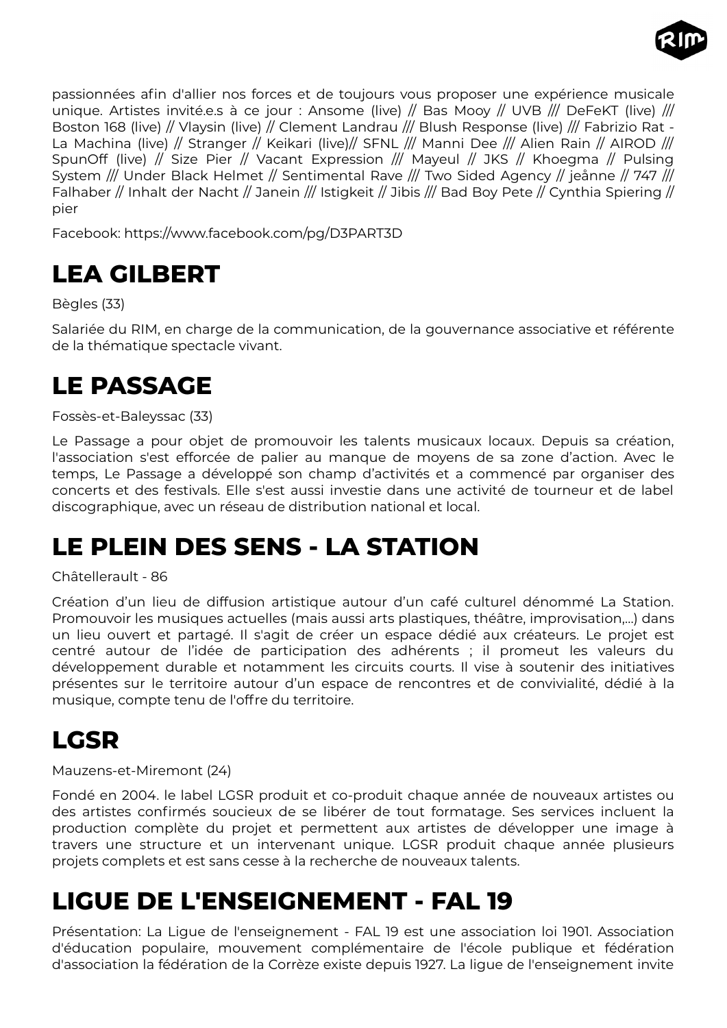passionnées afin d'allier nos forces et de toujours vous proposer une expérience musicale unique. Artistes invité.e.s à ce jour : Ansome (live) // Bas Mooy // UVB /// DeFeKT (live) /// Boston 168 (live) // Vlaysin (live) // Clement Landrau /// Blush Response (live) /// Fabrizio Rat - La Machina (live) // Stranger // Keikari (live)// SFNL /// Manni Dee /// Alien Rain // AIROD /// SpunOff (live) // Size Pier // Vacant Expression /// Mayeul // JKS // Khoegma // Pulsing System /// Under Black Helmet // Sentimental Rave /// Two Sided Agency // jeånne // 747 /// Falhaber // Inhalt der Nacht // Janein /// Istigkeit // Jibis /// Bad Boy Pete // Cynthia Spiering // pier

Facebook: https://www.facebook.com/pg/D3PART3D

# LEA GILBERT

Bègles (33)

Salariée du RIM, en charge de la communication, de la gouvernance associative et référente de la thématique spectacle vivant.

# LE PASSAGE

Fossès-et-Baleyssac (33)

Le Passage a pour objet de promouvoir les talents musicaux locaux. Depuis sa création, l'association s'est efforcée de palier au manque de moyens de sa zone d'action. Avec le temps, Le Passage a développé son champ d'activités et a commencé par organiser des concerts et des festivals. Elle s'est aussi investie dans une activité de tourneur et de label discographique, avec un réseau de distribution national et local.

# LE PLEIN DES SENS - LA STATION

Châtellerault - 86

Création d'un lieu de diffusion artistique autour d'un café culturel dénommé La Station. Promouvoir les musiques actuelles (mais aussi arts plastiques, théâtre, improvisation,...) dans un lieu ouvert et partagé. Il s'agit de créer un espace dédié aux créateurs. Le projet est centré autour de l'idée de participation des adhérents ; il promeut les valeurs du développement durable et notamment les circuits courts. Il vise à soutenir des initiatives présentes sur le territoire autour d'un espace de rencontres et de convivialité, dédié à la musique, compte tenu de l'offre du territoire.

# LGSR

Mauzens-et-Miremont (24)

Fondé en 2004. le label LGSR produit et co-produit chaque année de nouveaux artistes ou des artistes confirmés soucieux de se libérer de tout formatage. Ses services incluent la production complète du projet et permettent aux artistes de développer une image à travers une structure et un intervenant unique. LGSR produit chaque année plusieurs projets complets et est sans cesse à la recherche de nouveaux talents.

# LIGUE DE L'ENSEIGNEMENT - FAL 19

Présentation: La Ligue de l'enseignement - FAL 19 est une association loi 1901. Association d'éducation populaire, mouvement complémentaire de l'école publique et fédération d'association la fédération de la Corrèze existe depuis 1927. La ligue de l'enseignement invite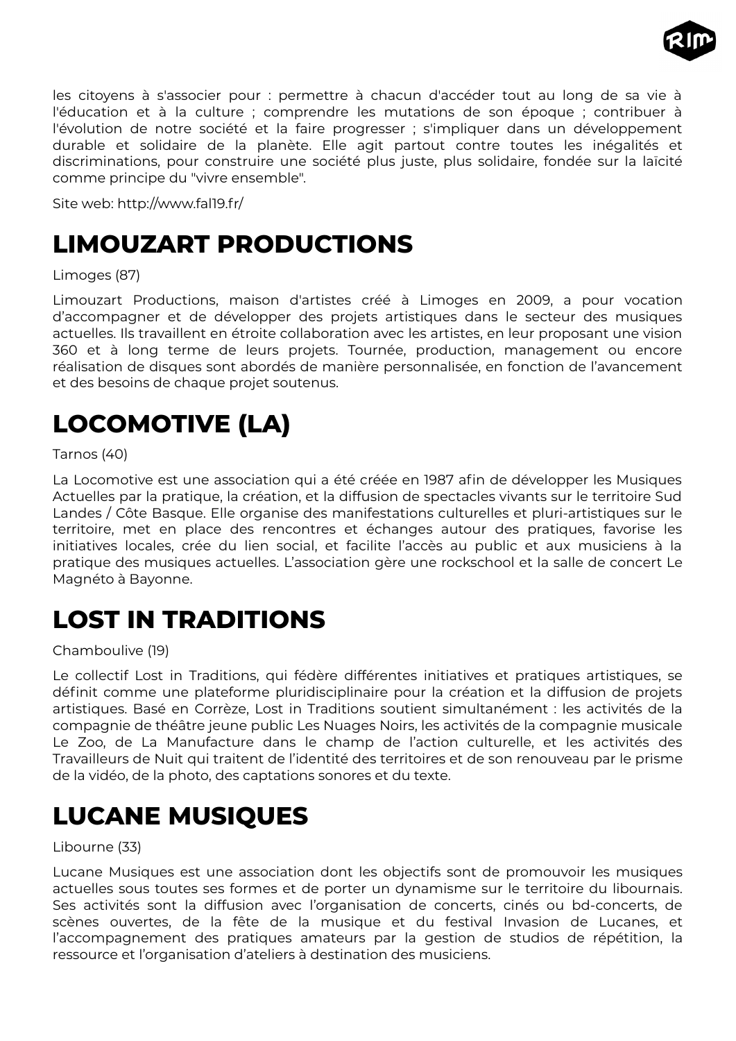les citoyens à s'associer pour : permettre à chacun d'accéder tout au long de sa vie à l'éducation et à la culture ; comprendre les mutations de son époque ; contribuer à l'évolution de notre société et la faire progresser ; s'impliquer dans un développement durable et solidaire de la planète. Elle agit partout contre toutes les inégalités et discriminations, pour construire une société plus juste, plus solidaire, fondée sur la laïcité comme principe du "vivre ensemble".

Site web: http://www.fal19.fr/

# LIMOUZART PRODUCTIONS

Limoges (87)

Limouzart Productions, maison d'artistes créé à Limoges en 2009, a pour vocation d'accompagner et de développer des projets artistiques dans le secteur des musiques actuelles. Ils travaillent en étroite collaboration avec les artistes, en leur proposant une vision 360 et à long terme de leurs projets. Tournée, production, management ou encore réalisation de disques sont abordés de manière personnalisée, en fonction de l'avancement et des besoins de chaque projet soutenus.

# LOCOMOTIVE (LA)

Tarnos (40)

La Locomotive est une association qui a été créée en 1987 afin de développer les Musiques Actuelles par la pratique, la création, et la diffusion de spectacles vivants sur le territoire Sud Landes / Côte Basque. Elle organise des manifestations culturelles et pluri-artistiques sur le territoire, met en place des rencontres et échanges autour des pratiques, favorise les initiatives locales, crée du lien social, et facilite l'accès au public et aux musiciens à la pratique des musiques actuelles. L'association gère une rockschool et la salle de concert Le Magnéto à Bayonne.

# LOST IN TRADITIONS

Chamboulive (19)

Le collectif Lost in Traditions, qui fédère différentes initiatives et pratiques artistiques, se définit comme une plateforme pluridisciplinaire pour la création et la diffusion de projets artistiques. Basé en Corrèze, Lost in Traditions soutient simultanément : les activités de la compagnie de théâtre jeune public Les Nuages Noirs, les activités de la compagnie musicale Le Zoo, de La Manufacture dans le champ de l'action culturelle, et les activités des Travailleurs de Nuit qui traitent de l'identité des territoires et de son renouveau par le prisme de la vidéo, de la photo, des captations sonores et du texte.

# LUCANE MUSIQUES

Libourne (33)

Lucane Musiques est une association dont les objectifs sont de promouvoir les musiques actuelles sous toutes ses formes et de porter un dynamisme sur le territoire du libournais. Ses activités sont la diffusion avec l'organisation de concerts, cinés ou bd-concerts, de scènes ouvertes, de la fête de la musique et du festival Invasion de Lucanes, et l'accompagnement des pratiques amateurs par la gestion de studios de répétition, la ressource et l'organisation d'ateliers à destination des musiciens.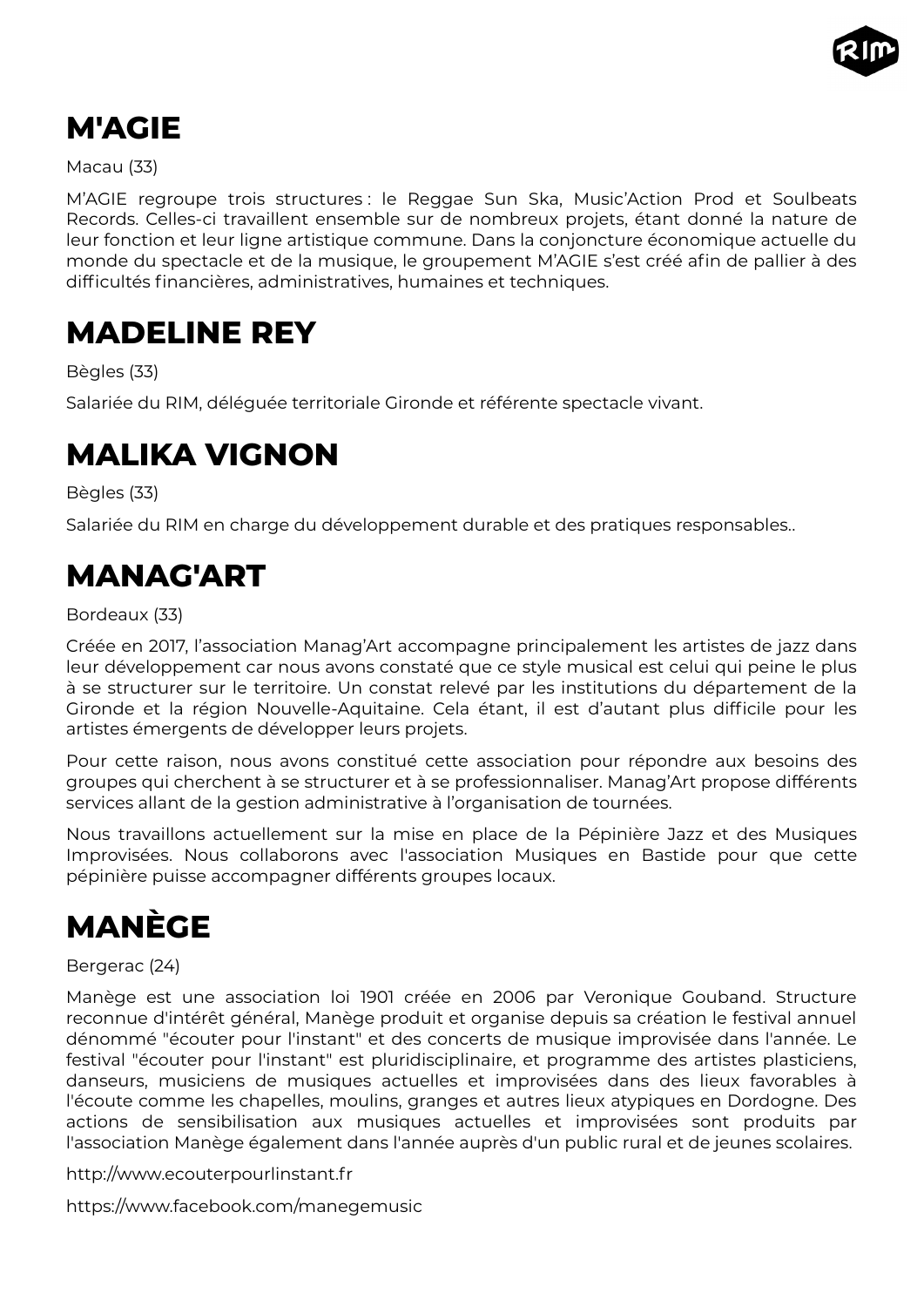# M'AGIE

Macau (33)

M'AGIE regroupe trois structures : le Reggae Sun Ska, Music'Action Prod et Soulbeats Records. Celles-ci travaillent ensemble sur de nombreux projets, étant donné la nature de leur fonction et leur ligne artistique commune. Dans la conjoncture économique actuelle du monde du spectacle et de la musique, le groupement M'AGIE s'est créé afin de pallier à des difficultés financières, administratives, humaines et techniques.

# MADELINE REY

Bègles (33)

Salariée du RIM, déléguée territoriale Gironde et référente spectacle vivant.

# MALIKA VIGNON

Bègles (33)

Salariée du RIM en charge du développement durable et des pratiques responsables..

# MANAG'ART

Bordeaux (33)

Créée en 2017, l'association Manag'Art accompagne principalement les artistes de jazz dans leur développement car nous avons constaté que ce style musical est celui qui peine le plus à se structurer sur le territoire. Un constat relevé par les institutions du département de la Gironde et la région Nouvelle-Aquitaine. Cela étant, il est d'autant plus difficile pour les artistes émergents de développer leurs projets.

Pour cette raison, nous avons constitué cette association pour répondre aux besoins des groupes qui cherchent à se structurer et à se professionnaliser. Manag'Art propose différents services allant de la gestion administrative à l'organisation de tournées.

Nous travaillons actuellement sur la mise en place de la Pépinière Jazz et des Musiques Improvisées. Nous collaborons avec l'association Musiques en Bastide pour que cette pépinière puisse accompagner différents groupes locaux.

# MANÈGE

Bergerac (24)

Manège est une association loi 1901 créée en 2006 par Veronique Gouband. Structure reconnue d'intérêt général, Manège produit et organise depuis sa création le festival annuel dénommé "écouter pour l'instant" et des concerts de musique improvisée dans l'année. Le festival "écouter pour l'instant" est pluridisciplinaire, et programme des artistes plasticiens, danseurs, musiciens de musiques actuelles et improvisées dans des lieux favorables à l'écoute comme les chapelles, moulins, granges et autres lieux atypiques en Dordogne. Des actions de sensibilisation aux musiques actuelles et improvisées sont produits par l'association Manège également dans l'année auprès d'un public rural et de jeunes scolaires.

http://www.ecouterpourlinstant.fr

https://www.facebook.com/manegemusic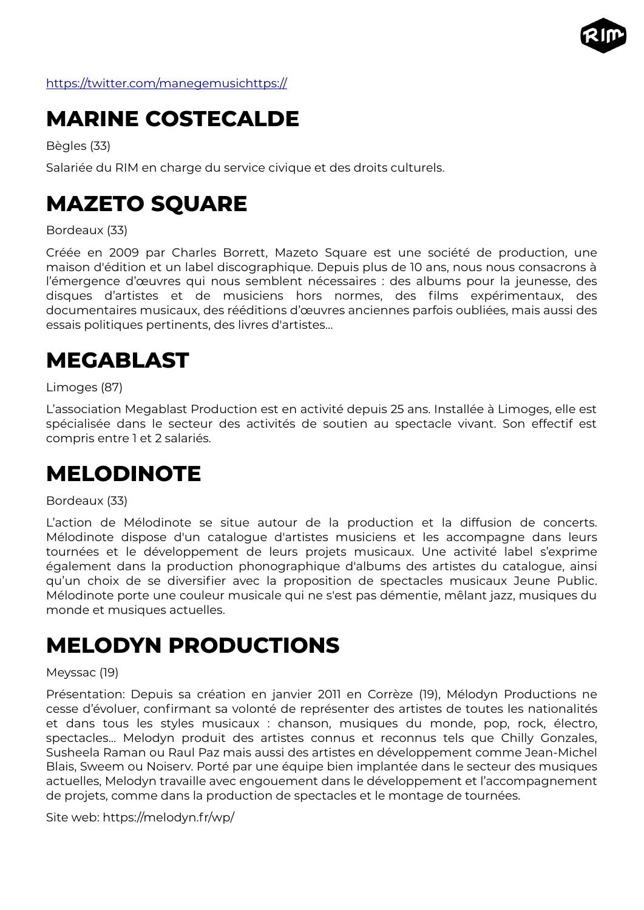https://twitter.com/manegemusichttps://

# MARINE COSTECALDE

Bègles (33)

Salariée du RIM en charge du service civique et des droits culturels.

# MAZETO SQUARE

Bordeaux (33)

Créée en 2009 par Charles Borrett, Mazeto Square est une société de production, une maison d'édition et un label discographique. Depuis plus de 10 ans, nous nous consacrons à l'émergence d'œuvres qui nous semblent nécessaires : des albums pour la jeunesse, des disques d'artistes et de musiciens hors normes, des films expérimentaux, des documentaires musicaux, des rééditions d'œuvres anciennes parfois oubliées, mais aussi des essais politiques pertinents, des livres d'artistes...

# MEGABLAST

Limoges (87)

L'association Megablast Production est en activité depuis 25 ans. Installée à Limoges, elle est spécialisée dans le secteur des activités de soutien au spectacle vivant. Son effectif est compris entre 1 et 2 salariés.

# MELODINOTE

Bordeaux (33)

L'action de Mélodinote se situe autour de la production et la diffusion de concerts. Mélodinote dispose d'un catalogue d'artistes musiciens et les accompagne dans leurs tournées et le développement de leurs projets musicaux. Une activité label s'exprime également dans la production phonographique d'albums des artistes du catalogue, ainsi qu'un choix de se diversifier avec la proposition de spectacles musicaux Jeune Public. Mélodinote porte une couleur musicale qui ne s'est pas démentie, mêlant jazz, musiques du monde et musiques actuelles.

# MELODYN PRODUCTIONS

Meyssac (19)

Présentation: Depuis sa création en janvier 2011 en Corrèze (19), Mélodyn Productions ne cesse d'évoluer, confirmant sa volonté de représenter des artistes de toutes les nationalités et dans tous les styles musicaux : chanson, musiques du monde, pop, rock, électro, spectacles... Melodyn produit des artistes connus et reconnus tels que Chilly Gonzales, Susheela Raman ou Raul Paz mais aussi des artistes en développement comme Jean-Michel Blais, Sweem ou Noiserv. Porté par une équipe bien implantée dans le secteur des musiques actuelles, Melodyn travaille avec engouement dans le développement et l'accompagnement de projets, comme dans la production de spectacles et le montage de tournées.

Site web: https://melodyn.fr/wp/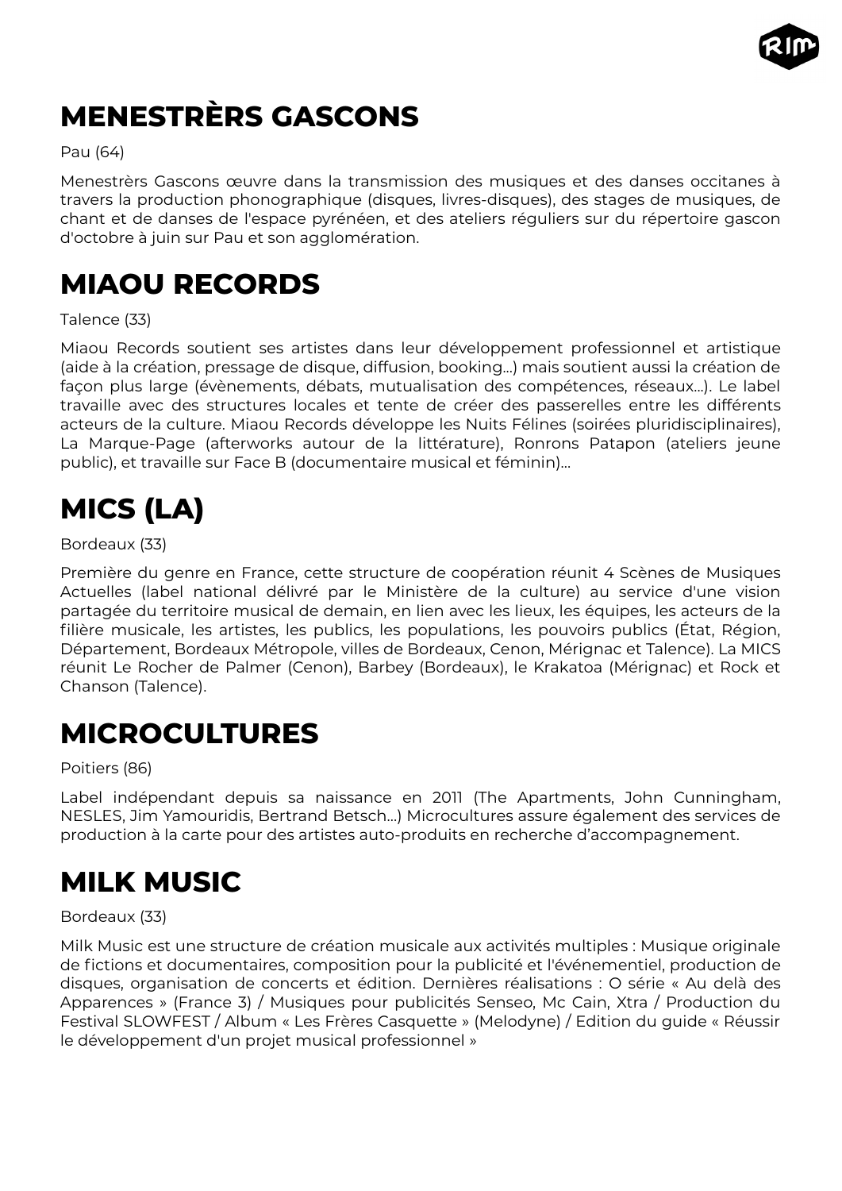# MENESTRÈRS GASCONS

Pau (64)

Menestrèrs Gascons œuvre dans la transmission des musiques et des danses occitanes à travers la production phonographique (disques, livres-disques), des stages de musiques, de chant et de danses de l'espace pyrénéen, et des ateliers réguliers sur du répertoire gascon d'octobre à juin sur Pau et son agglomération.

# MIAOU RECORDS

Talence (33)

Miaou Records soutient ses artistes dans leur développement professionnel et artistique (aide à la création, pressage de disque, diffusion, booking...) mais soutient aussi la création de façon plus large (évènements, débats, mutualisation des compétences, réseaux...). Le label travaille avec des structures locales et tente de créer des passerelles entre les différents acteurs de la culture. Miaou Records développe les Nuits Félines (soirées pluridisciplinaires), La Marque-Page (afterworks autour de la littérature), Ronrons Patapon (ateliers jeune public), et travaille sur Face B (documentaire musical et féminin)...

# MICS (LA)

Bordeaux (33)

Première du genre en France, cette structure de coopération réunit 4 Scènes de Musiques Actuelles (label national délivré par le Ministère de la culture) au service d'une vision partagée du territoire musical de demain, en lien avec les lieux, les équipes, les acteurs de la filière musicale, les artistes, les publics, les populations, les pouvoirs publics (État, Région, Département, Bordeaux Métropole, villes de Bordeaux, Cenon, Mérignac et Talence). La MICS réunit Le Rocher de Palmer (Cenon), Barbey (Bordeaux), le Krakatoa (Mérignac) et Rock et Chanson (Talence).

# MICROCULTURES

Poitiers (86)

Label indépendant depuis sa naissance en 2011 (The Apartments, John Cunningham, NESLES, Jim Yamouridis, Bertrand Betsch...) Microcultures assure également des services de production à la carte pour des artistes auto-produits en recherche d'accompagnement.

# MILK MUSIC

Bordeaux (33)

Milk Music est une structure de création musicale aux activités multiples : Musique originale de fictions et documentaires, composition pour la publicité et l'événementiel, production de disques, organisation de concerts et édition. Dernières réalisations : O série « Au delà des Apparences » (France 3) / Musiques pour publicités Senseo, Mc Cain, Xtra / Production du Festival SLOWFEST / Album « Les Frères Casquette » (Melodyne) / Edition du guide « Réussir le développement d'un projet musical professionnel »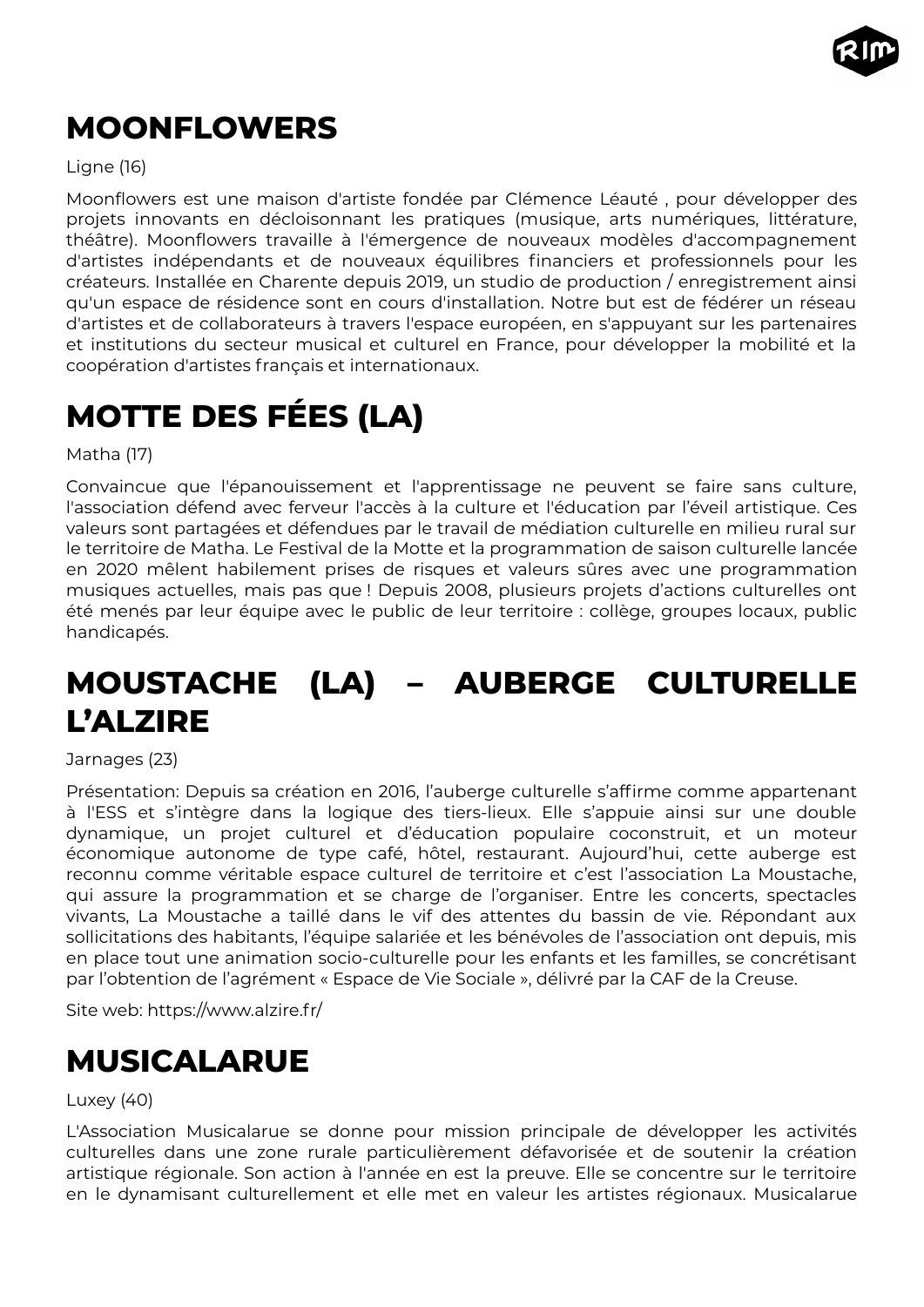# MOONFLOWERS

Ligne (16)

Moonflowers est une maison d'artiste fondée par Clémence Léauté , pour développer des projets innovants en décloisonnant les pratiques (musique, arts numériques, littérature, théâtre). Moonflowers travaille à l'émergence de nouveaux modèles d'accompagnement d'artistes indépendants et de nouveaux équilibres financiers et professionnels pour les créateurs. Installée en Charente depuis 2019, un studio de production / enregistrement ainsi qu'un espace de résidence sont en cours d'installation. Notre but est de fédérer un réseau d'artistes et de collaborateurs à travers l'espace européen, en s'appuyant sur les partenaires et institutions du secteur musical et culturel en France, pour développer la mobilité et la coopération d'artistes français et internationaux.

# MOTTE DES FÉES (LA)

Matha (17)

Convaincue que l'épanouissement et l'apprentissage ne peuvent se faire sans culture, l'association défend avec ferveur l'accès à la culture et l'éducation par l'éveil artistique. Ces valeurs sont partagées et défendues par le travail de médiation culturelle en milieu rural sur le territoire de Matha. Le Festival de la Motte et la programmation de saison culturelle lancée en 2020 mêlent habilement prises de risques et valeurs sûres avec une programmation musiques actuelles, mais pas que ! Depuis 2008, plusieurs projets d'actions culturelles ont été menés par leur équipe avec le public de leur territoire : collège, groupes locaux, public handicapés.

# MOUSTACHE (LA) – AUBERGE CULTURELLE L'ALZIRE

Jarnages (23)

Présentation: Depuis sa création en 2016, l'auberge culturelle s'affirme comme appartenant à l'ESS et s'intègre dans la logique des tiers-lieux. Elle s'appuie ainsi sur une double dynamique, un projet culturel et d'éducation populaire coconstruit, et un moteur économique autonome de type café, hôtel, restaurant. Aujourd'hui, cette auberge est reconnu comme véritable espace culturel de territoire et c'est l'association La Moustache, qui assure la programmation et se charge de l'organiser. Entre les concerts, spectacles vivants, La Moustache a taillé dans le vif des attentes du bassin de vie. Répondant aux sollicitations des habitants, l'équipe salariée et les bénévoles de l'association ont depuis, mis en place tout une animation socio-culturelle pour les enfants et les familles, se concrétisant par l'obtention de l'agrément « Espace de Vie Sociale », délivré par la CAF de la Creuse.

Site web: https://www.alzire.fr/

# MUSICALARUE

Luxey (40)

L'Association Musicalarue se donne pour mission principale de développer les activités culturelles dans une zone rurale particulièrement défavorisée et de soutenir la création artistique régionale. Son action à l'année en est la preuve. Elle se concentre sur le territoire en le dynamisant culturellement et elle met en valeur les artistes régionaux. Musicalarue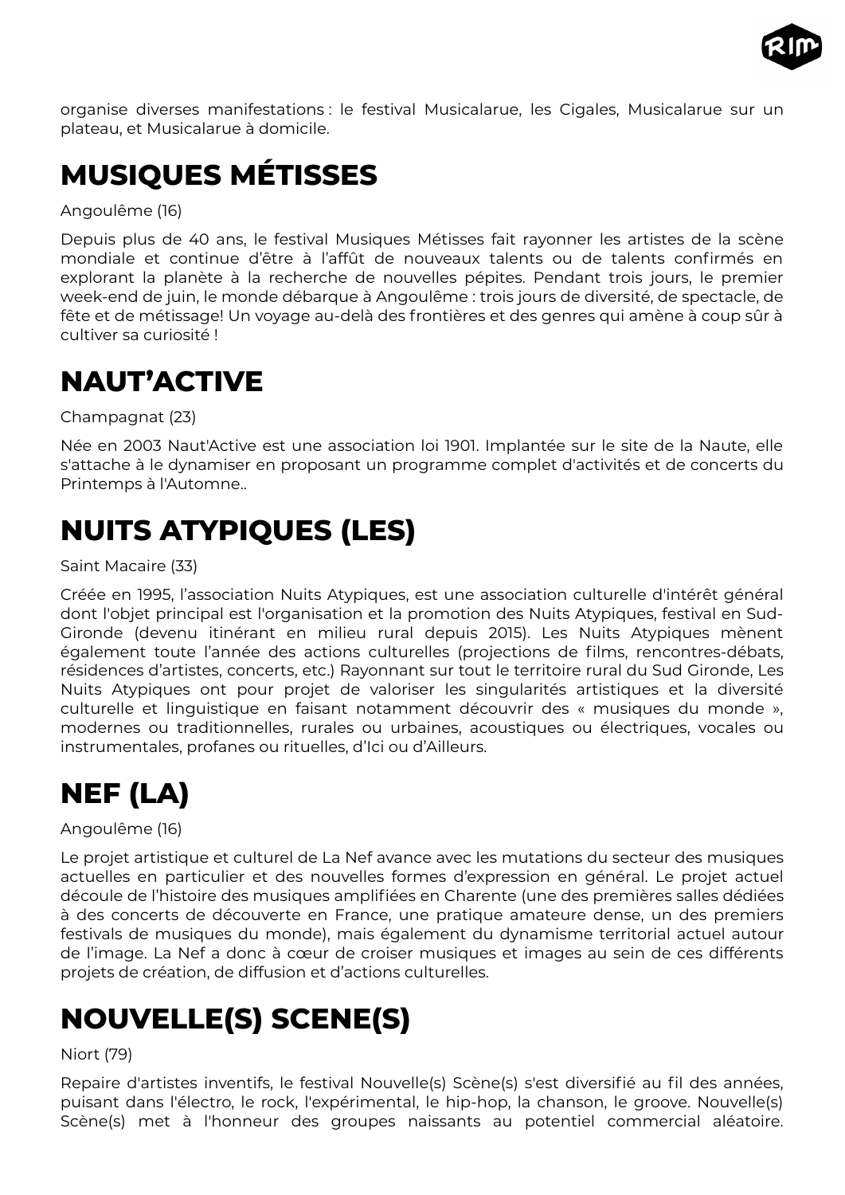organise diverses manifestations : le festival Musicalarue, les Cigales, Musicalarue sur un plateau, et Musicalarue à domicile.

# MUSIQUES MÉTISSES

Angoulême (16)

Depuis plus de 40 ans, le festival Musiques Métisses fait rayonner les artistes de la scène mondiale et continue d'être à l'affût de nouveaux talents ou de talents confirmés en explorant la planète à la recherche de nouvelles pépites. Pendant trois jours, le premier week-end de juin, le monde débarque à Angoulême : trois jours de diversité, de spectacle, de fête et de métissage! Un voyage au-delà des frontières et des genres qui amène à coup sûr à cultiver sa curiosité !

# NAUT'ACTIVE

Champagnat (23)

Née en 2003 Naut'Active est une association loi 1901. Implantée sur le site de la Naute, elle s'attache à le dynamiser en proposant un programme complet d'activités et de concerts du Printemps à l'Automne..

# NUITS ATYPIQUES (LES)

Saint Macaire (33)

Créée en 1995, l'association Nuits Atypiques, est une association culturelle d'intérêt général dont l'objet principal est l'organisation et la promotion des Nuits Atypiques, festival en Sud-Gironde (devenu itinérant en milieu rural depuis 2015). Les Nuits Atypiques mènent également toute l'année des actions culturelles (projections de films, rencontres-débats, résidences d'artistes, concerts, etc.) Rayonnant sur tout le territoire rural du Sud Gironde, Les Nuits Atypiques ont pour projet de valoriser les singularités artistiques et la diversité culturelle et linguistique en faisant notamment découvrir des « musiques du monde », modernes ou traditionnelles, rurales ou urbaines, acoustiques ou électriques, vocales ou instrumentales, profanes ou rituelles, d'Ici ou d'Ailleurs.

# NEF (LA)

Angoulême (16)

Le projet artistique et culturel de La Nef avance avec les mutations du secteur des musiques actuelles en particulier et des nouvelles formes d'expression en général. Le projet actuel découle de l'histoire des musiques amplifiées en Charente (une des premières salles dédiées à des concerts de découverte en France, une pratique amateure dense, un des premiers festivals de musiques du monde), mais également du dynamisme territorial actuel autour de l'image. La Nef a donc à cœur de croiser musiques et images au sein de ces différents projets de création, de diffusion et d'actions culturelles.

# NOUVELLE(S) SCENE(S)

Niort (79)

Repaire d'artistes inventifs, le festival Nouvelle(s) Scène(s) s'est diversifié au fil des années, puisant dans l'électro, le rock, l'expérimental, le hip-hop, la chanson, le groove. Nouvelle(s) Scène(s) met à l'honneur des groupes naissants au potentiel commercial aléatoire.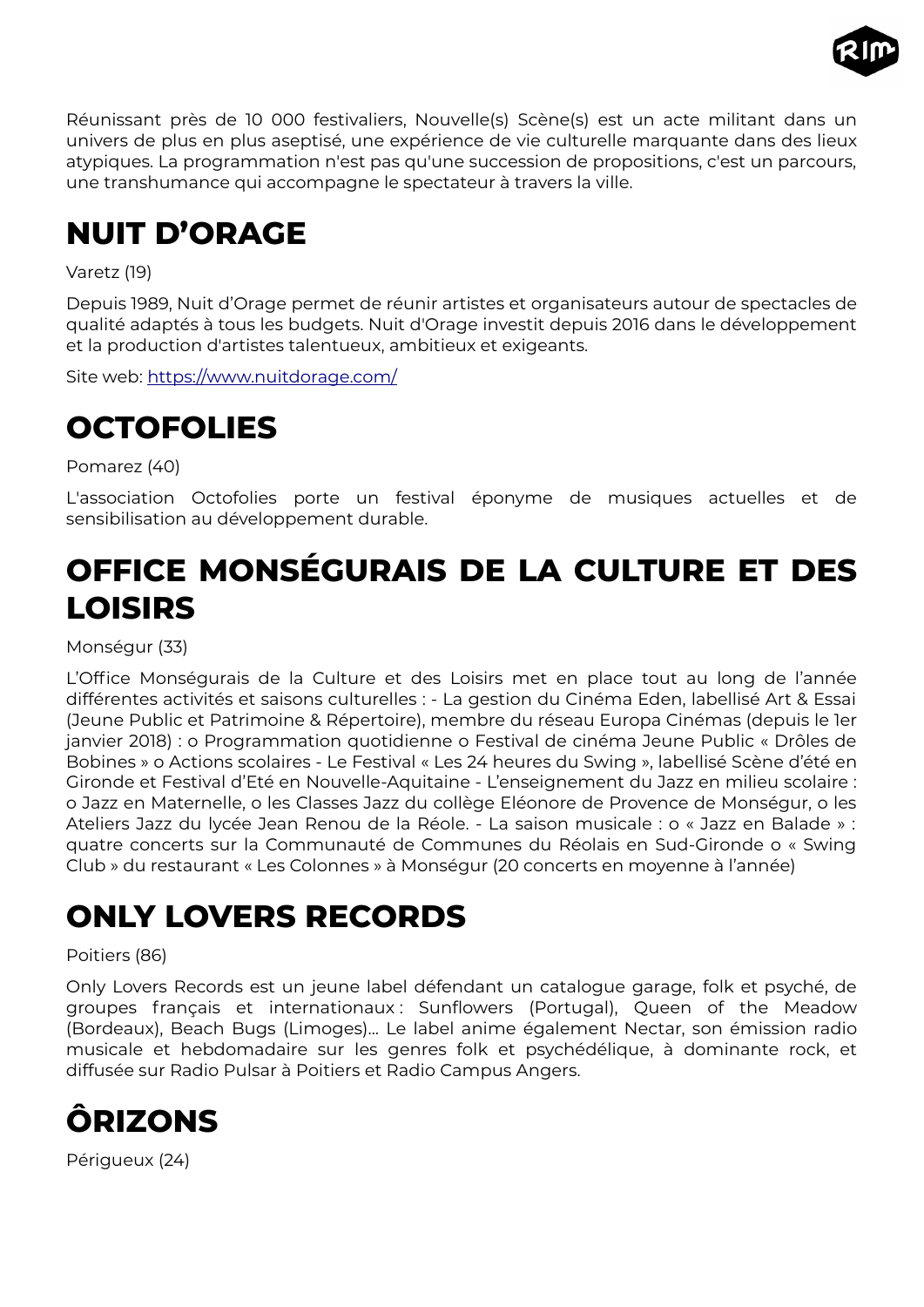Réunissant près de 10 000 festivaliers, Nouvelle(s) Scène(s) est un acte militant dans un univers de plus en plus aseptisé, une expérience de vie culturelle marquante dans des lieux atypiques. La programmation n'est pas qu'une succession de propositions, c'est un parcours, une transhumance qui accompagne le spectateur à travers la ville.

# NUIT D'ORAGE

Varetz (19)

Depuis 1989, Nuit d'Orage permet de réunir artistes et organisateurs autour de spectacles de qualité adaptés à tous les budgets. Nuit d'Orage investit depuis 2016 dans le développement et la production d'artistes talentueux, ambitieux et exigeants.

Site web: https://www.nuitdorage.com/

# OCTOFOLIES

Pomarez (40)

L'association Octofolies porte un festival éponyme de musiques actuelles et de sensibilisation au développement durable.

# OFFICE MONSÉGURAIS DE LA CULTURE ET DES LOISIRS

Monségur (33)

L'Office Monségurais de la Culture et des Loisirs met en place tout au long de l'année différentes activités et saisons culturelles : - La gestion du Cinéma Eden, labellisé Art & Essai (Jeune Public et Patrimoine & Répertoire), membre du réseau Europa Cinémas (depuis le 1er janvier 2018) : o Programmation quotidienne o Festival de cinéma Jeune Public « Drôles de Bobines » o Actions scolaires - Le Festival « Les 24 heures du Swing », labellisé Scène d'été en Gironde et Festival d'Eté en Nouvelle-Aquitaine - L'enseignement du Jazz en milieu scolaire : o Jazz en Maternelle, o les Classes Jazz du collège Eléonore de Provence de Monségur, o les Ateliers Jazz du lycée Jean Renou de la Réole. - La saison musicale : o « Jazz en Balade » : quatre concerts sur la Communauté de Communes du Réolais en Sud-Gironde o « Swing Club » du restaurant « Les Colonnes » à Monségur (20 concerts en moyenne à l'année)

# ONLY LOVERS RECORDS

Poitiers (86)

Only Lovers Records est un jeune label défendant un catalogue garage, folk et psyché, de groupes français et internationaux : Sunflowers (Portugal), Queen of the Meadow (Bordeaux), Beach Bugs (Limoges)... Le label anime également Nectar, son émission radio musicale et hebdomadaire sur les genres folk et psychédélique, à dominante rock, et diffusée sur Radio Pulsar à Poitiers et Radio Campus Angers.

# ÔRIZONS

Périgueux (24)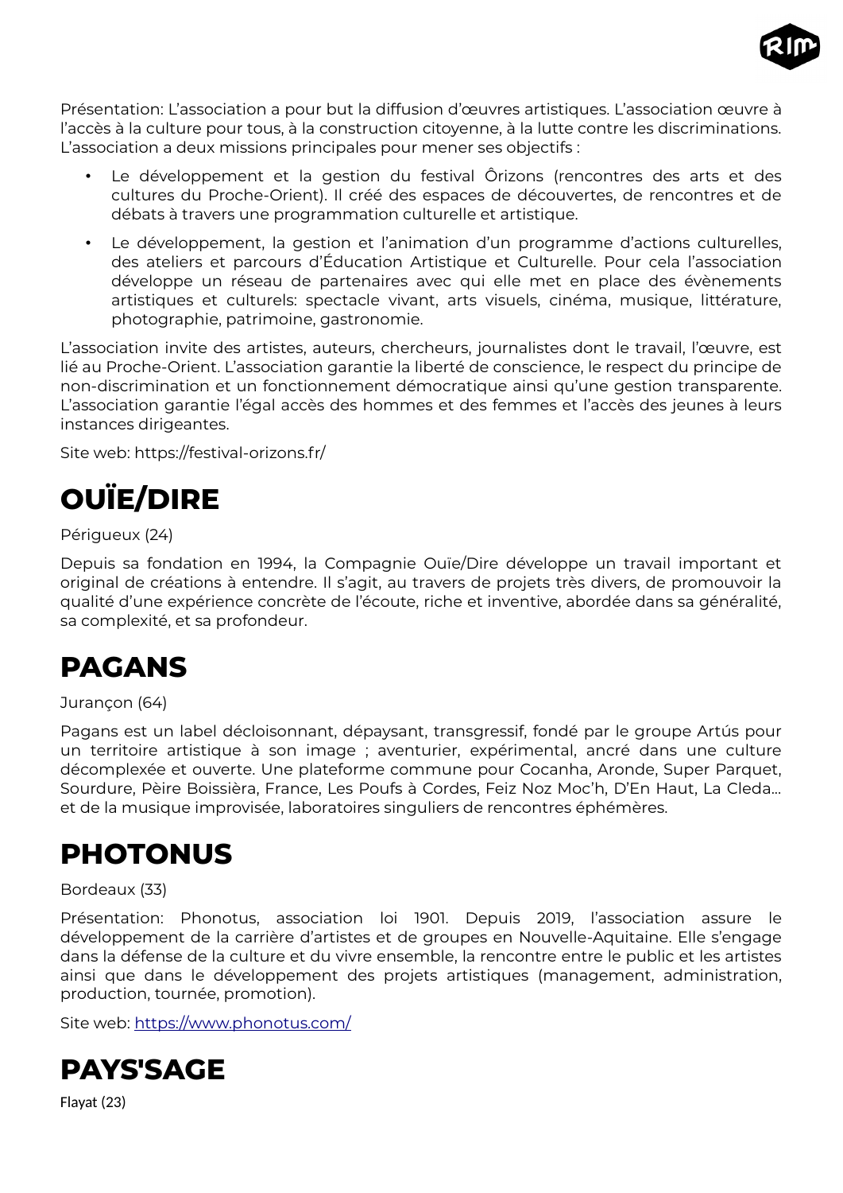Présentation: L'association a pour but la diffusion d'œuvres artistiques. L'association œuvre à l'accès à la culture pour tous, à la construction citoyenne, à la lutte contre les discriminations. L'association a deux missions principales pour mener ses objectifs :

- Le développement et la gestion du festival Ôrizons (rencontres des arts et des cultures du Proche-Orient). Il créé des espaces de découvertes, de rencontres et de débats à travers une programmation culturelle et artistique.
- Le développement, la gestion et l'animation d'un programme d'actions culturelles, des ateliers et parcours d'Éducation Artistique et Culturelle. Pour cela l'association développe un réseau de partenaires avec qui elle met en place des évènements artistiques et culturels: spectacle vivant, arts visuels, cinéma, musique, littérature, photographie, patrimoine, gastronomie.

L'association invite des artistes, auteurs, chercheurs, journalistes dont le travail, l'œuvre, est lié au Proche-Orient. L'association garantie la liberté de conscience, le respect du principe de non-discrimination et un fonctionnement démocratique ainsi qu'une gestion transparente. L'association garantie l'égal accès des hommes et des femmes et l'accès des jeunes à leurs instances dirigeantes.

Site web: https://festival-orizons.fr/

# OUÏE/DIRE

Périgueux (24)

Depuis sa fondation en 1994, la Compagnie Ouïe/Dire développe un travail important et original de créations à entendre. Il s'agit, au travers de projets très divers, de promouvoir la qualité d'une expérience concrète de l'écoute, riche et inventive, abordée dans sa généralité, sa complexité, et sa profondeur.

# PAGANS

Jurançon (64)

Pagans est un label décloisonnant, dépaysant, transgressif, fondé par le groupe Artús pour un territoire artistique à son image ; aventurier, expérimental, ancré dans une culture décomplexée et ouverte. Une plateforme commune pour Cocanha, Aronde, Super Parquet, Sourdure, Pèire Boissièra, France, Les Poufs à Cordes, Feiz Noz Moc'h, D'En Haut, La Cleda... et de la musique improvisée, laboratoires singuliers de rencontres éphémères.

# PHOTONUS

Bordeaux (33)

Présentation: Phonotus, association loi 1901. Depuis 2019, l'association assure le développement de la carrière d'artistes et de groupes en Nouvelle-Aquitaine. Elle s'engage dans la défense de la culture et du vivre ensemble, la rencontre entre le public et les artistes ainsi que dans le développement des projets artistiques (management, administration, production, tournée, promotion).

Site web: https://www.phonotus.com/

# PAYS'SAGE

Flayat (23)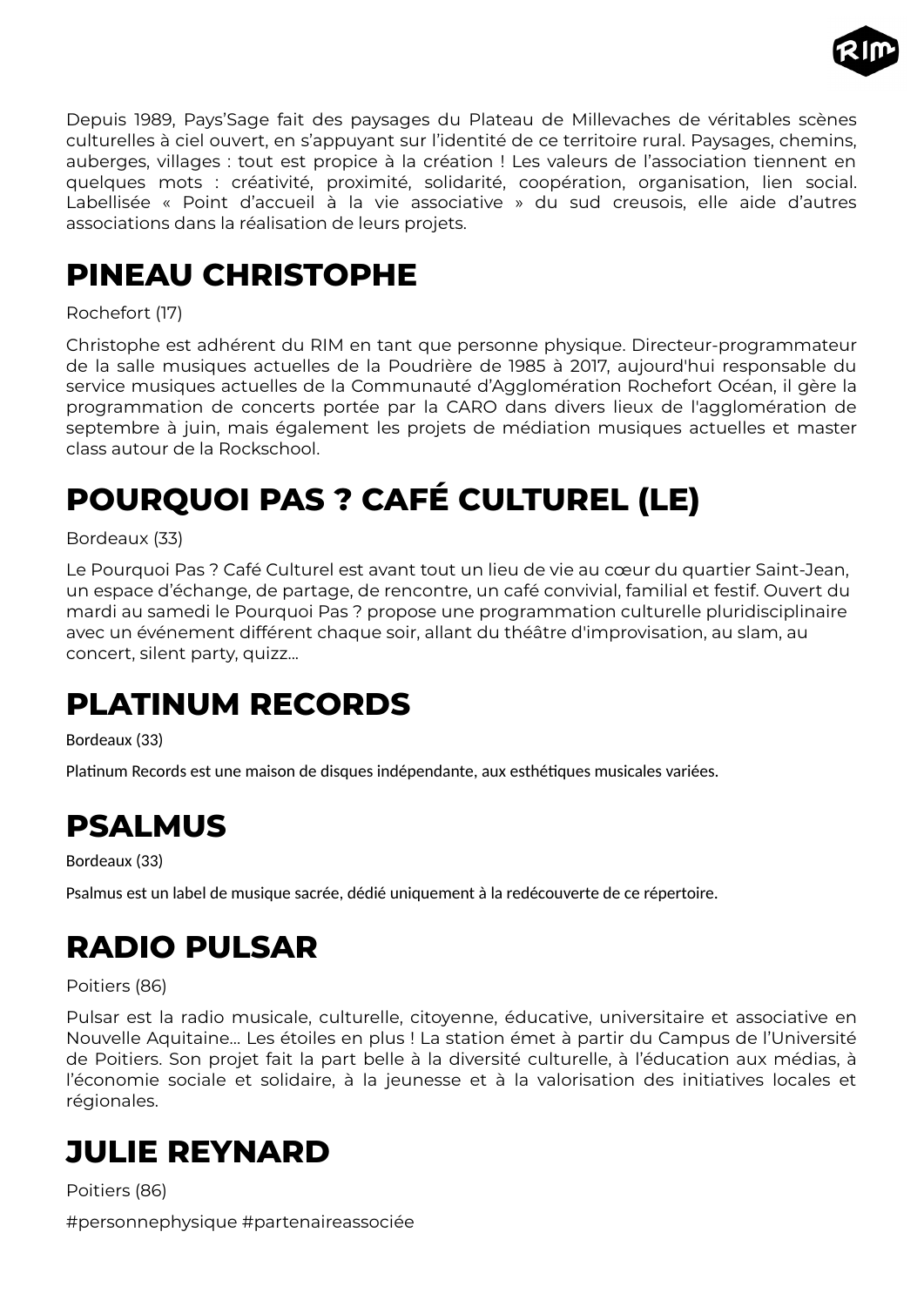Depuis 1989, Pays'Sage fait des paysages du Plateau de Millevaches de véritables scènes culturelles à ciel ouvert, en s'appuyant sur l'identité de ce territoire rural. Paysages, chemins, auberges, villages : tout est propice à la création ! Les valeurs de l'association tiennent en quelques mots : créativité, proximité, solidarité, coopération, organisation, lien social. Labellisée « Point d'accueil à la vie associative » du sud creusois, elle aide d'autres associations dans la réalisation de leurs projets.

# PINEAU CHRISTOPHE

Rochefort (17)

Christophe est adhérent du RIM en tant que personne physique. Directeur-programmateur de la salle musiques actuelles de la Poudrière de 1985 à 2017, aujourd'hui responsable du service musiques actuelles de la Communauté d'Agglomération Rochefort Océan, il gère la programmation de concerts portée par la CARO dans divers lieux de l'agglomération de septembre à juin, mais également les projets de médiation musiques actuelles et master class autour de la Rockschool.

# POURQUOI PAS ? CAFÉ CULTUREL (LE)

Bordeaux (33)

Le Pourquoi Pas ? Café Culturel est avant tout un lieu de vie au cœur du quartier Saint-Jean, un espace d'échange, de partage, de rencontre, un café convivial, familial et festif. Ouvert du mardi au samedi le Pourquoi Pas ? propose une programmation culturelle pluridisciplinaire avec un événement différent chaque soir, allant du théâtre d'improvisation, au slam, au concert, silent party, quizz…

# PLATINUM RECORDS

Bordeaux (33)

Platinum Records est une maison de disques indépendante, aux esthétiques musicales variées.

# PSALMUS

Bordeaux (33)

Psalmus est un label de musique sacrée, dédié uniquement à la redécouverte de ce répertoire.

# RADIO PULSAR

Poitiers (86)

Pulsar est la radio musicale, culturelle, citoyenne, éducative, universitaire et associative en Nouvelle Aquitaine… Les étoiles en plus ! La station émet à partir du Campus de l'Université de Poitiers. Son projet fait la part belle à la diversité culturelle, à l'éducation aux médias, à l'économie sociale et solidaire, à la jeunesse et à la valorisation des initiatives locales et régionales.

# JULIE REYNARD

Poitiers (86)

#personnephysique #partenaireassociée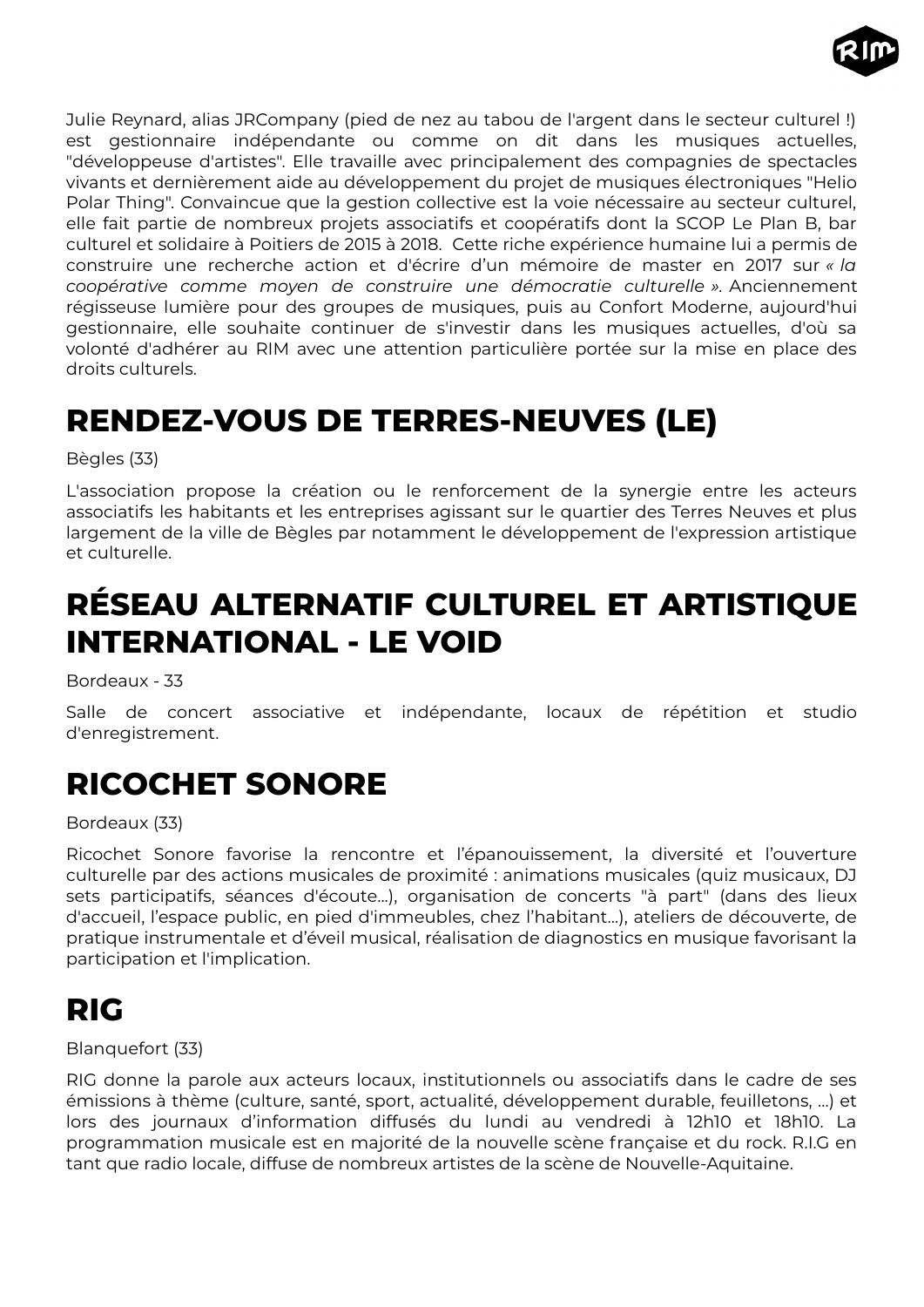Julie Reynard, alias JRCompany (pied de nez au tabou de l'argent dans le secteur culturel !) est gestionnaire indépendante ou comme on dit dans les musiques actuelles, "développeuse d'artistes". Elle travaille avec principalement des compagnies de spectacles vivants et dernièrement aide au développement du projet de musiques électroniques "Helio Polar Thing". Convaincue que la gestion collective est la voie nécessaire au secteur culturel, elle fait partie de nombreux projets associatifs et coopératifs dont la SCOP Le Plan B, bar culturel et solidaire à Poitiers de 2015 à 2018. Cette riche expérience humaine lui a permis de construire une recherche action et d'écrire d'un mémoire de master en 2017 sur *« la coopérative comme moyen de construire une démocratie culturelle »*. Anciennement régisseuse lumière pour des groupes de musiques, puis au Confort Moderne, aujourd'hui gestionnaire, elle souhaite continuer de s'investir dans les musiques actuelles, d'où sa volonté d'adhérer au RIM avec une attention particulière portée sur la mise en place des droits culturels.

# RENDEZ-VOUS DE TERRES-NEUVES (LE)

Bègles (33)

L'association propose la création ou le renforcement de la synergie entre les acteurs associatifs les habitants et les entreprises agissant sur le quartier des Terres Neuves et plus largement de la ville de Bègles par notamment le développement de l'expression artistique et culturelle.

# RÉSEAU ALTERNATIF CULTUREL ET ARTISTIQUE INTERNATIONAL - LE VOID

Bordeaux - 33

Salle de concert associative et indépendante, locaux de répétition et studio d'enregistrement.

# RICOCHET SONORE

Bordeaux (33)

Ricochet Sonore favorise la rencontre et l'épanouissement, la diversité et l'ouverture culturelle par des actions musicales de proximité : animations musicales (quiz musicaux, DJ sets participatifs, séances d'écoute…), organisation de concerts "à part" (dans des lieux d'accueil, l'espace public, en pied d'immeubles, chez l'habitant…), ateliers de découverte, de pratique instrumentale et d'éveil musical, réalisation de diagnostics en musique favorisant la participation et l'implication.

# RIG

Blanquefort (33)

RIG donne la parole aux acteurs locaux, institutionnels ou associatifs dans le cadre de ses émissions à thème (culture, santé, sport, actualité, développement durable, feuilletons, …) et lors des journaux d'information diffusés du lundi au vendredi à 12h10 et 18h10. La programmation musicale est en majorité de la nouvelle scène française et du rock. R.I.G en tant que radio locale, diffuse de nombreux artistes de la scène de Nouvelle-Aquitaine.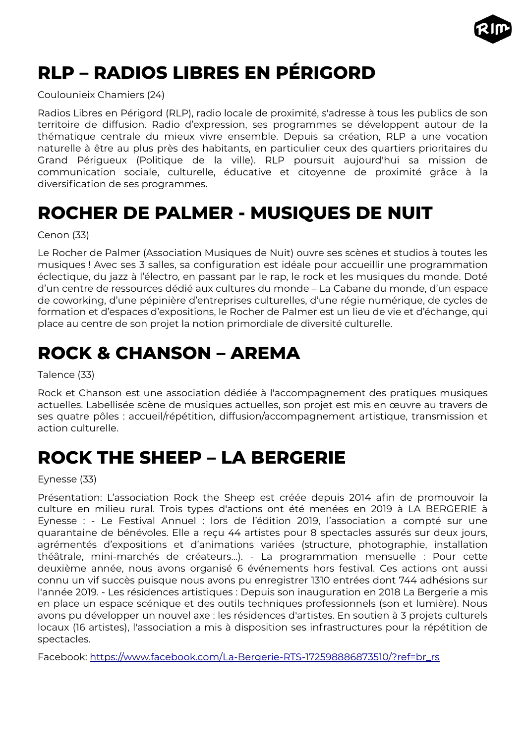# RLP – RADIOS LIBRES EN PÉRIGORD

Coulounieix Chamiers (24)

Radios Libres en Périgord (RLP), radio locale de proximité, s'adresse à tous les publics de son territoire de diffusion. Radio d'expression, ses programmes se développent autour de la thématique centrale du mieux vivre ensemble. Depuis sa création, RLP a une vocation naturelle à être au plus près des habitants, en particulier ceux des quartiers prioritaires du Grand Périgueux (Politique de la ville). RLP poursuit aujourd'hui sa mission de communication sociale, culturelle, éducative et citoyenne de proximité grâce à la diversification de ses programmes.

# ROCHER DE PALMER - MUSIQUES DE NUIT

Cenon (33)

Le Rocher de Palmer (Association Musiques de Nuit) ouvre ses scènes et studios à toutes les musiques ! Avec ses 3 salles, sa configuration est idéale pour accueillir une programmation éclectique, du jazz à l'électro, en passant par le rap, le rock et les musiques du monde. Doté d'un centre de ressources dédié aux cultures du monde – La Cabane du monde, d'un espace de coworking, d'une pépinière d'entreprises culturelles, d'une régie numérique, de cycles de formation et d'espaces d'expositions, le Rocher de Palmer est un lieu de vie et d'échange, qui place au centre de son projet la notion primordiale de diversité culturelle.

# ROCK & CHANSON – AREMA

Talence (33)

Rock et Chanson est une association dédiée à l'accompagnement des pratiques musiques actuelles. Labellisée scène de musiques actuelles, son projet est mis en œuvre au travers de ses quatre pôles : accueil/répétition, diffusion/accompagnement artistique, transmission et action culturelle.

# ROCK THE SHEEP – LA BERGERIE

Eynesse (33)

Présentation: L'association Rock the Sheep est créée depuis 2014 afin de promouvoir la culture en milieu rural. Trois types d'actions ont été menées en 2019 à LA BERGERIE à Eynesse : - Le Festival Annuel : lors de l'édition 2019, l'association a compté sur une quarantaine de bénévoles. Elle a reçu 44 artistes pour 8 spectacles assurés sur deux jours, agrémentés d'expositions et d'animations variées (structure, photographie, installation théâtrale, mini-marchés de créateurs…). - La programmation mensuelle : Pour cette deuxième année, nous avons organisé 6 événements hors festival. Ces actions ont aussi connu un vif succès puisque nous avons pu enregistrer 1310 entrées dont 744 adhésions sur l'année 2019. - Les résidences artistiques : Depuis son inauguration en 2018 La Bergerie a mis en place un espace scénique et des outils techniques professionnels (son et lumière). Nous avons pu développer un nouvel axe : les résidences d'artistes. En soutien à 3 projets culturels locaux (16 artistes), l'association a mis à disposition ses infrastructures pour la répétition de spectacles.

Facebook: https://www.facebook.com/La-Bergerie-RTS-172598886873510/?ref=br_rs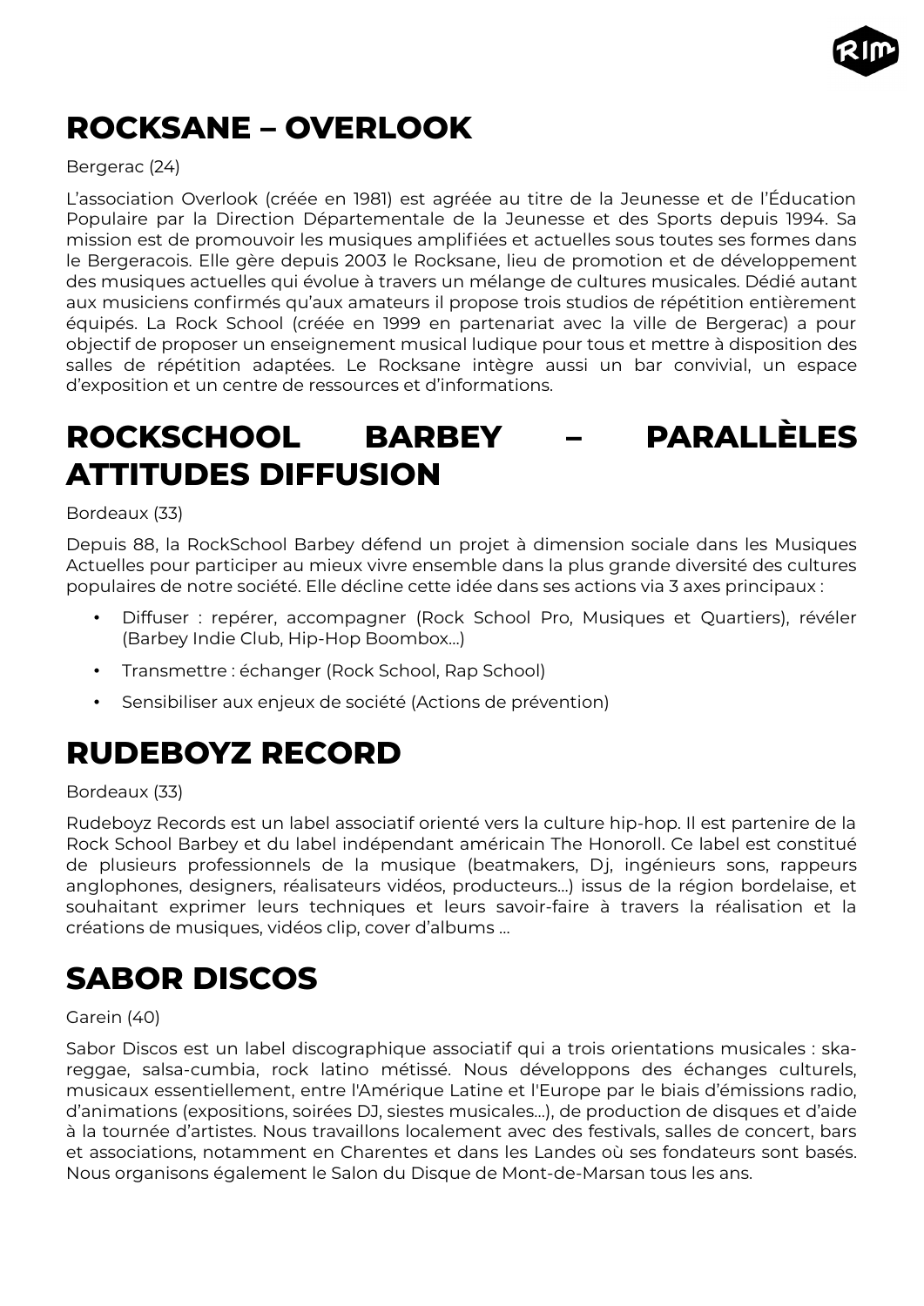# ROCKSANE – OVERLOOK

Bergerac (24)

L'association Overlook (créée en 1981) est agréée au titre de la Jeunesse et de l'Éducation Populaire par la Direction Départementale de la Jeunesse et des Sports depuis 1994. Sa mission est de promouvoir les musiques amplifiées et actuelles sous toutes ses formes dans le Bergeracois. Elle gère depuis 2003 le Rocksane, lieu de promotion et de développement des musiques actuelles qui évolue à travers un mélange de cultures musicales. Dédié autant aux musiciens confirmés qu'aux amateurs il propose trois studios de répétition entièrement équipés. La Rock School (créée en 1999 en partenariat avec la ville de Bergerac) a pour objectif de proposer un enseignement musical ludique pour tous et mettre à disposition des salles de répétition adaptées. Le Rocksane intègre aussi un bar convivial, un espace d'exposition et un centre de ressources et d'informations.

# ROCKSCHOOL BARBEY – PARALLÈLES ATTITUDES DIFFUSION

Bordeaux (33)

Depuis 88, la RockSchool Barbey défend un projet à dimension sociale dans les Musiques Actuelles pour participer au mieux vivre ensemble dans la plus grande diversité des cultures populaires de notre société. Elle décline cette idée dans ses actions via 3 axes principaux :

- Diffuser : repérer, accompagner (Rock School Pro, Musiques et Quartiers), révéler (Barbey Indie Club, Hip-Hop Boombox...)
- Transmettre : échanger (Rock School, Rap School)
- Sensibiliser aux enjeux de société (Actions de prévention)

# RUDEBOYZ RECORD

Bordeaux (33)

Rudeboyz Records est un label associatif orienté vers la culture hip-hop. Il est partenire de la Rock School Barbey et du label indépendant américain The Honoroll. Ce label est constitué de plusieurs professionnels de la musique (beatmakers, Dj, ingénieurs sons, rappeurs anglophones, designers, réalisateurs vidéos, producteurs...) issus de la région bordelaise, et souhaitant exprimer leurs techniques et leurs savoir-faire à travers la réalisation et la créations de musiques, vidéos clip, cover d'albums ...

# SABOR DISCOS

Garein (40)

Sabor Discos est un label discographique associatif qui a trois orientations musicales : ska-reggae, salsa-cumbia, rock latino métissé. Nous développons des échanges culturels, musicaux essentiellement, entre l'Amérique Latine et l'Europe par le biais d'émissions radio, d'animations (expositions, soirées DJ, siestes musicales...), de production de disques et d'aide à la tournée d'artistes. Nous travaillons localement avec des festivals, salles de concert, bars et associations, notamment en Charentes et dans les Landes où ses fondateurs sont basés. Nous organisons également le Salon du Disque de Mont-de-Marsan tous les ans.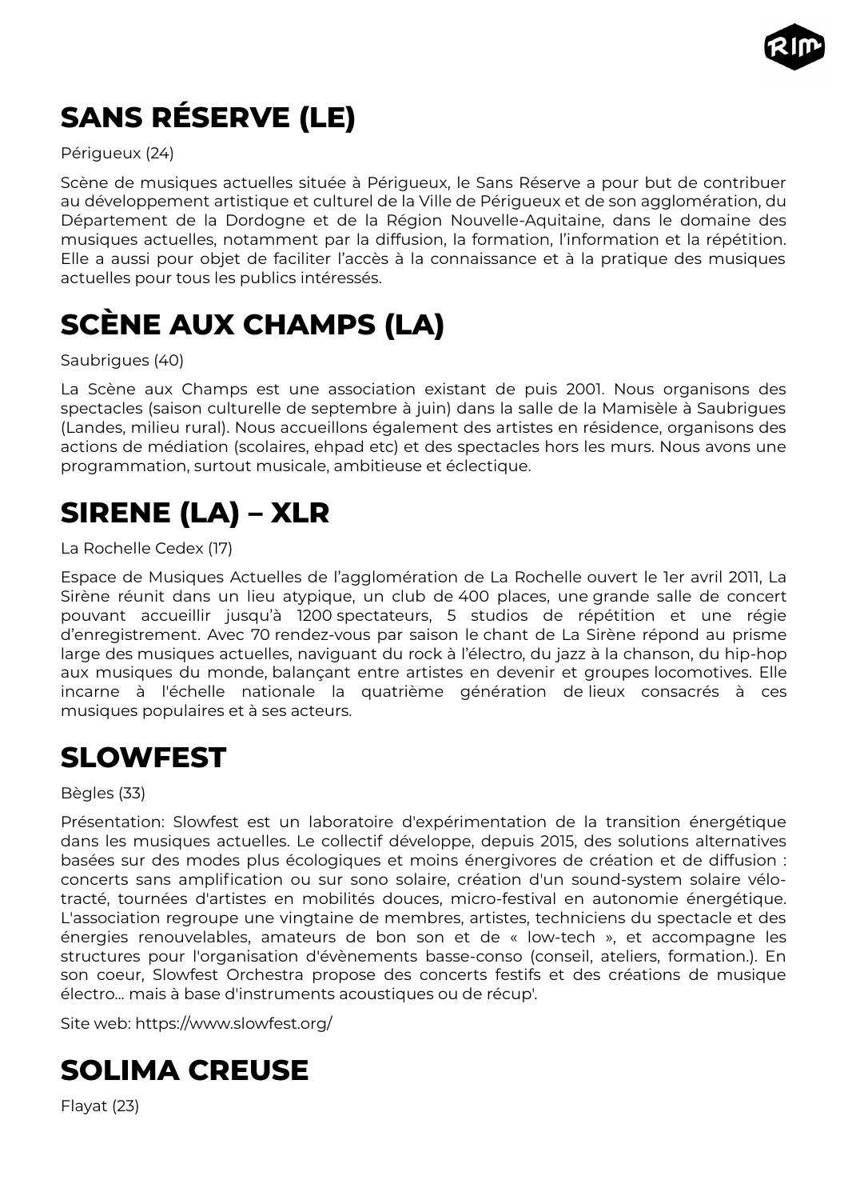# SANS RÉSERVE (LE)

Périgueux (24)

Scène de musiques actuelles située à Périgueux, le Sans Réserve a pour but de contribuer au développement artistique et culturel de la Ville de Périgueux et de son agglomération, du Département de la Dordogne et de la Région Nouvelle-Aquitaine, dans le domaine des musiques actuelles, notamment par la diffusion, la formation, l'information et la répétition. Elle a aussi pour objet de faciliter l'accès à la connaissance et à la pratique des musiques actuelles pour tous les publics intéressés.

# SCÈNE AUX CHAMPS (LA)

Saubrigues (40)

La Scène aux Champs est une association existant de puis 2001. Nous organisons des spectacles (saison culturelle de septembre à juin) dans la salle de la Mamisèle à Saubrigues (Landes, milieu rural). Nous accueillons également des artistes en résidence, organisons des actions de médiation (scolaires, ehpad etc) et des spectacles hors les murs. Nous avons une programmation, surtout musicale, ambitieuse et éclectique.

# SIRENE (LA) – XLR

La Rochelle Cedex (17)

Espace de Musiques Actuelles de l'agglomération de La Rochelle ouvert le 1er avril 2011, La Sirène réunit dans un lieu atypique, un club de 400 places, une grande salle de concert pouvant accueillir jusqu'à 1200 spectateurs, 5 studios de répétition et une régie d'enregistrement. Avec 70 rendez-vous par saison le chant de La Sirène répond au prisme large des musiques actuelles, naviguant du rock à l'électro, du jazz à la chanson, du hip-hop aux musiques du monde, balançant entre artistes en devenir et groupes locomotives. Elle incarne à l'échelle nationale la quatrième génération de lieux consacrés à ces musiques populaires et à ses acteurs.

# SLOWFEST

Bègles (33)

Présentation: Slowfest est un laboratoire d'expérimentation de la transition énergétique dans les musiques actuelles. Le collectif développe, depuis 2015, des solutions alternatives basées sur des modes plus écologiques et moins énergivores de création et de diffusion : concerts sans amplification ou sur sono solaire, création d'un sound-system solaire vélo-tracté, tournées d'artistes en mobilités douces, micro-festival en autonomie énergétique. L'association regroupe une vingtaine de membres, artistes, techniciens du spectacle et des énergies renouvelables, amateurs de bon son et de « low-tech », et accompagne les structures pour l'organisation d'évènements basse-conso (conseil, ateliers, formation.). En son coeur, Slowfest Orchestra propose des concerts festifs et des créations de musique électro... mais à base d'instruments acoustiques ou de récup'.

Site web: https://www.slowfest.org/

# SOLIMA CREUSE

Flayat (23)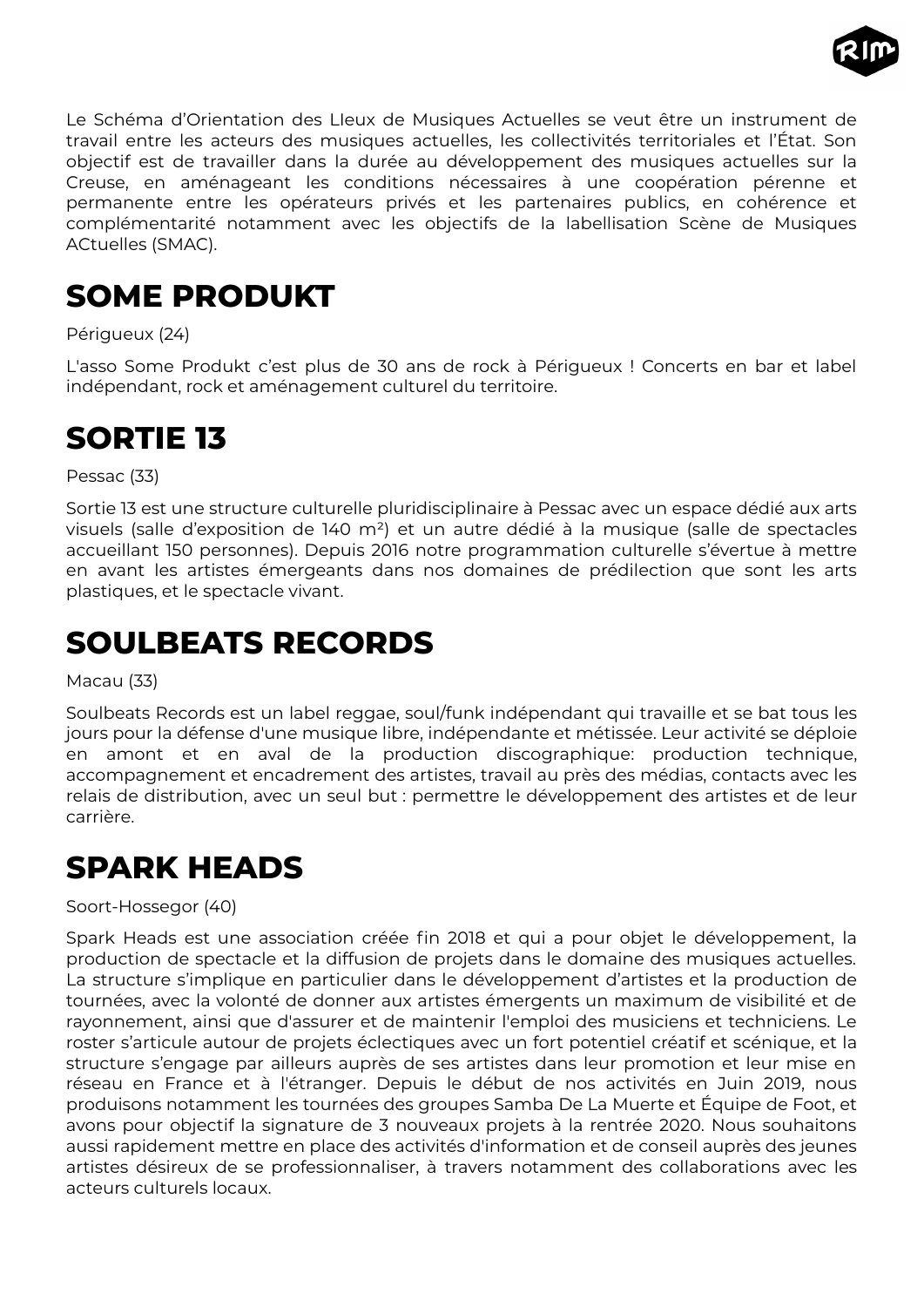Le Schéma d'Orientation des LIeux de Musiques Actuelles se veut être un instrument de travail entre les acteurs des musiques actuelles, les collectivités territoriales et l'État. Son objectif est de travailler dans la durée au développement des musiques actuelles sur la Creuse, en aménageant les conditions nécessaires à une coopération pérenne et permanente entre les opérateurs privés et les partenaires publics, en cohérence et complémentarité notamment avec les objectifs de la labellisation Scène de Musiques ACtuelles (SMAC).

# SOME PRODUKT

Périgueux (24)

L'asso Some Produkt c'est plus de 30 ans de rock à Périgueux ! Concerts en bar et label indépendant, rock et aménagement culturel du territoire.

# SORTIE 13

Pessac (33)

Sortie 13 est une structure culturelle pluridisciplinaire à Pessac avec un espace dédié aux arts visuels (salle d'exposition de 140 m²) et un autre dédié à la musique (salle de spectacles accueillant 150 personnes). Depuis 2016 notre programmation culturelle s'évertue à mettre en avant les artistes émergeants dans nos domaines de prédilection que sont les arts plastiques, et le spectacle vivant.

# SOULBEATS RECORDS

Macau (33)

Soulbeats Records est un label reggae, soul/funk indépendant qui travaille et se bat tous les jours pour la défense d'une musique libre, indépendante et métissée. Leur activité se déploie en amont et en aval de la production discographique: production technique, accompagnement et encadrement des artistes, travail au près des médias, contacts avec les relais de distribution, avec un seul but : permettre le développement des artistes et de leur carrière.

# SPARK HEADS

Soort-Hossegor (40)

Spark Heads est une association créée fin 2018 et qui a pour objet le développement, la production de spectacle et la diffusion de projets dans le domaine des musiques actuelles. La structure s'implique en particulier dans le développement d'artistes et la production de tournées, avec la volonté de donner aux artistes émergents un maximum de visibilité et de rayonnement, ainsi que d'assurer et de maintenir l'emploi des musiciens et techniciens. Le roster s'articule autour de projets éclectiques avec un fort potentiel créatif et scénique, et la structure s'engage par ailleurs auprès de ses artistes dans leur promotion et leur mise en réseau en France et à l'étranger. Depuis le début de nos activités en Juin 2019, nous produisons notamment les tournées des groupes Samba De La Muerte et Équipe de Foot, et avons pour objectif la signature de 3 nouveaux projets à la rentrée 2020. Nous souhaitons aussi rapidement mettre en place des activités d'information et de conseil auprès des jeunes artistes désireux de se professionnaliser, à travers notamment des collaborations avec les acteurs culturels locaux.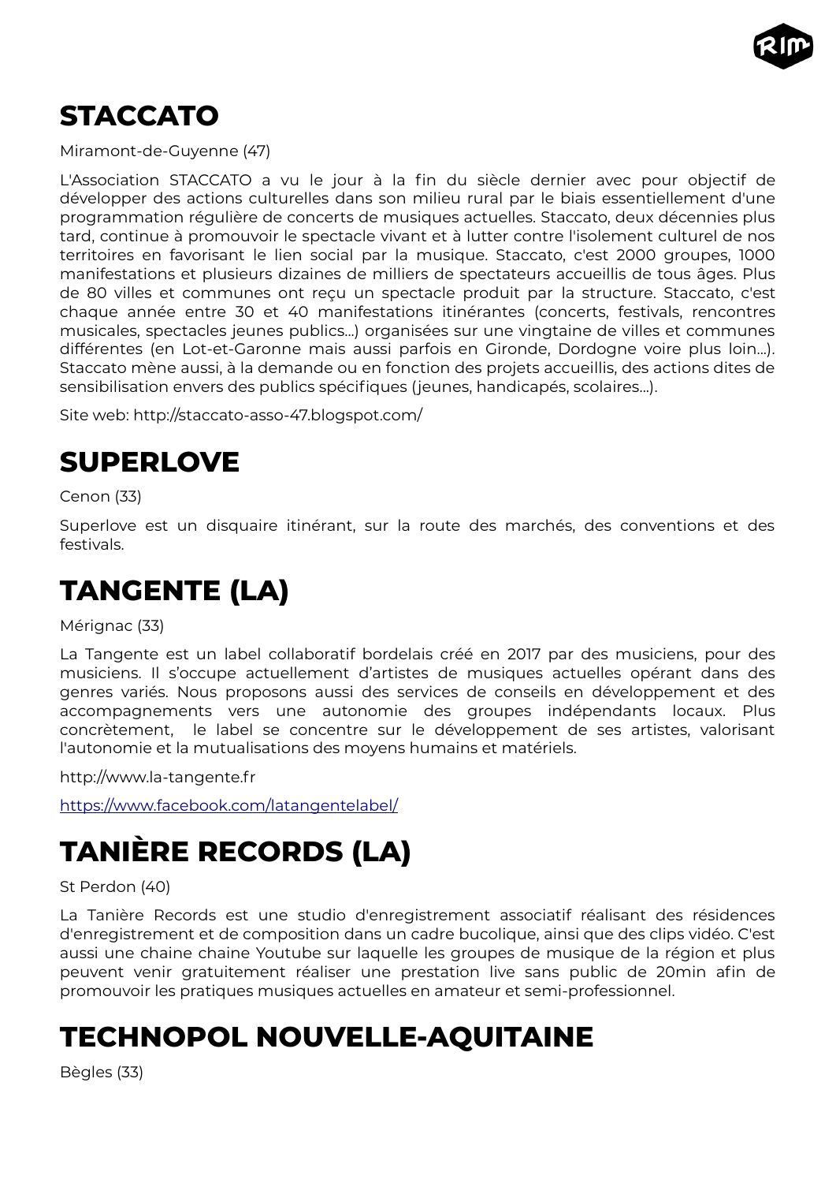# STACCATO

Miramont-de-Guyenne (47)

L'Association STACCATO a vu le jour à la fin du siècle dernier avec pour objectif de développer des actions culturelles dans son milieu rural par le biais essentiellement d'une programmation régulière de concerts de musiques actuelles. Staccato, deux décennies plus tard, continue à promouvoir le spectacle vivant et à lutter contre l'isolement culturel de nos territoires en favorisant le lien social par la musique. Staccato, c'est 2000 groupes, 1000 manifestations et plusieurs dizaines de milliers de spectateurs accueillis de tous âges. Plus de 80 villes et communes ont reçu un spectacle produit par la structure. Staccato, c'est chaque année entre 30 et 40 manifestations itinérantes (concerts, festivals, rencontres musicales, spectacles jeunes publics…) organisées sur une vingtaine de villes et communes différentes (en Lot-et-Garonne mais aussi parfois en Gironde, Dordogne voire plus loin…). Staccato mène aussi, à la demande ou en fonction des projets accueillis, des actions dites de sensibilisation envers des publics spécifiques (jeunes, handicapés, scolaires…).

Site web: http://staccato-asso-47.blogspot.com/

# SUPERLOVE

Cenon (33)

Superlove est un disquaire itinérant, sur la route des marchés, des conventions et des festivals.

# TANGENTE (LA)

Mérignac (33)

La Tangente est un label collaboratif bordelais créé en 2017 par des musiciens, pour des musiciens. Il s'occupe actuellement d'artistes de musiques actuelles opérant dans des genres variés. Nous proposons aussi des services de conseils en développement et des accompagnements vers une autonomie des groupes indépendants locaux. Plus concrètement, le label se concentre sur le développement de ses artistes, valorisant l'autonomie et la mutualisations des moyens humains et matériels.

http://www.la-tangente.fr

https://www.facebook.com/latangentelabel/

# TANIÈRE RECORDS (LA)

St Perdon (40)

La Tanière Records est une studio d'enregistrement associatif réalisant des résidences d'enregistrement et de composition dans un cadre bucolique, ainsi que des clips vidéo. C'est aussi une chaine chaine Youtube sur laquelle les groupes de musique de la région et plus peuvent venir gratuitement réaliser une prestation live sans public de 20min afin de promouvoir les pratiques musiques actuelles en amateur et semi-professionnel.

# TECHNOPOL NOUVELLE-AQUITAINE

Bègles (33)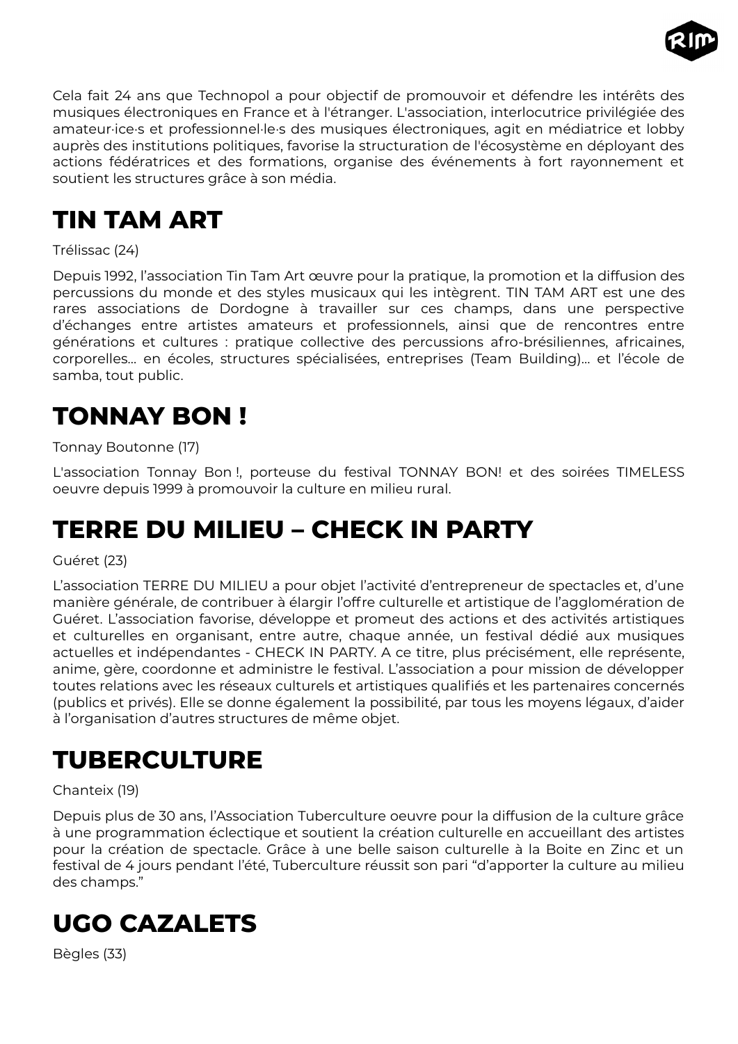Cela fait 24 ans que Technopol a pour objectif de promouvoir et défendre les intérêts des musiques électroniques en France et à l'étranger. L'association, interlocutrice privilégiée des amateur·ice·s et professionnel·le·s des musiques électroniques, agit en médiatrice et lobby auprès des institutions politiques, favorise la structuration de l'écosystème en déployant des actions fédératrices et des formations, organise des événements à fort rayonnement et soutient les structures grâce à son média.

# TIN TAM ART

Trélissac (24)

Depuis 1992, l'association Tin Tam Art œuvre pour la pratique, la promotion et la diffusion des percussions du monde et des styles musicaux qui les intègrent. TIN TAM ART est une des rares associations de Dordogne à travailler sur ces champs, dans une perspective d'échanges entre artistes amateurs et professionnels, ainsi que de rencontres entre générations et cultures : pratique collective des percussions afro-brésiliennes, africaines, corporelles… en écoles, structures spécialisées, entreprises (Team Building)… et l'école de samba, tout public.

# TONNAY BON !

Tonnay Boutonne (17)

L'association Tonnay Bon !, porteuse du festival TONNAY BON! et des soirées TIMELESS oeuvre depuis 1999 à promouvoir la culture en milieu rural.

# TERRE DU MILIEU – CHECK IN PARTY

Guéret (23)

L'association TERRE DU MILIEU a pour objet l'activité d'entrepreneur de spectacles et, d'une manière générale, de contribuer à élargir l'offre culturelle et artistique de l'agglomération de Guéret. L'association favorise, développe et promeut des actions et des activités artistiques et culturelles en organisant, entre autre, chaque année, un festival dédié aux musiques actuelles et indépendantes - CHECK IN PARTY. A ce titre, plus précisément, elle représente, anime, gère, coordonne et administre le festival. L'association a pour mission de développer toutes relations avec les réseaux culturels et artistiques qualifiés et les partenaires concernés (publics et privés). Elle se donne également la possibilité, par tous les moyens légaux, d'aider à l'organisation d'autres structures de même objet.

# TUBERCULTURE

Chanteix (19)

Depuis plus de 30 ans, l'Association Tuberculture oeuvre pour la diffusion de la culture grâce à une programmation éclectique et soutient la création culturelle en accueillant des artistes pour la création de spectacle. Grâce à une belle saison culturelle à la Boite en Zinc et un festival de 4 jours pendant l'été, Tuberculture réussit son pari "d'apporter la culture au milieu des champs."

# UGO CAZALETS

Bègles (33)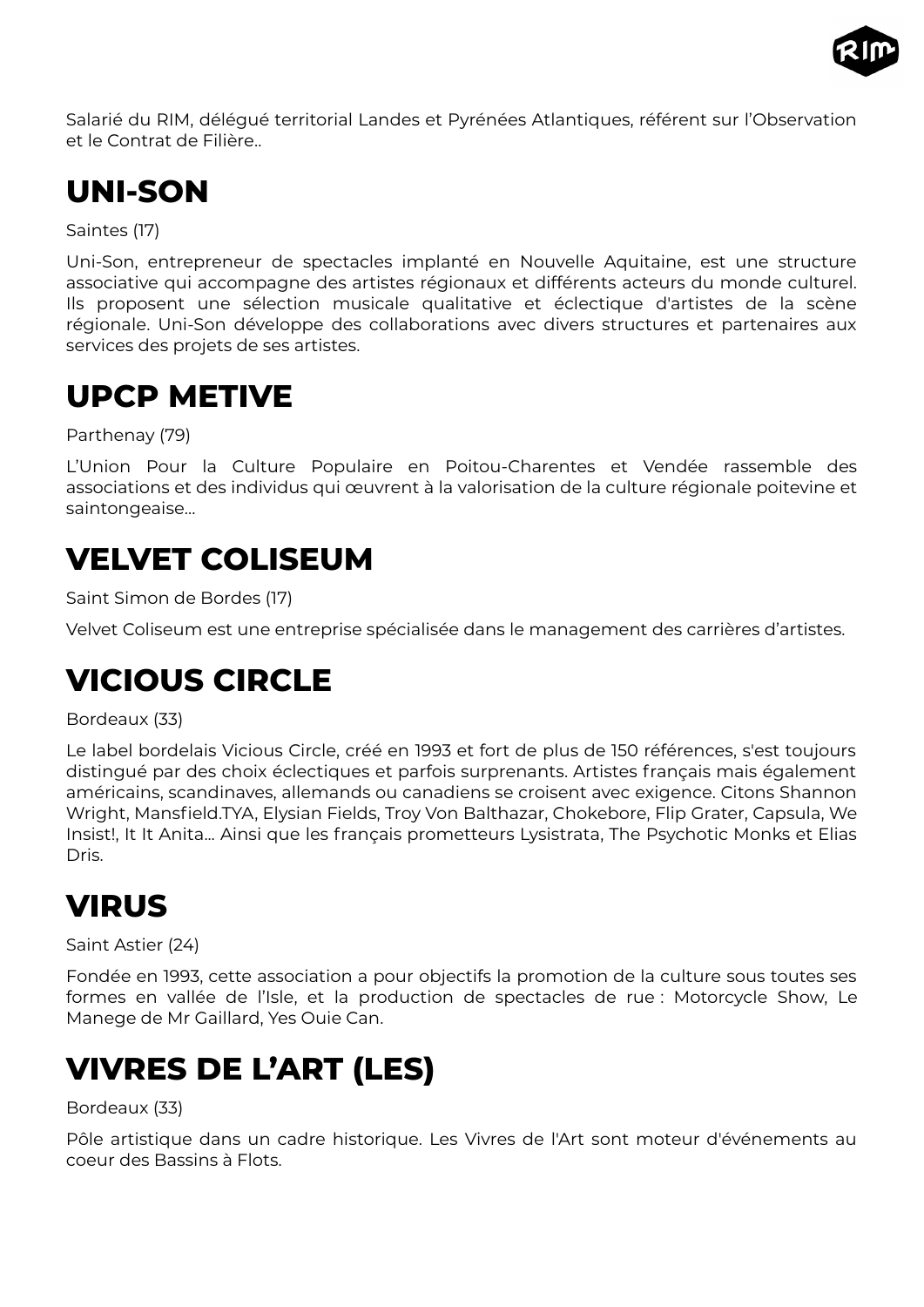Salarié du RIM, délégué territorial Landes et Pyrénées Atlantiques, référent sur l'Observation et le Contrat de Filière..

# UNI-SON

Saintes (17)

Uni-Son, entrepreneur de spectacles implanté en Nouvelle Aquitaine, est une structure associative qui accompagne des artistes régionaux et différents acteurs du monde culturel. Ils proposent une sélection musicale qualitative et éclectique d'artistes de la scène régionale. Uni-Son développe des collaborations avec divers structures et partenaires aux services des projets de ses artistes.

# UPCP METIVE

Parthenay (79)

L'Union Pour la Culture Populaire en Poitou-Charentes et Vendée rassemble des associations et des individus qui œuvrent à la valorisation de la culture régionale poitevine et saintongeaise...

# VELVET COLISEUM

Saint Simon de Bordes (17)

Velvet Coliseum est une entreprise spécialisée dans le management des carrières d'artistes.

# VICIOUS CIRCLE

Bordeaux (33)

Le label bordelais Vicious Circle, créé en 1993 et fort de plus de 150 références, s'est toujours distingué par des choix éclectiques et parfois surprenants. Artistes français mais également américains, scandinaves, allemands ou canadiens se croisent avec exigence. Citons Shannon Wright, Mansfield.TYA, Elysian Fields, Troy Von Balthazar, Chokebore, Flip Grater, Capsula, We Insist!, It It Anita... Ainsi que les français prometteurs Lysistrata, The Psychotic Monks et Elias Dris.

# VIRUS

Saint Astier (24)

Fondée en 1993, cette association a pour objectifs la promotion de la culture sous toutes ses formes en vallée de l'Isle, et la production de spectacles de rue : Motorcycle Show, Le Manege de Mr Gaillard, Yes Ouie Can.

# VIVRES DE L'ART (LES)

Bordeaux (33)

Pôle artistique dans un cadre historique. Les Vivres de l'Art sont moteur d'événements au coeur des Bassins à Flots.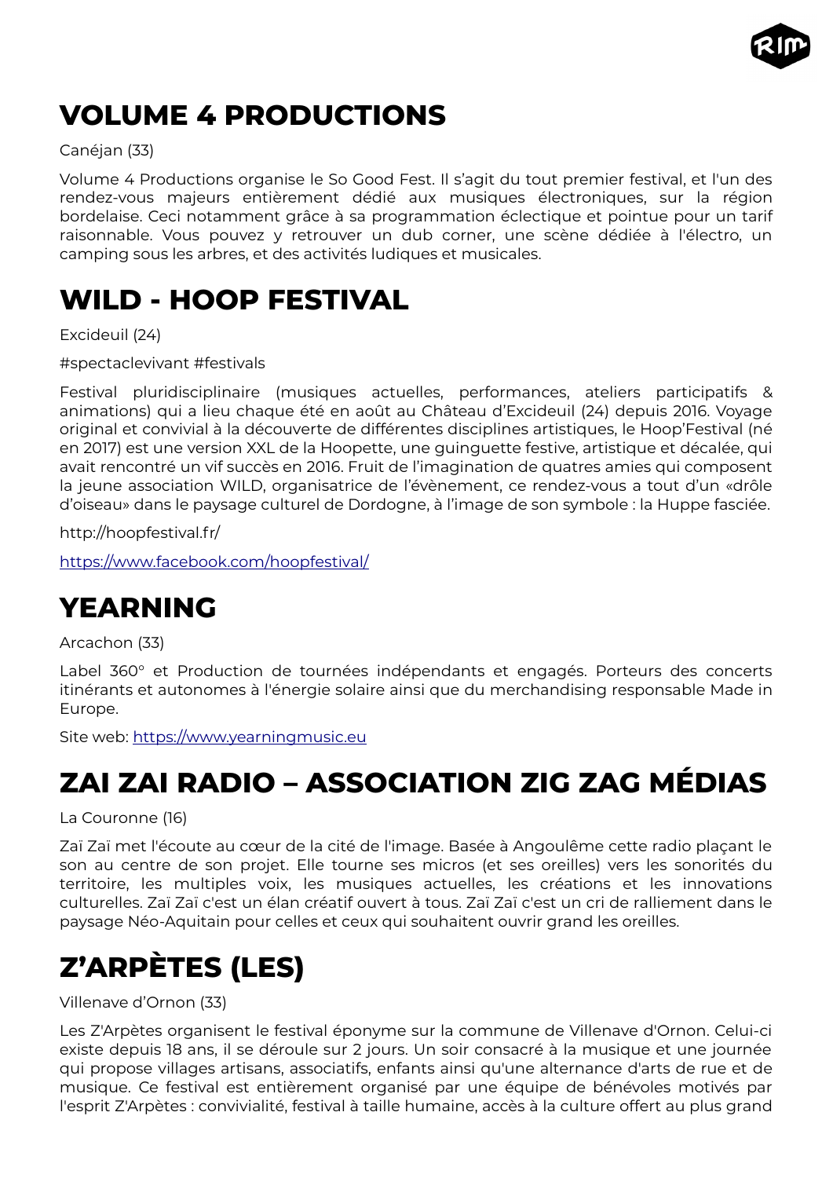# VOLUME 4 PRODUCTIONS

Canéjan (33)

Volume 4 Productions organise le So Good Fest. Il s'agit du tout premier festival, et l'un des rendez-vous majeurs entièrement dédié aux musiques électroniques, sur la région bordelaise. Ceci notamment grâce à sa programmation éclectique et pointue pour un tarif raisonnable. Vous pouvez y retrouver un dub corner, une scène dédiée à l'électro, un camping sous les arbres, et des activités ludiques et musicales.

# WILD - HOOP FESTIVAL

Excideuil (24)

#spectaclevivant #festivals

Festival pluridisciplinaire (musiques actuelles, performances, ateliers participatifs & animations) qui a lieu chaque été en août au Château d'Excideuil (24) depuis 2016. Voyage original et convivial à la découverte de différentes disciplines artistiques, le Hoop'Festival (né en 2017) est une version XXL de la Hoopette, une guinguette festive, artistique et décalée, qui avait rencontré un vif succès en 2016. Fruit de l'imagination de quatres amies qui composent la jeune association WILD, organisatrice de l'évènement, ce rendez-vous a tout d'un «drôle d'oiseau» dans le paysage culturel de Dordogne, à l'image de son symbole : la Huppe fasciée.

http://hoopfestival.fr/

https://www.facebook.com/hoopfestival/

# YEARNING

Arcachon (33)

Label 360° et Production de tournées indépendants et engagés. Porteurs des concerts itinérants et autonomes à l'énergie solaire ainsi que du merchandising responsable Made in Europe.

Site web: https://www.yearningmusic.eu

# ZAI ZAI RADIO – ASSOCIATION ZIG ZAG MÉDIAS

La Couronne (16)

Zaï Zaï met l'écoute au cœur de la cité de l'image. Basée à Angoulême cette radio plaçant le son au centre de son projet. Elle tourne ses micros (et ses oreilles) vers les sonorités du territoire, les multiples voix, les musiques actuelles, les créations et les innovations culturelles. Zaï Zaï c'est un élan créatif ouvert à tous. Zaï Zaï c'est un cri de ralliement dans le paysage Néo-Aquitain pour celles et ceux qui souhaitent ouvrir grand les oreilles.

# Z'ARPÈTES (LES)

Villenave d'Ornon (33)

Les Z'Arpètes organisent le festival éponyme sur la commune de Villenave d'Ornon. Celui-ci existe depuis 18 ans, il se déroule sur 2 jours. Un soir consacré à la musique et une journée qui propose villages artisans, associatifs, enfants ainsi qu'une alternance d'arts de rue et de musique. Ce festival est entièrement organisé par une équipe de bénévoles motivés par l'esprit Z'Arpètes : convivialité, festival à taille humaine, accès à la culture offert au plus grand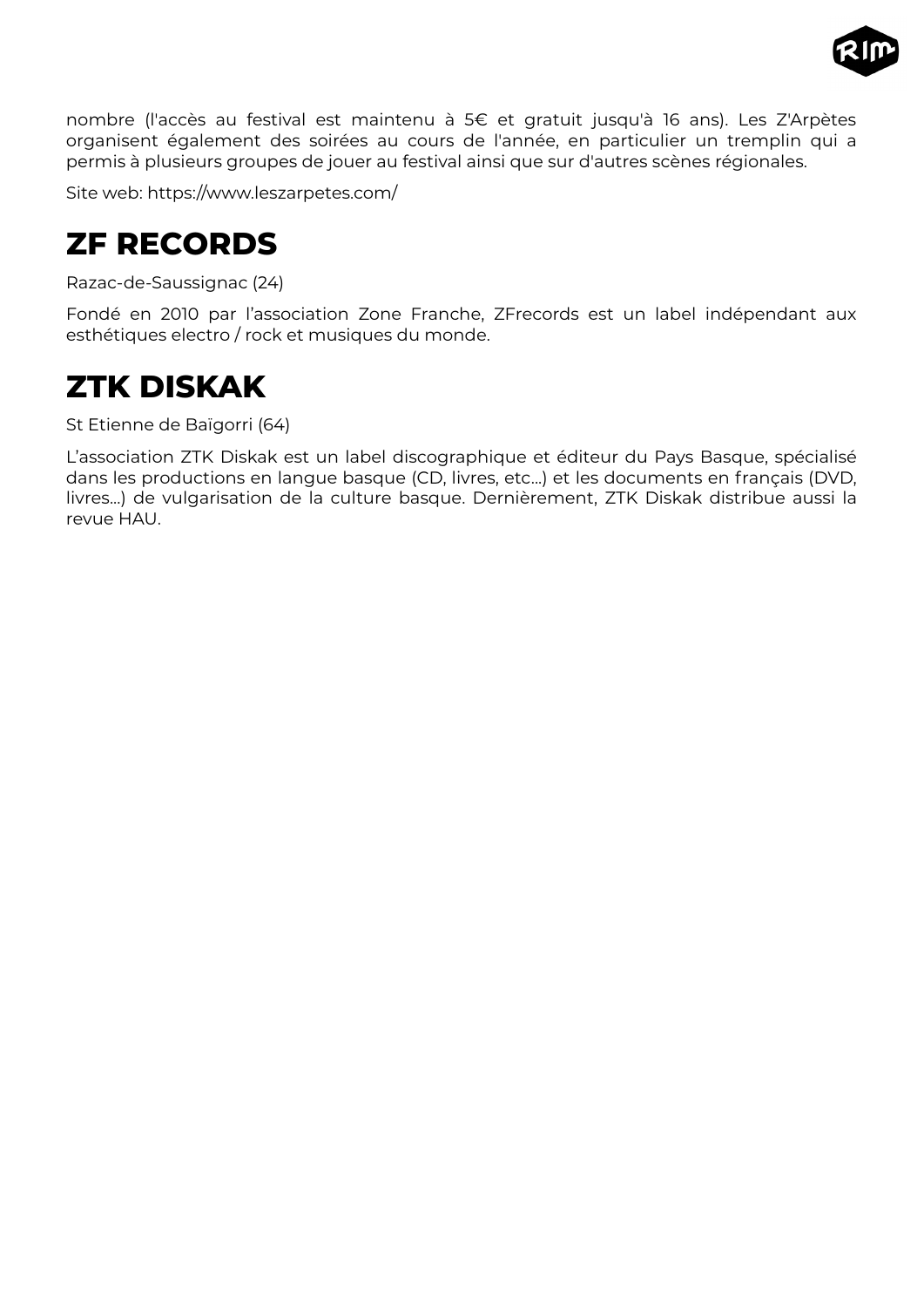nombre (l'accès au festival est maintenu à 5€ et gratuit jusqu'à 16 ans). Les Z'Arpètes organisent également des soirées au cours de l'année, en particulier un tremplin qui a permis à plusieurs groupes de jouer au festival ainsi que sur d'autres scènes régionales.

Site web: https://www.leszarpetes.com/

# ZF RECORDS

Razac-de-Saussignac (24)

Fondé en 2010 par l'association Zone Franche, ZFrecords est un label indépendant aux esthétiques electro / rock et musiques du monde.

# ZTK DISKAK

St Etienne de Baïgorri (64)

L'association ZTK Diskak est un label discographique et éditeur du Pays Basque, spécialisé dans les productions en langue basque (CD, livres, etc...) et les documents en français (DVD, livres...) de vulgarisation de la culture basque. Dernièrement, ZTK Diskak distribue aussi la revue HAU.